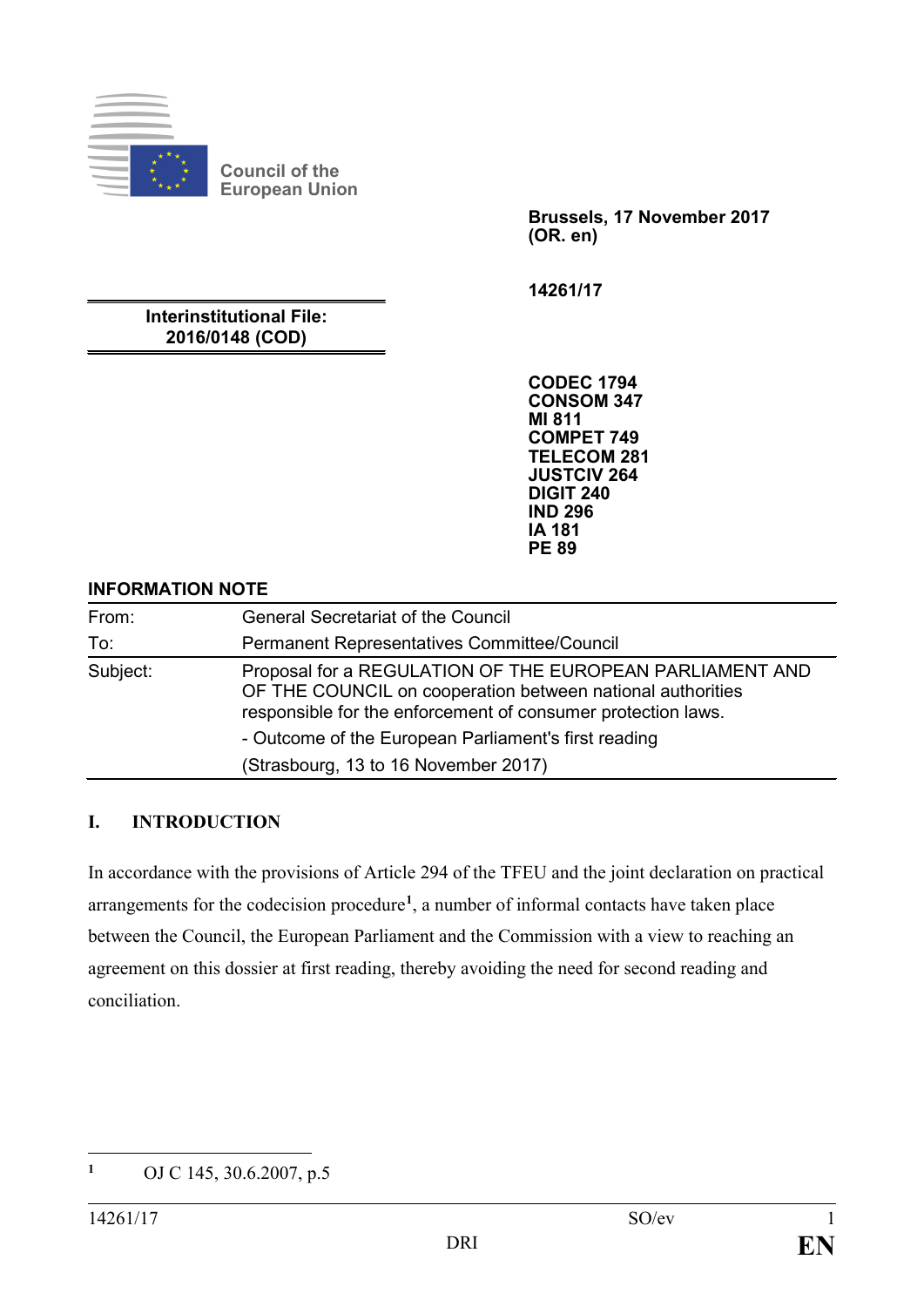Council of the European Union

Brussels, 17 November 2017
(OR. en)

14261/17

**Interinstitutional File:**
**2016/0148 (COD)**

**CODEC 1794**
**CONSOM 347**
**MI 811**
**COMPET 749**
**TELECOM 281**
**JUSTCIV 264**
**DIGIT 240**
**IND 296**
**IA 181**
**PE 89**

**INFORMATION NOTE**

| | |
|---|---|
| From: | General Secretariat of the Council |
| To: | Permanent Representatives Committee/Council |
| Subject: | Proposal for a REGULATION OF THE EUROPEAN PARLIAMENT AND OF THE COUNCIL on cooperation between national authorities responsible for the enforcement of consumer protection laws.<br>- Outcome of the European Parliament's first reading<br>(Strasbourg, 13 to 16 November 2017) |

## I. INTRODUCTION

In accordance with the provisions of Article 294 of the TFEU and the joint declaration on practical arrangements for the codecision procedure[1], a number of informal contacts have taken place between the Council, the European Parliament and the Commission with a view to reaching an agreement on this dossier at first reading, thereby avoiding the need for second reading and conciliation.

[1] OJ C 145, 30.6.2007, p.5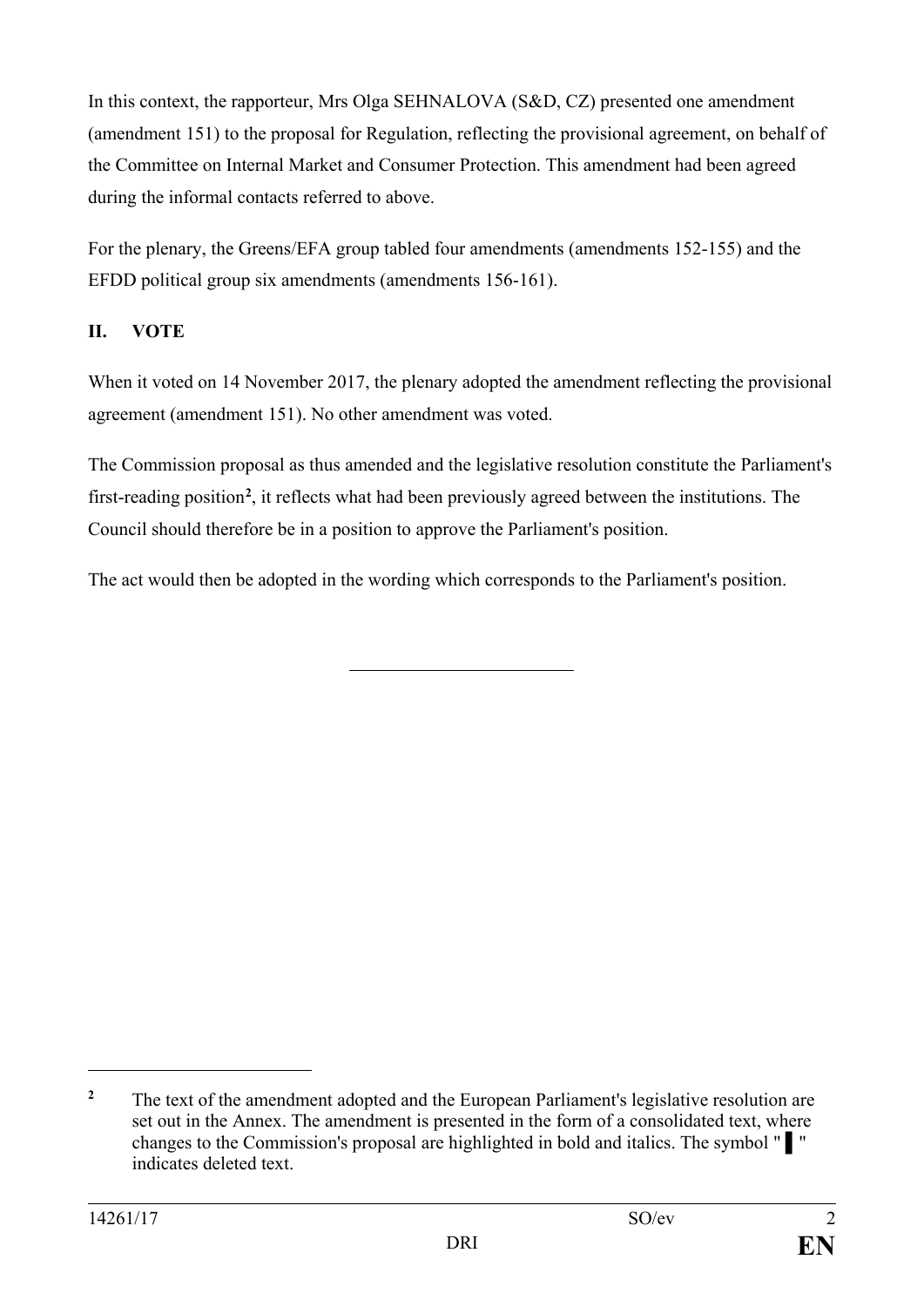In this context, the rapporteur, Mrs Olga SEHNALOVA (S&D, CZ) presented one amendment (amendment 151) to the proposal for Regulation, reflecting the provisional agreement, on behalf of the Committee on Internal Market and Consumer Protection. This amendment had been agreed during the informal contacts referred to above.

For the plenary, the Greens/EFA group tabled four amendments (amendments 152-155) and the EFDD political group six amendments (amendments 156-161).

## II. VOTE

When it voted on 14 November 2017, the plenary adopted the amendment reflecting the provisional agreement (amendment 151). No other amendment was voted.

The Commission proposal as thus amended and the legislative resolution constitute the Parliament's first-reading position[2], it reflects what had been previously agreed between the institutions. The Council should therefore be in a position to approve the Parliament's position.

The act would then be adopted in the wording which corresponds to the Parliament's position.

---

[2] The text of the amendment adopted and the European Parliament's legislative resolution are set out in the Annex. The amendment is presented in the form of a consolidated text, where changes to the Commission's proposal are highlighted in bold and italics. The symbol "▌" indicates deleted text.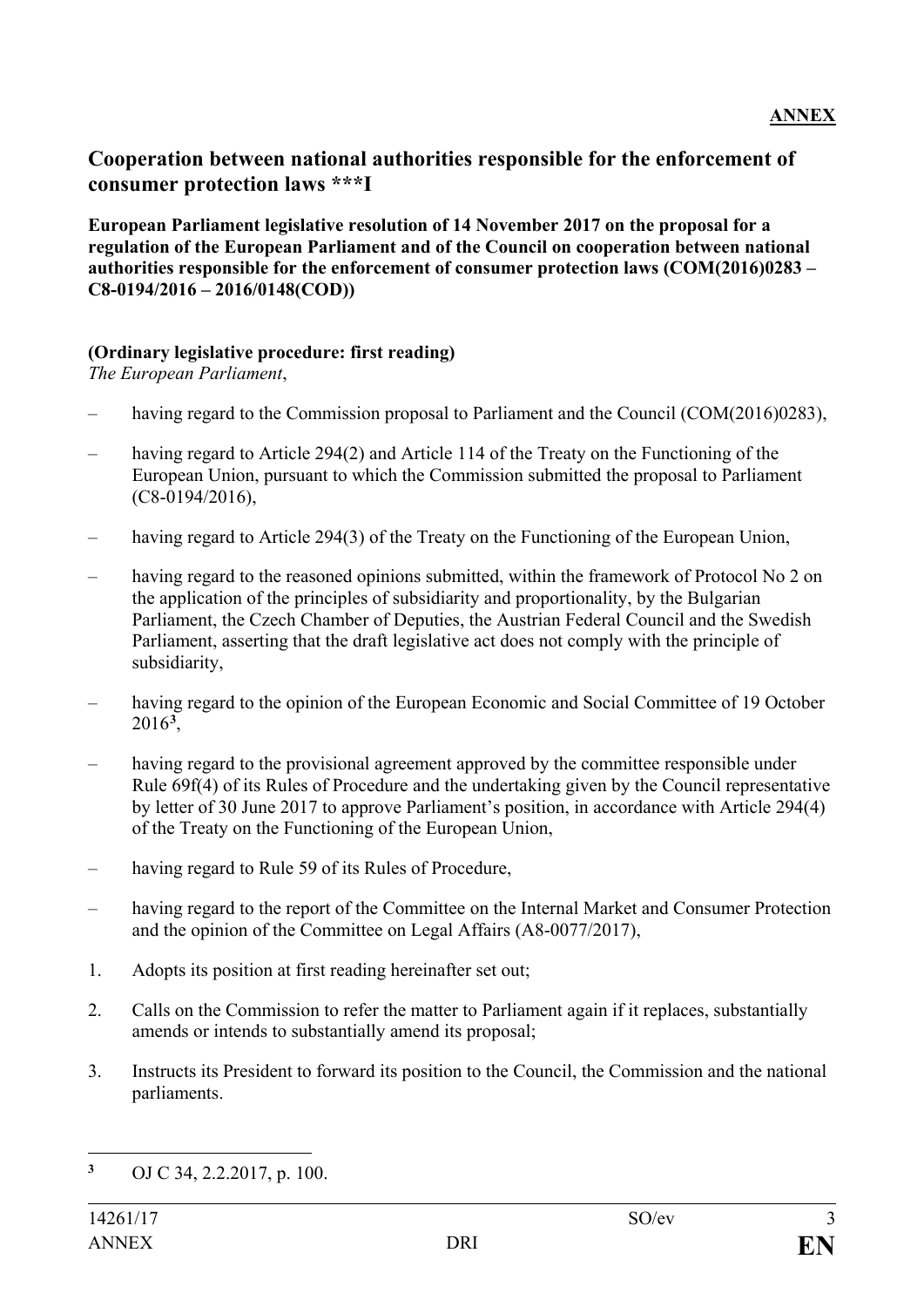**ANNEX**

## Cooperation between national authorities responsible for the enforcement of consumer protection laws ***I

**European Parliament legislative resolution of 14 November 2017 on the proposal for a regulation of the European Parliament and of the Council on cooperation between national authorities responsible for the enforcement of consumer protection laws (COM(2016)0283 – C8-0194/2016 – 2016/0148(COD))**

**(Ordinary legislative procedure: first reading)**

*The European Parliament*,

– having regard to the Commission proposal to Parliament and the Council (COM(2016)0283),

– having regard to Article 294(2) and Article 114 of the Treaty on the Functioning of the European Union, pursuant to which the Commission submitted the proposal to Parliament (C8-0194/2016),

– having regard to Article 294(3) of the Treaty on the Functioning of the European Union,

– having regard to the reasoned opinions submitted, within the framework of Protocol No 2 on the application of the principles of subsidiarity and proportionality, by the Bulgarian Parliament, the Czech Chamber of Deputies, the Austrian Federal Council and the Swedish Parliament, asserting that the draft legislative act does not comply with the principle of subsidiarity,

– having regard to the opinion of the European Economic and Social Committee of 19 October 2016[3],

– having regard to the provisional agreement approved by the committee responsible under Rule 69f(4) of its Rules of Procedure and the undertaking given by the Council representative by letter of 30 June 2017 to approve Parliament's position, in accordance with Article 294(4) of the Treaty on the Functioning of the European Union,

– having regard to Rule 59 of its Rules of Procedure,

– having regard to the report of the Committee on the Internal Market and Consumer Protection and the opinion of the Committee on Legal Affairs (A8-0077/2017),

1. Adopts its position at first reading hereinafter set out;

2. Calls on the Commission to refer the matter to Parliament again if it replaces, substantially amends or intends to substantially amend its proposal;

3. Instructs its President to forward its position to the Council, the Commission and the national parliaments.

---

[3] OJ C 34, 2.2.2017, p. 100.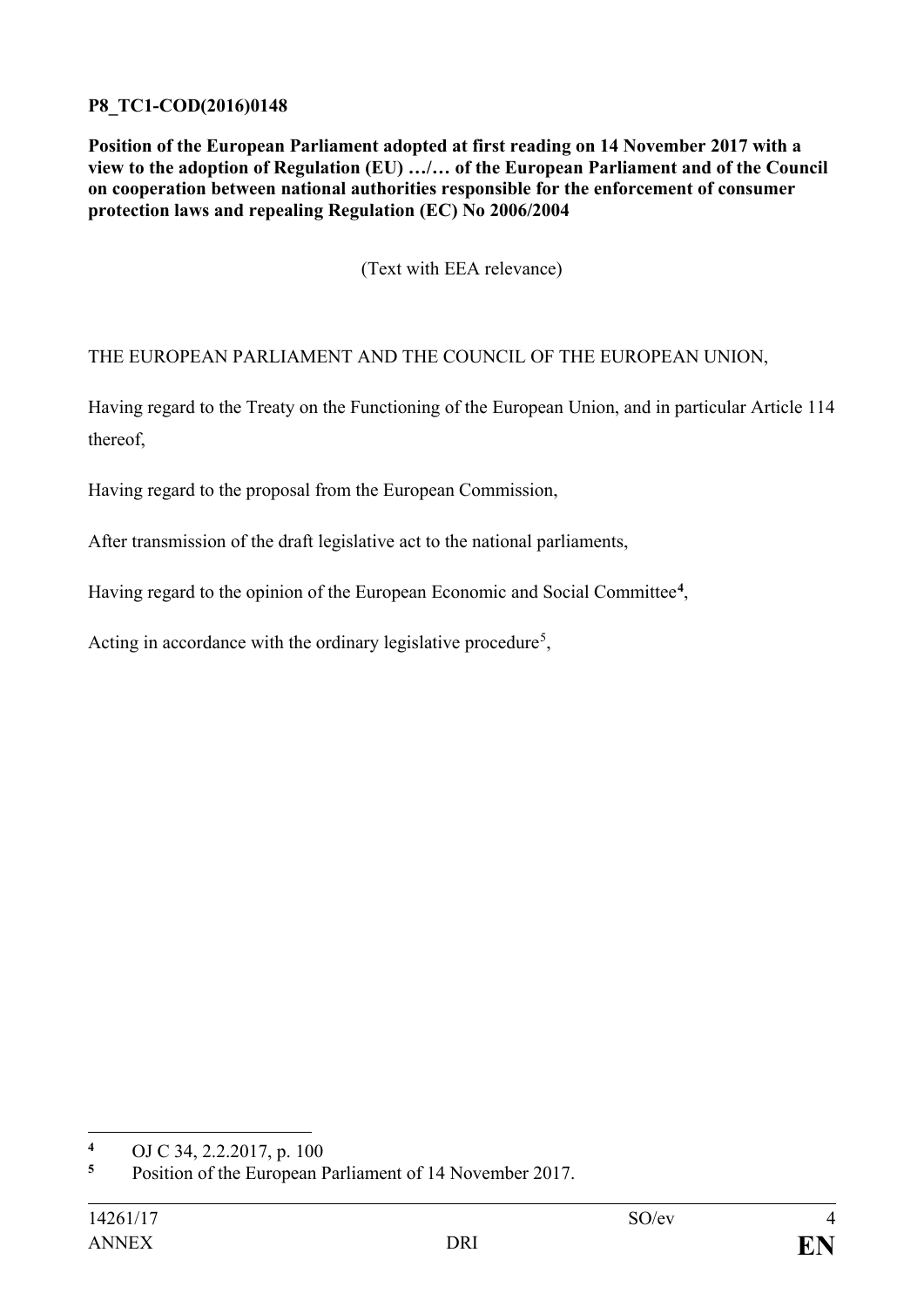**P8_TC1-COD(2016)0148**

**Position of the European Parliament adopted at first reading on 14 November 2017 with a view to the adoption of Regulation (EU) …/… of the European Parliament and of the Council on cooperation between national authorities responsible for the enforcement of consumer protection laws and repealing Regulation (EC) No 2006/2004**

(Text with EEA relevance)

THE EUROPEAN PARLIAMENT AND THE COUNCIL OF THE EUROPEAN UNION,

Having regard to the Treaty on the Functioning of the European Union, and in particular Article 114 thereof,

Having regard to the proposal from the European Commission,

After transmission of the draft legislative act to the national parliaments,

Having regard to the opinion of the European Economic and Social Committee[4],

Acting in accordance with the ordinary legislative procedure[5],

---

[4] OJ C 34, 2.2.2017, p. 100

[5] Position of the European Parliament of 14 November 2017.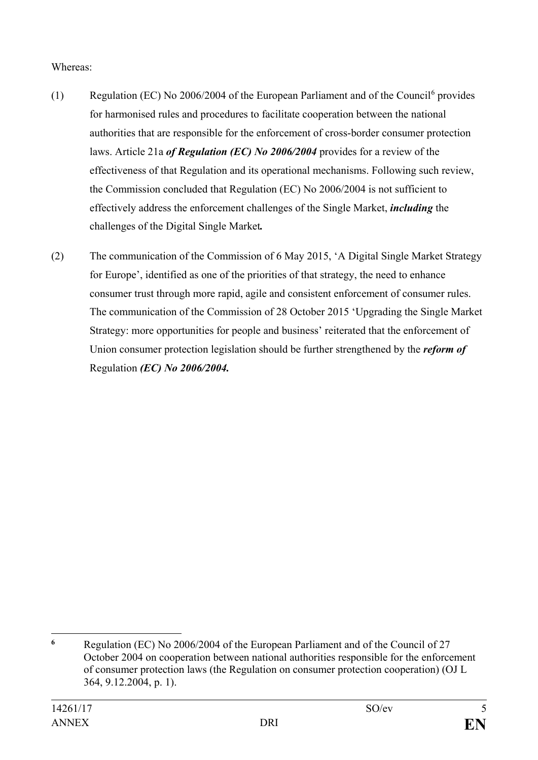Whereas:

(1) Regulation (EC) No 2006/2004 of the European Parliament and of the Council[6] provides for harmonised rules and procedures to facilitate cooperation between the national authorities that are responsible for the enforcement of cross-border consumer protection laws. Article 21a ***of Regulation (EC) No 2006/2004*** provides for a review of the effectiveness of that Regulation and its operational mechanisms. Following such review, the Commission concluded that Regulation (EC) No 2006/2004 is not sufficient to effectively address the enforcement challenges of the Single Market, ***including*** the challenges of the Digital Single Market***.***

(2) The communication of the Commission of 6 May 2015, 'A Digital Single Market Strategy for Europe', identified as one of the priorities of that strategy, the need to enhance consumer trust through more rapid, agile and consistent enforcement of consumer rules. The communication of the Commission of 28 October 2015 'Upgrading the Single Market Strategy: more opportunities for people and business' reiterated that the enforcement of Union consumer protection legislation should be further strengthened by the ***reform of*** Regulation ***(EC) No 2006/2004.***

---

[6] Regulation (EC) No 2006/2004 of the European Parliament and of the Council of 27 October 2004 on cooperation between national authorities responsible for the enforcement of consumer protection laws (the Regulation on consumer protection cooperation) (OJ L 364, 9.12.2004, p. 1).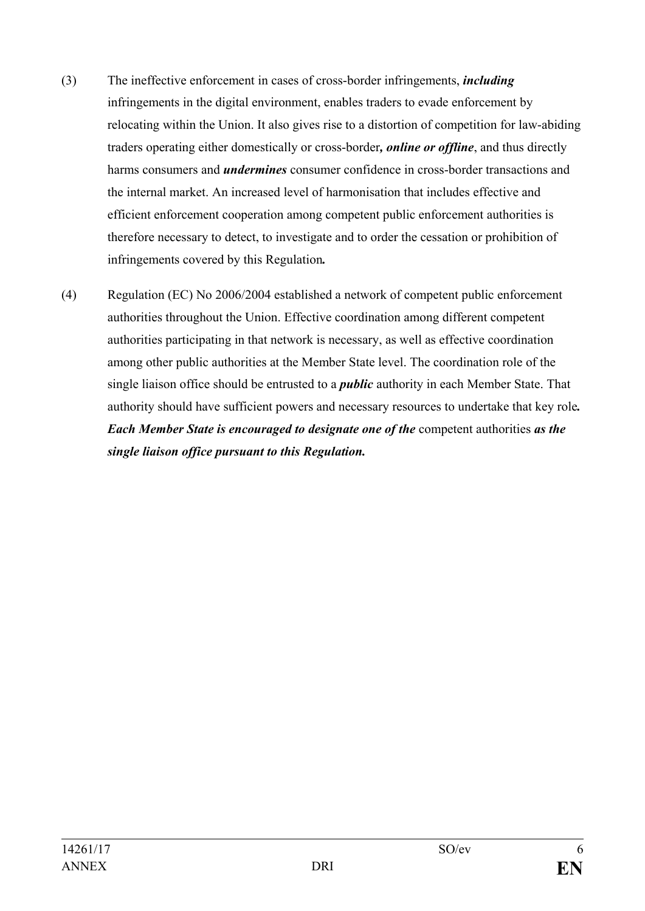(3) The ineffective enforcement in cases of cross-border infringements, ***including*** infringements in the digital environment, enables traders to evade enforcement by relocating within the Union. It also gives rise to a distortion of competition for law-abiding traders operating either domestically or cross-border***, online or offline***, and thus directly harms consumers and ***undermines*** consumer confidence in cross-border transactions and the internal market. An increased level of harmonisation that includes effective and efficient enforcement cooperation among competent public enforcement authorities is therefore necessary to detect, to investigate and to order the cessation or prohibition of infringements covered by this Regulation***.***

(4) Regulation (EC) No 2006/2004 established a network of competent public enforcement authorities throughout the Union. Effective coordination among different competent authorities participating in that network is necessary, as well as effective coordination among other public authorities at the Member State level. The coordination role of the single liaison office should be entrusted to a ***public*** authority in each Member State. That authority should have sufficient powers and necessary resources to undertake that key role***. Each Member State is encouraged to designate one of the*** competent authorities ***as the single liaison office pursuant to this Regulation.***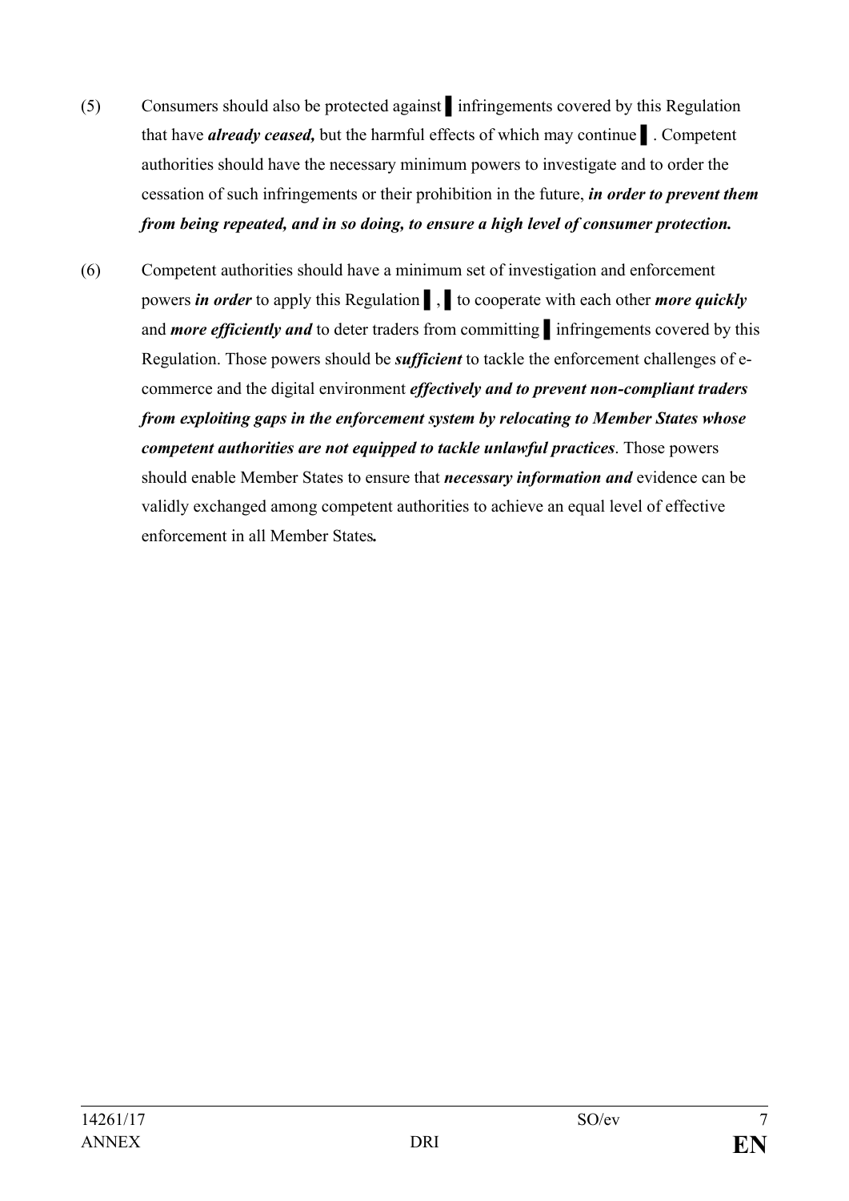(5) Consumers should also be protected against ▌ infringements covered by this Regulation that have ***already ceased,*** but the harmful effects of which may continue ▌. Competent authorities should have the necessary minimum powers to investigate and to order the cessation of such infringements or their prohibition in the future, ***in order to prevent them from being repeated, and in so doing, to ensure a high level of consumer protection.***

(6) Competent authorities should have a minimum set of investigation and enforcement powers ***in order*** to apply this Regulation ▌, ▌ to cooperate with each other ***more quickly*** and ***more efficiently and*** to deter traders from committing ▌ infringements covered by this Regulation. Those powers should be ***sufficient*** to tackle the enforcement challenges of e-commerce and the digital environment ***effectively and to prevent non-compliant traders from exploiting gaps in the enforcement system by relocating to Member States whose competent authorities are not equipped to tackle unlawful practices***. Those powers should enable Member States to ensure that ***necessary information and*** evidence can be validly exchanged among competent authorities to achieve an equal level of effective enforcement in all Member States***.***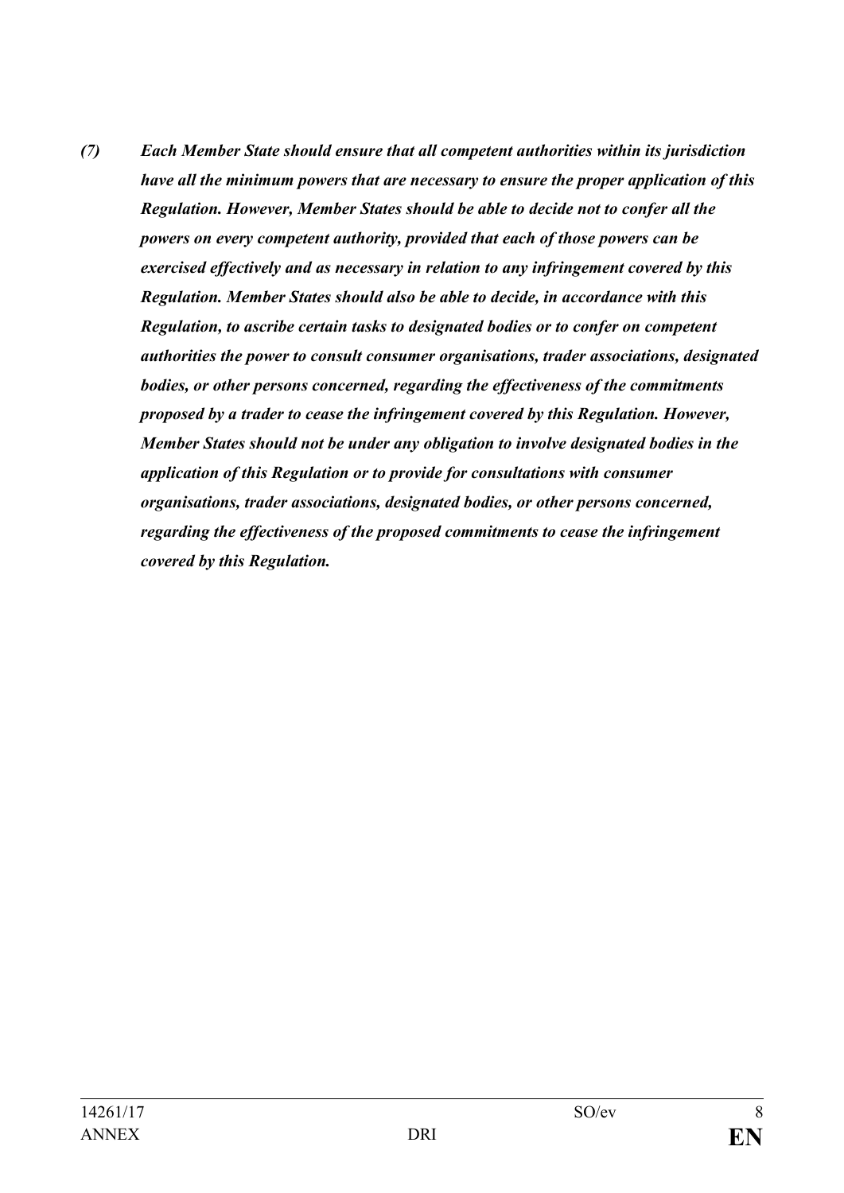***(7) Each Member State should ensure that all competent authorities within its jurisdiction have all the minimum powers that are necessary to ensure the proper application of this Regulation. However, Member States should be able to decide not to confer all the powers on every competent authority, provided that each of those powers can be exercised effectively and as necessary in relation to any infringement covered by this Regulation. Member States should also be able to decide, in accordance with this Regulation, to ascribe certain tasks to designated bodies or to confer on competent authorities the power to consult consumer organisations, trader associations, designated bodies, or other persons concerned, regarding the effectiveness of the commitments proposed by a trader to cease the infringement covered by this Regulation. However, Member States should not be under any obligation to involve designated bodies in the application of this Regulation or to provide for consultations with consumer organisations, trader associations, designated bodies, or other persons concerned, regarding the effectiveness of the proposed commitments to cease the infringement covered by this Regulation.***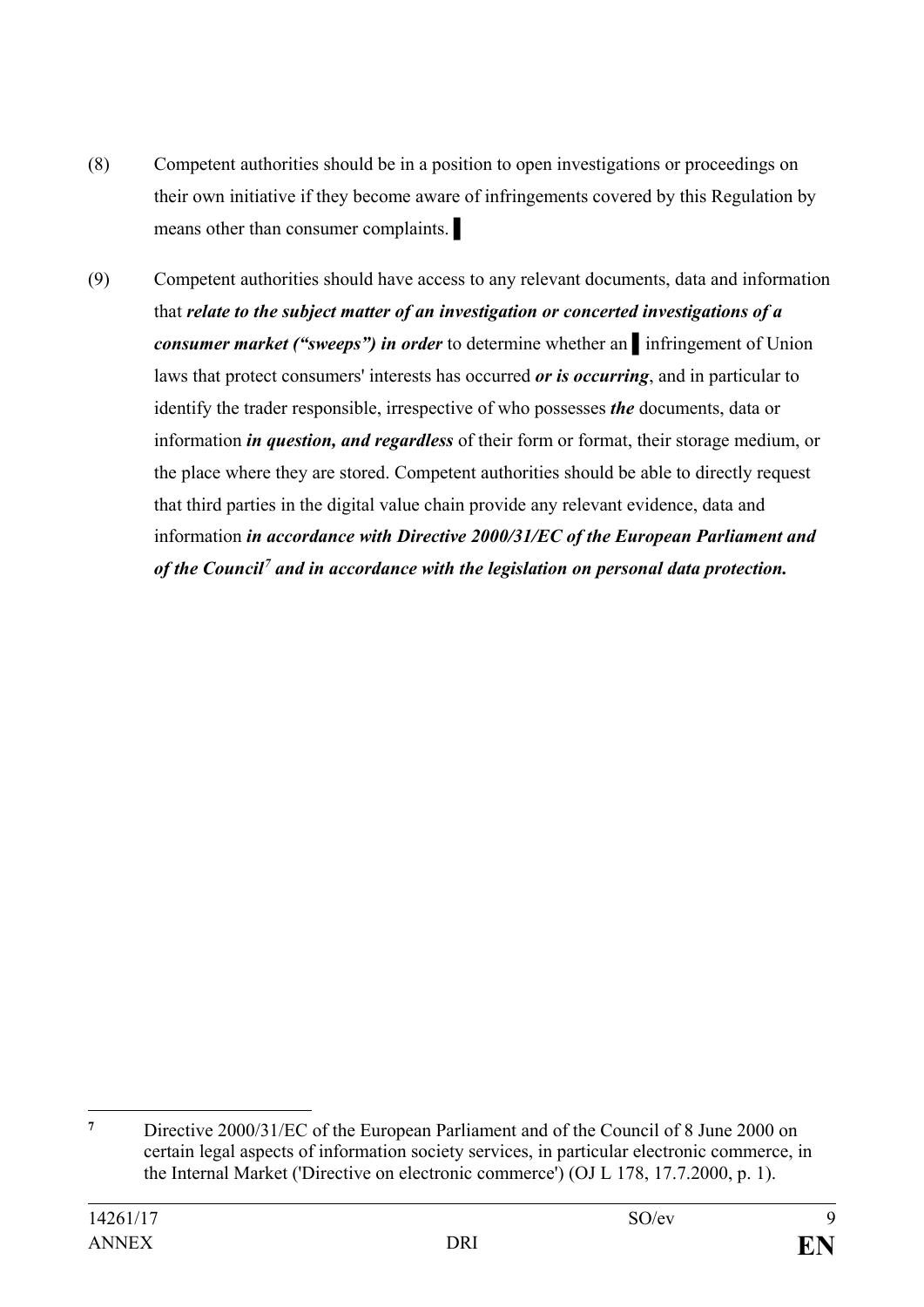(8) Competent authorities should be in a position to open investigations or proceedings on their own initiative if they become aware of infringements covered by this Regulation by means other than consumer complaints. ▌

(9) Competent authorities should have access to any relevant documents, data and information that ***relate to the subject matter of an investigation or concerted investigations of a consumer market ("sweeps") in order*** to determine whether an ▌ infringement of Union laws that protect consumers' interests has occurred ***or is occurring***, and in particular to identify the trader responsible, irrespective of who possesses ***the*** documents, data or information ***in question, and regardless*** of their form or format, their storage medium, or the place where they are stored. Competent authorities should be able to directly request that third parties in the digital value chain provide any relevant evidence, data and information ***in accordance with Directive 2000/31/EC of the European Parliament and of the Council[7] and in accordance with the legislation on personal data protection.***

---

[7] Directive 2000/31/EC of the European Parliament and of the Council of 8 June 2000 on certain legal aspects of information society services, in particular electronic commerce, in the Internal Market ('Directive on electronic commerce') (OJ L 178, 17.7.2000, p. 1).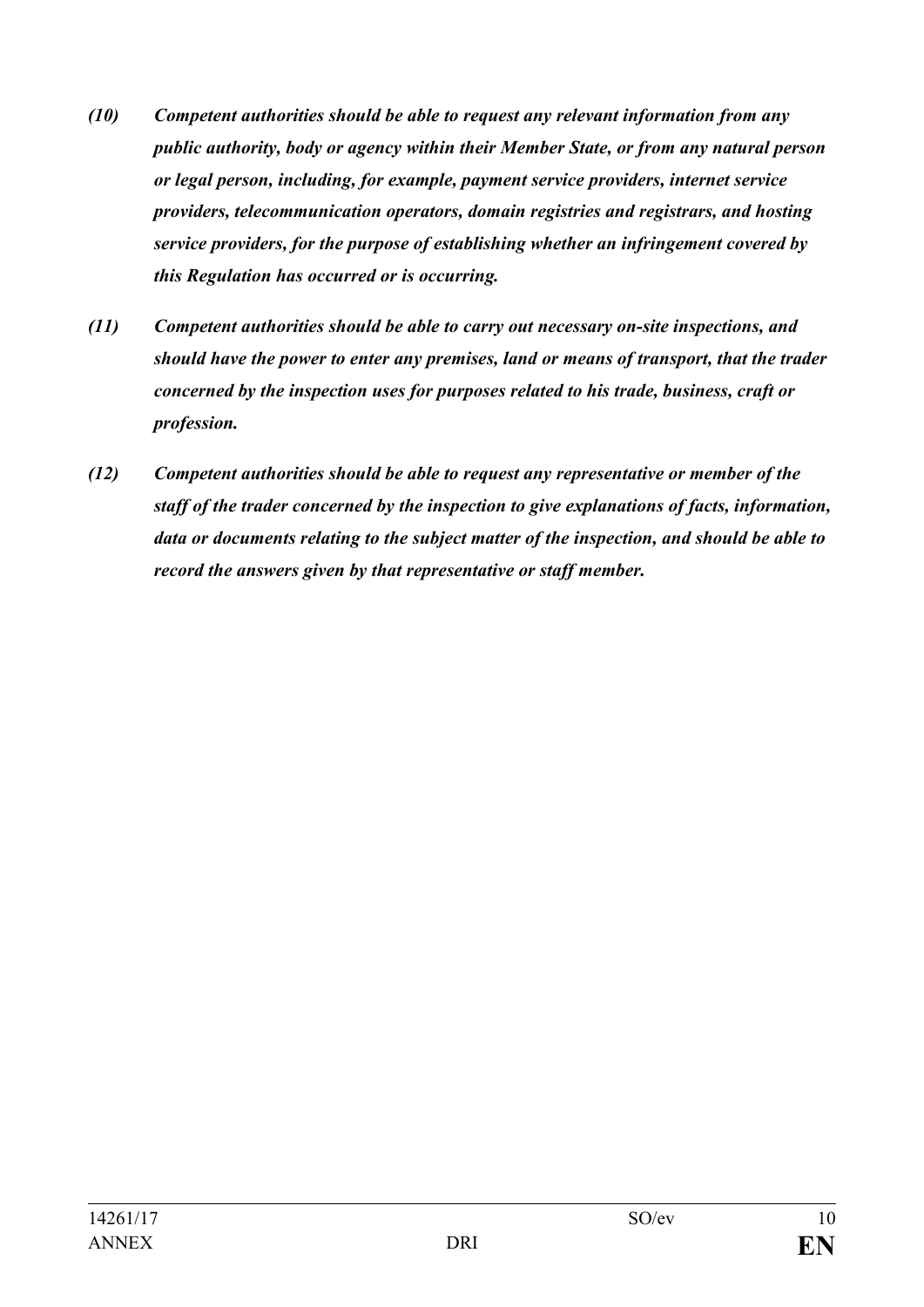***(10) Competent authorities should be able to request any relevant information from any public authority, body or agency within their Member State, or from any natural person or legal person, including, for example, payment service providers, internet service providers, telecommunication operators, domain registries and registrars, and hosting service providers, for the purpose of establishing whether an infringement covered by this Regulation has occurred or is occurring.***

***(11) Competent authorities should be able to carry out necessary on-site inspections, and should have the power to enter any premises, land or means of transport, that the trader concerned by the inspection uses for purposes related to his trade, business, craft or profession.***

***(12) Competent authorities should be able to request any representative or member of the staff of the trader concerned by the inspection to give explanations of facts, information, data or documents relating to the subject matter of the inspection, and should be able to record the answers given by that representative or staff member.***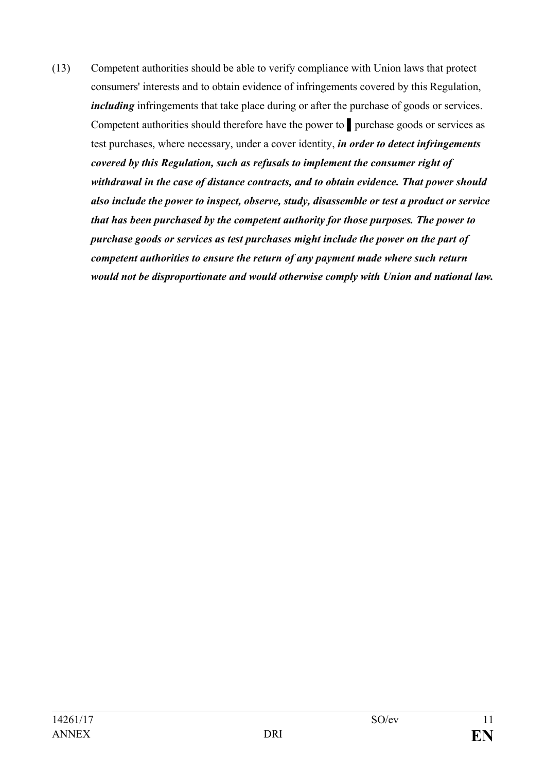(13) Competent authorities should be able to verify compliance with Union laws that protect consumers' interests and to obtain evidence of infringements covered by this Regulation, ***including*** infringements that take place during or after the purchase of goods or services. Competent authorities should therefore have the power to ▌ purchase goods or services as test purchases, where necessary, under a cover identity, ***in order to detect infringements covered by this Regulation, such as refusals to implement the consumer right of withdrawal in the case of distance contracts, and to obtain evidence. That power should also include the power to inspect, observe, study, disassemble or test a product or service that has been purchased by the competent authority for those purposes. The power to purchase goods or services as test purchases might include the power on the part of competent authorities to ensure the return of any payment made where such return would not be disproportionate and would otherwise comply with Union and national law.***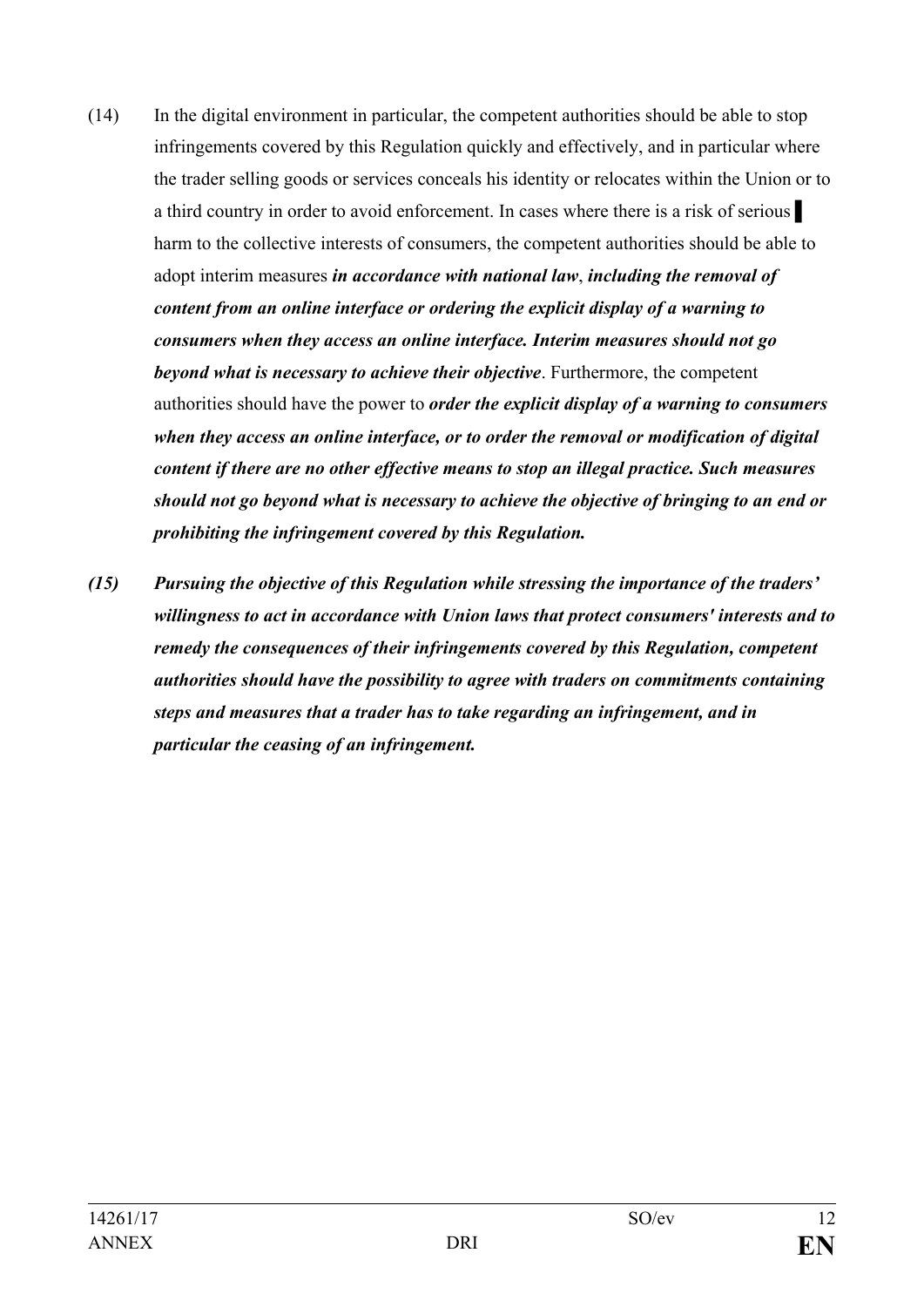(14) In the digital environment in particular, the competent authorities should be able to stop infringements covered by this Regulation quickly and effectively, and in particular where the trader selling goods or services conceals his identity or relocates within the Union or to a third country in order to avoid enforcement. In cases where there is a risk of serious ▌ harm to the collective interests of consumers, the competent authorities should be able to adopt interim measures ***in accordance with national law***, ***including the removal of content from an online interface or ordering the explicit display of a warning to consumers when they access an online interface. Interim measures should not go beyond what is necessary to achieve their objective***. Furthermore, the competent authorities should have the power to ***order the explicit display of a warning to consumers when they access an online interface, or to order the removal or modification of digital content if there are no other effective means to stop an illegal practice. Such measures should not go beyond what is necessary to achieve the objective of bringing to an end or prohibiting the infringement covered by this Regulation.***

***(15) Pursuing the objective of this Regulation while stressing the importance of the traders' willingness to act in accordance with Union laws that protect consumers' interests and to remedy the consequences of their infringements covered by this Regulation, competent authorities should have the possibility to agree with traders on commitments containing steps and measures that a trader has to take regarding an infringement, and in particular the ceasing of an infringement.***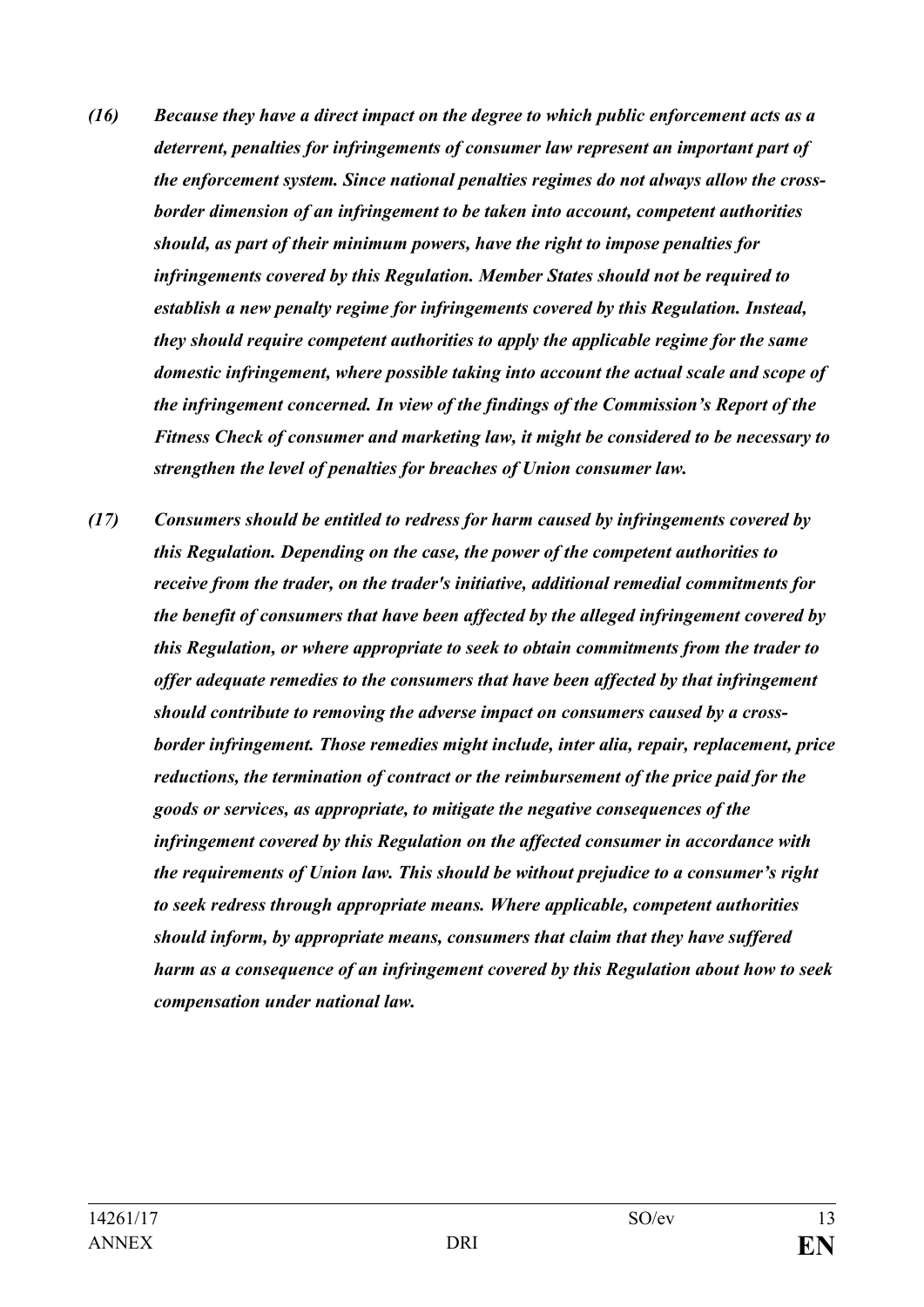***(16) Because they have a direct impact on the degree to which public enforcement acts as a deterrent, penalties for infringements of consumer law represent an important part of the enforcement system. Since national penalties regimes do not always allow the cross-border dimension of an infringement to be taken into account, competent authorities should, as part of their minimum powers, have the right to impose penalties for infringements covered by this Regulation. Member States should not be required to establish a new penalty regime for infringements covered by this Regulation. Instead, they should require competent authorities to apply the applicable regime for the same domestic infringement, where possible taking into account the actual scale and scope of the infringement concerned. In view of the findings of the Commission's Report of the Fitness Check of consumer and marketing law, it might be considered to be necessary to strengthen the level of penalties for breaches of Union consumer law.***

***(17) Consumers should be entitled to redress for harm caused by infringements covered by this Regulation. Depending on the case, the power of the competent authorities to receive from the trader, on the trader's initiative, additional remedial commitments for the benefit of consumers that have been affected by the alleged infringement covered by this Regulation, or where appropriate to seek to obtain commitments from the trader to offer adequate remedies to the consumers that have been affected by that infringement should contribute to removing the adverse impact on consumers caused by a cross-border infringement. Those remedies might include, inter alia, repair, replacement, price reductions, the termination of contract or the reimbursement of the price paid for the goods or services, as appropriate, to mitigate the negative consequences of the infringement covered by this Regulation on the affected consumer in accordance with the requirements of Union law. This should be without prejudice to a consumer's right to seek redress through appropriate means. Where applicable, competent authorities should inform, by appropriate means, consumers that claim that they have suffered harm as a consequence of an infringement covered by this Regulation about how to seek compensation under national law.***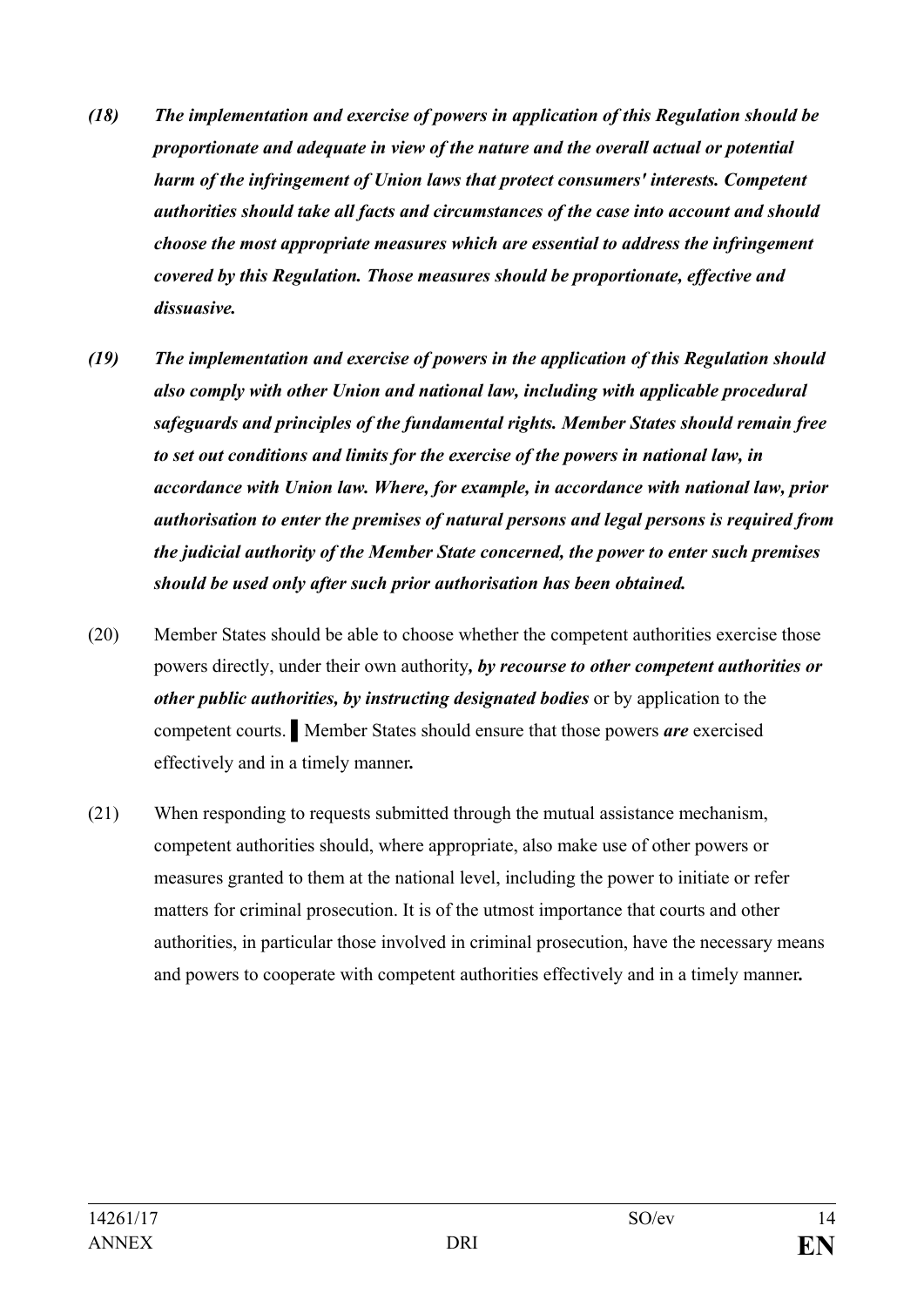***(18) The implementation and exercise of powers in application of this Regulation should be proportionate and adequate in view of the nature and the overall actual or potential harm of the infringement of Union laws that protect consumers' interests. Competent authorities should take all facts and circumstances of the case into account and should choose the most appropriate measures which are essential to address the infringement covered by this Regulation. Those measures should be proportionate, effective and dissuasive.***

***(19) The implementation and exercise of powers in the application of this Regulation should also comply with other Union and national law, including with applicable procedural safeguards and principles of the fundamental rights. Member States should remain free to set out conditions and limits for the exercise of the powers in national law, in accordance with Union law. Where, for example, in accordance with national law, prior authorisation to enter the premises of natural persons and legal persons is required from the judicial authority of the Member State concerned, the power to enter such premises should be used only after such prior authorisation has been obtained.***

(20) Member States should be able to choose whether the competent authorities exercise those powers directly, under their own authority***, by recourse to other competent authorities or other public authorities, by instructing designated bodies*** or by application to the competent courts. ▌Member States should ensure that those powers ***are*** exercised effectively and in a timely manner**.**

(21) When responding to requests submitted through the mutual assistance mechanism, competent authorities should, where appropriate, also make use of other powers or measures granted to them at the national level, including the power to initiate or refer matters for criminal prosecution. It is of the utmost importance that courts and other authorities, in particular those involved in criminal prosecution, have the necessary means and powers to cooperate with competent authorities effectively and in a timely manner**.**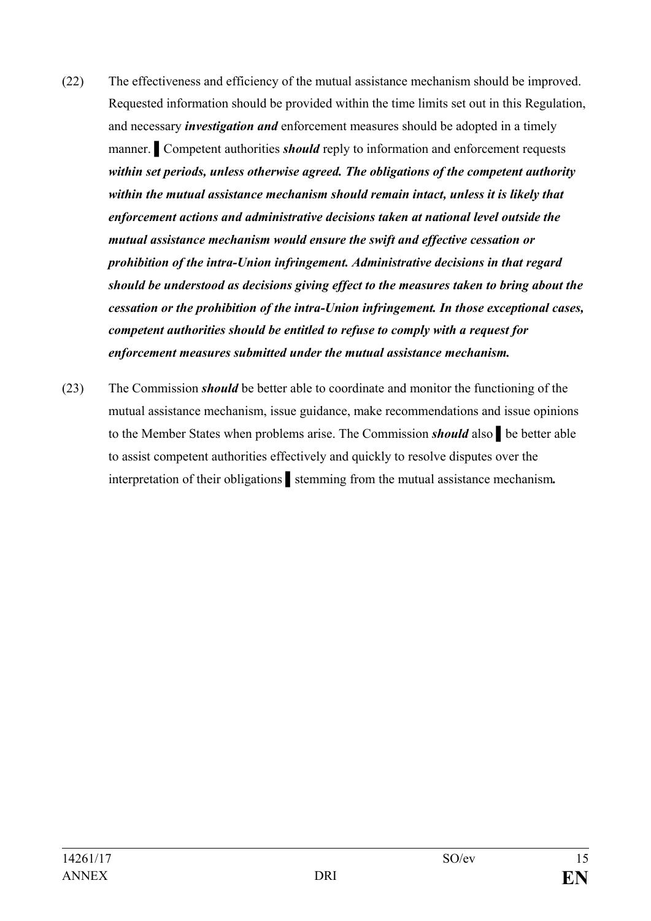(22) The effectiveness and efficiency of the mutual assistance mechanism should be improved. Requested information should be provided within the time limits set out in this Regulation, and necessary ***investigation and*** enforcement measures should be adopted in a timely manner. ▌Competent authorities ***should*** reply to information and enforcement requests ***within set periods, unless otherwise agreed. The obligations of the competent authority within the mutual assistance mechanism should remain intact, unless it is likely that enforcement actions and administrative decisions taken at national level outside the mutual assistance mechanism would ensure the swift and effective cessation or prohibition of the intra-Union infringement. Administrative decisions in that regard should be understood as decisions giving effect to the measures taken to bring about the cessation or the prohibition of the intra-Union infringement. In those exceptional cases, competent authorities should be entitled to refuse to comply with a request for enforcement measures submitted under the mutual assistance mechanism.***

(23) The Commission ***should*** be better able to coordinate and monitor the functioning of the mutual assistance mechanism, issue guidance, make recommendations and issue opinions to the Member States when problems arise. The Commission ***should*** also ▌be better able to assist competent authorities effectively and quickly to resolve disputes over the interpretation of their obligations ▌stemming from the mutual assistance mechanism***.***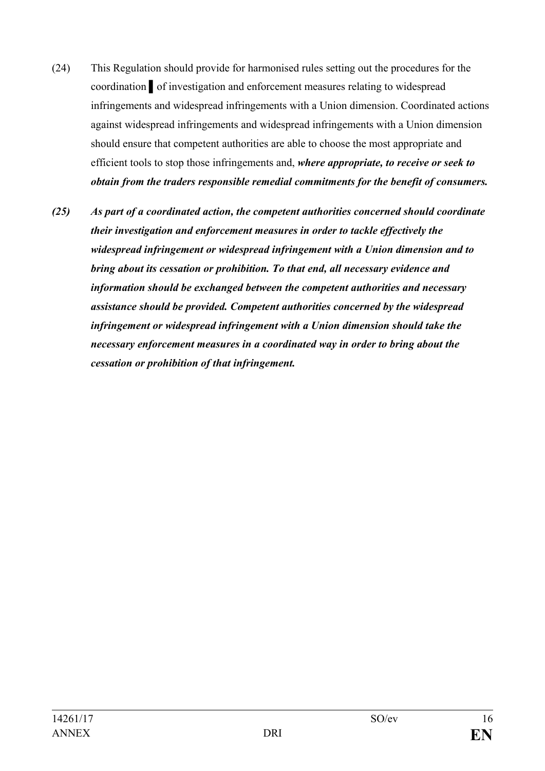(24) This Regulation should provide for harmonised rules setting out the procedures for the coordination ▌of investigation and enforcement measures relating to widespread infringements and widespread infringements with a Union dimension. Coordinated actions against widespread infringements and widespread infringements with a Union dimension should ensure that competent authorities are able to choose the most appropriate and efficient tools to stop those infringements and, ***where appropriate, to receive or seek to obtain from the traders responsible remedial commitments for the benefit of consumers.***

***(25) As part of a coordinated action, the competent authorities concerned should coordinate their investigation and enforcement measures in order to tackle effectively the widespread infringement or widespread infringement with a Union dimension and to bring about its cessation or prohibition. To that end, all necessary evidence and information should be exchanged between the competent authorities and necessary assistance should be provided. Competent authorities concerned by the widespread infringement or widespread infringement with a Union dimension should take the necessary enforcement measures in a coordinated way in order to bring about the cessation or prohibition of that infringement.***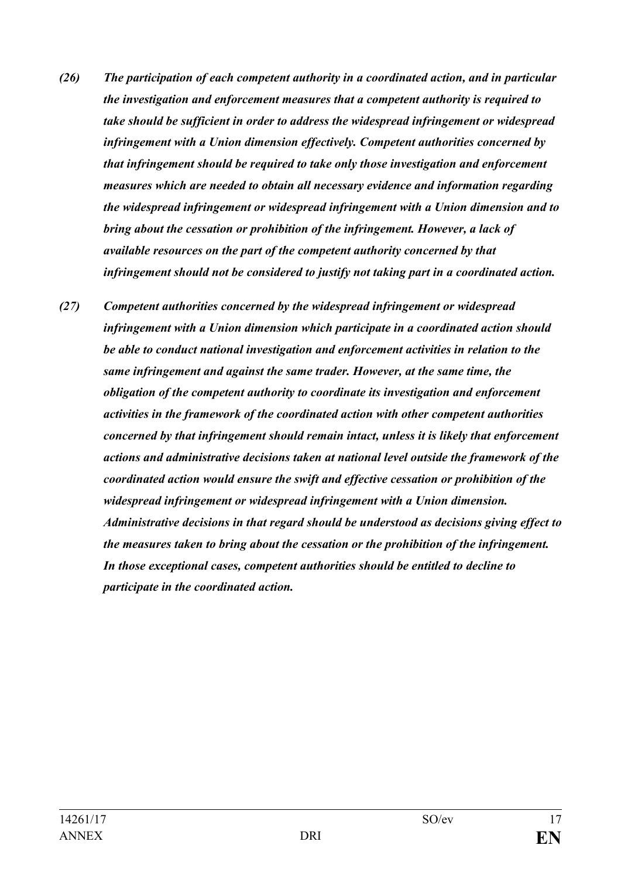***(26) The participation of each competent authority in a coordinated action, and in particular the investigation and enforcement measures that a competent authority is required to take should be sufficient in order to address the widespread infringement or widespread infringement with a Union dimension effectively. Competent authorities concerned by that infringement should be required to take only those investigation and enforcement measures which are needed to obtain all necessary evidence and information regarding the widespread infringement or widespread infringement with a Union dimension and to bring about the cessation or prohibition of the infringement. However, a lack of available resources on the part of the competent authority concerned by that infringement should not be considered to justify not taking part in a coordinated action.***

***(27) Competent authorities concerned by the widespread infringement or widespread infringement with a Union dimension which participate in a coordinated action should be able to conduct national investigation and enforcement activities in relation to the same infringement and against the same trader. However, at the same time, the obligation of the competent authority to coordinate its investigation and enforcement activities in the framework of the coordinated action with other competent authorities concerned by that infringement should remain intact, unless it is likely that enforcement actions and administrative decisions taken at national level outside the framework of the coordinated action would ensure the swift and effective cessation or prohibition of the widespread infringement or widespread infringement with a Union dimension. Administrative decisions in that regard should be understood as decisions giving effect to the measures taken to bring about the cessation or the prohibition of the infringement. In those exceptional cases, competent authorities should be entitled to decline to participate in the coordinated action.***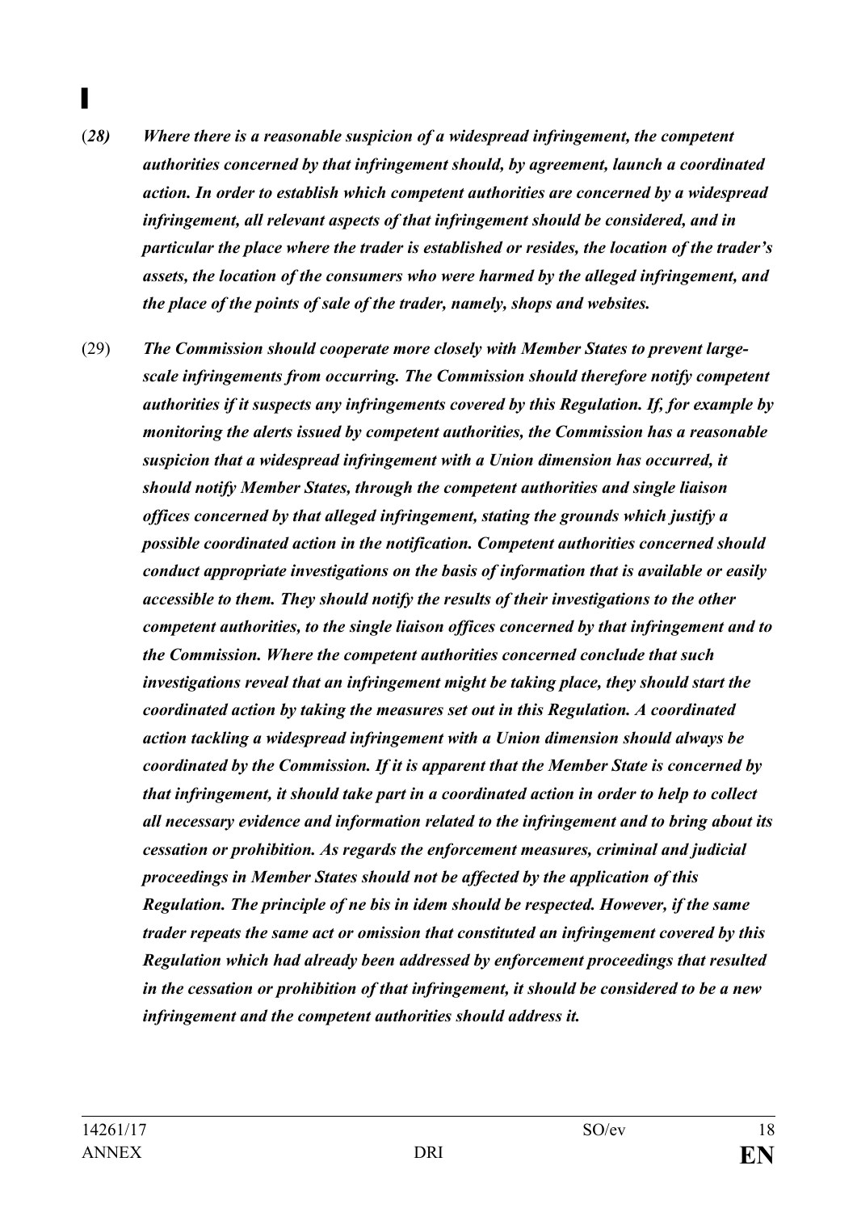▌

(*28) Where there is a reasonable suspicion of a widespread infringement, the competent authorities concerned by that infringement should, by agreement, launch a coordinated action. In order to establish which competent authorities are concerned by a widespread infringement, all relevant aspects of that infringement should be considered, and in particular the place where the trader is established or resides, the location of the trader's assets, the location of the consumers who were harmed by the alleged infringement, and the place of the points of sale of the trader, namely, shops and websites.*

(29) ***The Commission should cooperate more closely with Member States to prevent large-scale infringements from occurring. The Commission should therefore notify competent authorities if it suspects any infringements covered by this Regulation. If, for example by monitoring the alerts issued by competent authorities, the Commission has a reasonable suspicion that a widespread infringement with a Union dimension has occurred, it should notify Member States, through the competent authorities and single liaison offices concerned by that alleged infringement, stating the grounds which justify a possible coordinated action in the notification. Competent authorities concerned should conduct appropriate investigations on the basis of information that is available or easily accessible to them. They should notify the results of their investigations to the other competent authorities, to the single liaison offices concerned by that infringement and to the Commission. Where the competent authorities concerned conclude that such investigations reveal that an infringement might be taking place, they should start the coordinated action by taking the measures set out in this Regulation. A coordinated action tackling a widespread infringement with a Union dimension should always be coordinated by the Commission. If it is apparent that the Member State is concerned by that infringement, it should take part in a coordinated action in order to help to collect all necessary evidence and information related to the infringement and to bring about its cessation or prohibition. As regards the enforcement measures, criminal and judicial proceedings in Member States should not be affected by the application of this Regulation. The principle of ne bis in idem should be respected. However, if the same trader repeats the same act or omission that constituted an infringement covered by this Regulation which had already been addressed by enforcement proceedings that resulted in the cessation or prohibition of that infringement, it should be considered to be a new infringement and the competent authorities should address it.***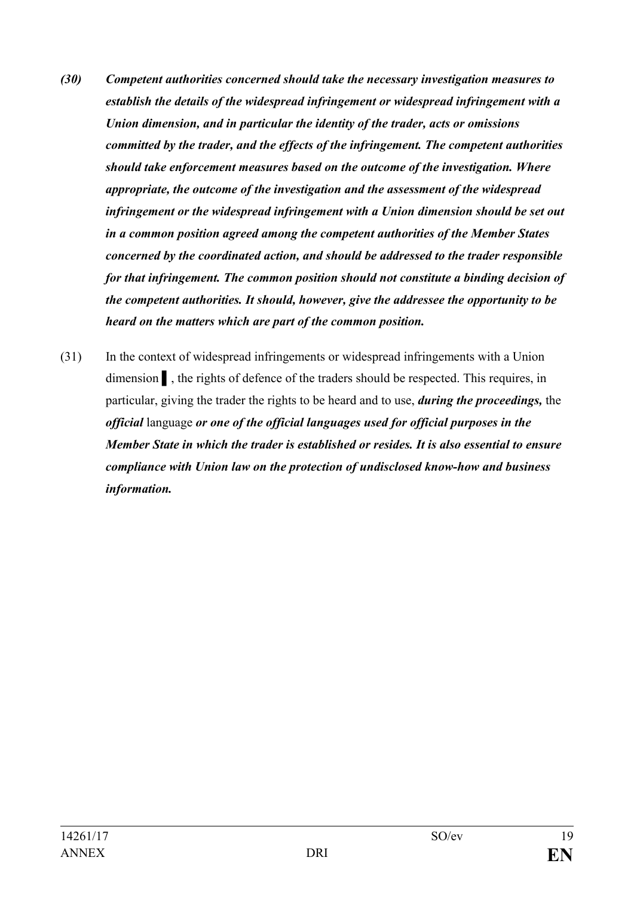***(30) Competent authorities concerned should take the necessary investigation measures to establish the details of the widespread infringement or widespread infringement with a Union dimension, and in particular the identity of the trader, acts or omissions committed by the trader, and the effects of the infringement. The competent authorities should take enforcement measures based on the outcome of the investigation. Where appropriate, the outcome of the investigation and the assessment of the widespread infringement or the widespread infringement with a Union dimension should be set out in a common position agreed among the competent authorities of the Member States concerned by the coordinated action, and should be addressed to the trader responsible for that infringement. The common position should not constitute a binding decision of the competent authorities. It should, however, give the addressee the opportunity to be heard on the matters which are part of the common position.***

(31) In the context of widespread infringements or widespread infringements with a Union dimension ▌, the rights of defence of the traders should be respected. This requires, in particular, giving the trader the rights to be heard and to use, ***during the proceedings,*** the ***official*** language ***or one of the official languages used for official purposes in the Member State in which the trader is established or resides. It is also essential to ensure compliance with Union law on the protection of undisclosed know-how and business information.***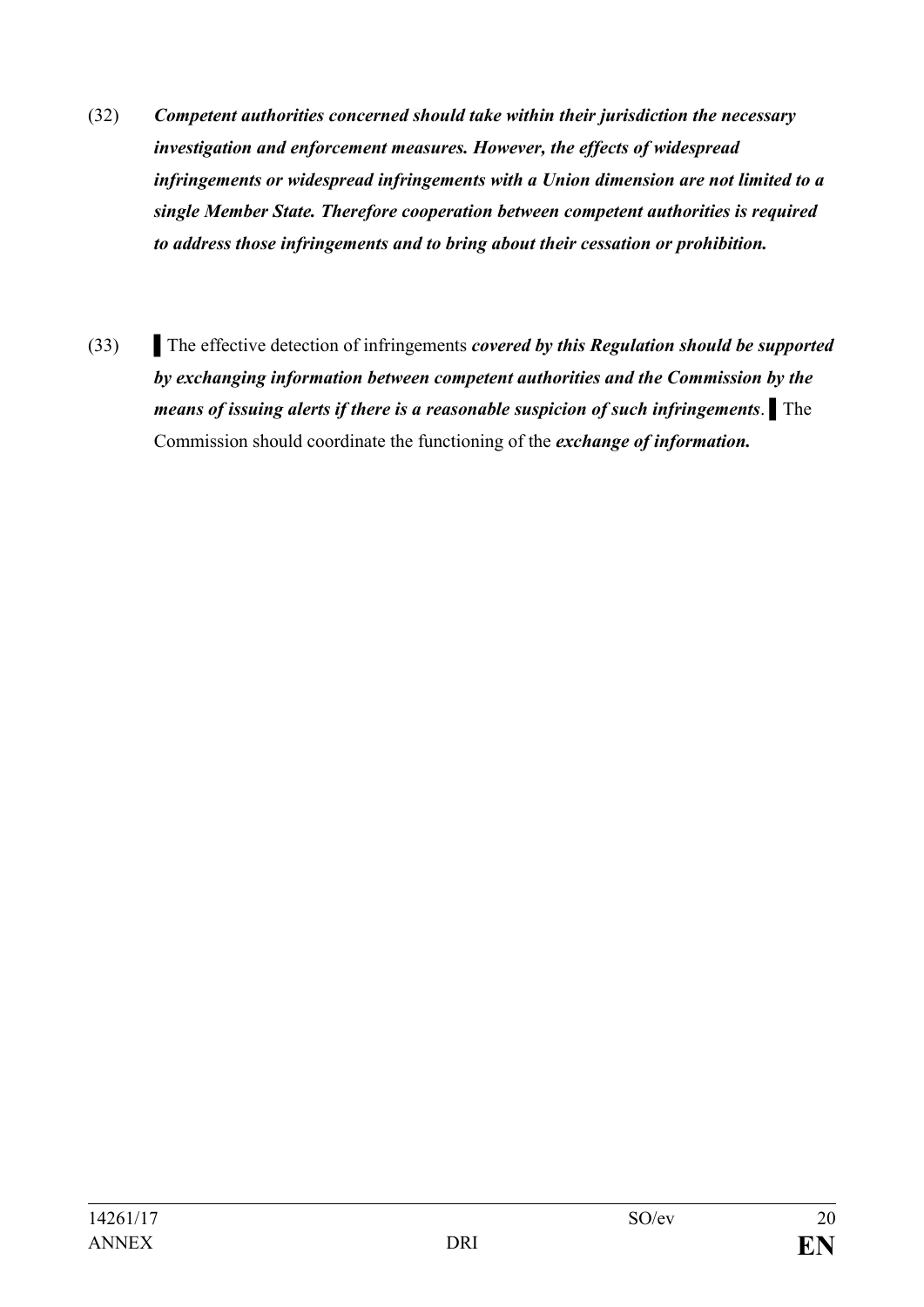(32) ***Competent authorities concerned should take within their jurisdiction the necessary investigation and enforcement measures. However, the effects of widespread infringements or widespread infringements with a Union dimension are not limited to a single Member State. Therefore cooperation between competent authorities is required to address those infringements and to bring about their cessation or prohibition.***

(33) ▌The effective detection of infringements ***covered by this Regulation should be supported by exchanging information between competent authorities and the Commission by the means of issuing alerts if there is a reasonable suspicion of such infringements***. ▌The Commission should coordinate the functioning of the ***exchange of information.***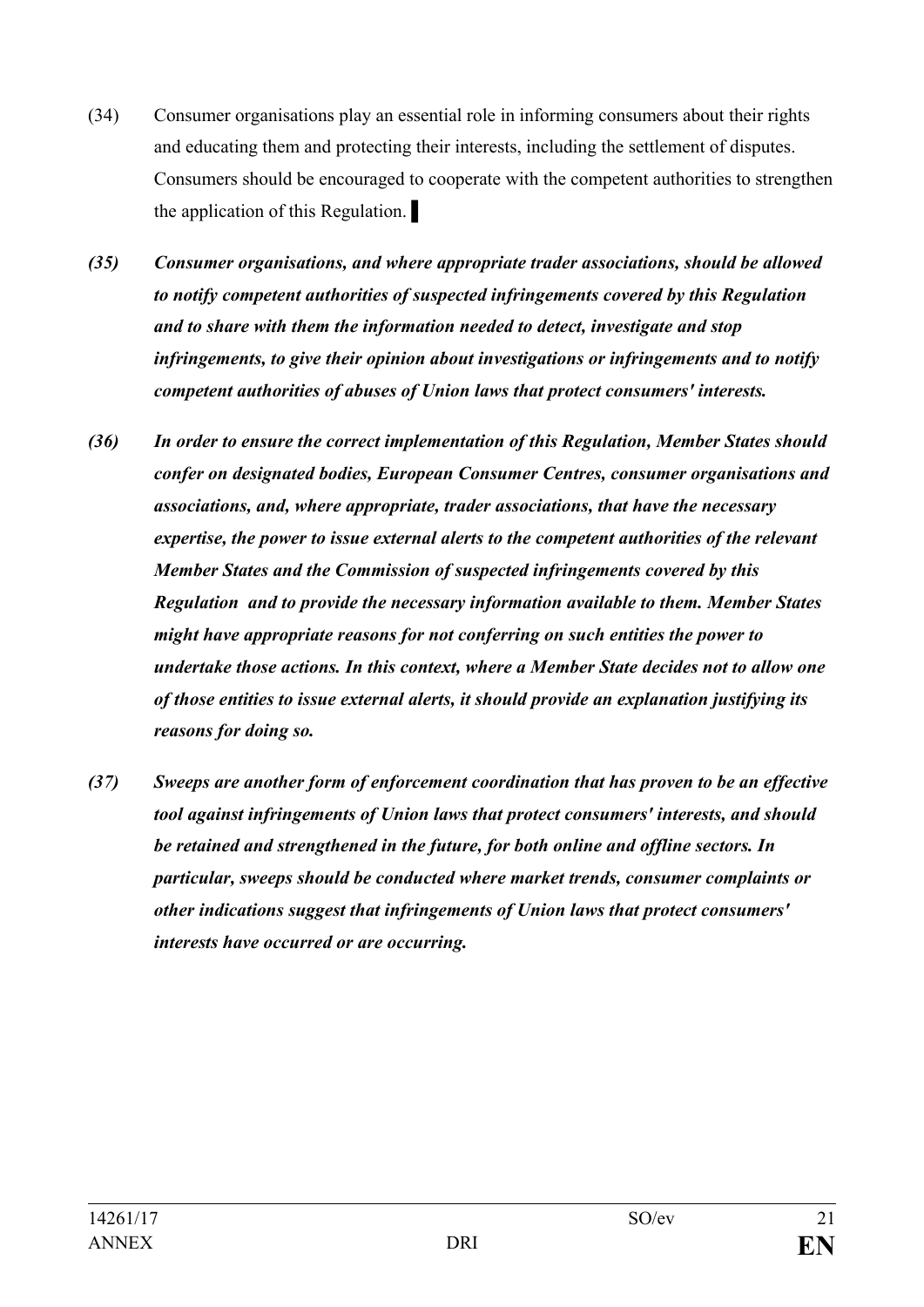(34) Consumer organisations play an essential role in informing consumers about their rights and educating them and protecting their interests, including the settlement of disputes. Consumers should be encouraged to cooperate with the competent authorities to strengthen the application of this Regulation. ▌

***(35) Consumer organisations, and where appropriate trader associations, should be allowed to notify competent authorities of suspected infringements covered by this Regulation and to share with them the information needed to detect, investigate and stop infringements, to give their opinion about investigations or infringements and to notify competent authorities of abuses of Union laws that protect consumers' interests.***

***(36) In order to ensure the correct implementation of this Regulation, Member States should confer on designated bodies, European Consumer Centres, consumer organisations and associations, and, where appropriate, trader associations, that have the necessary expertise, the power to issue external alerts to the competent authorities of the relevant Member States and the Commission of suspected infringements covered by this Regulation and to provide the necessary information available to them. Member States might have appropriate reasons for not conferring on such entities the power to undertake those actions. In this context, where a Member State decides not to allow one of those entities to issue external alerts, it should provide an explanation justifying its reasons for doing so.***

***(37) Sweeps are another form of enforcement coordination that has proven to be an effective tool against infringements of Union laws that protect consumers' interests, and should be retained and strengthened in the future, for both online and offline sectors. In particular, sweeps should be conducted where market trends, consumer complaints or other indications suggest that infringements of Union laws that protect consumers' interests have occurred or are occurring.***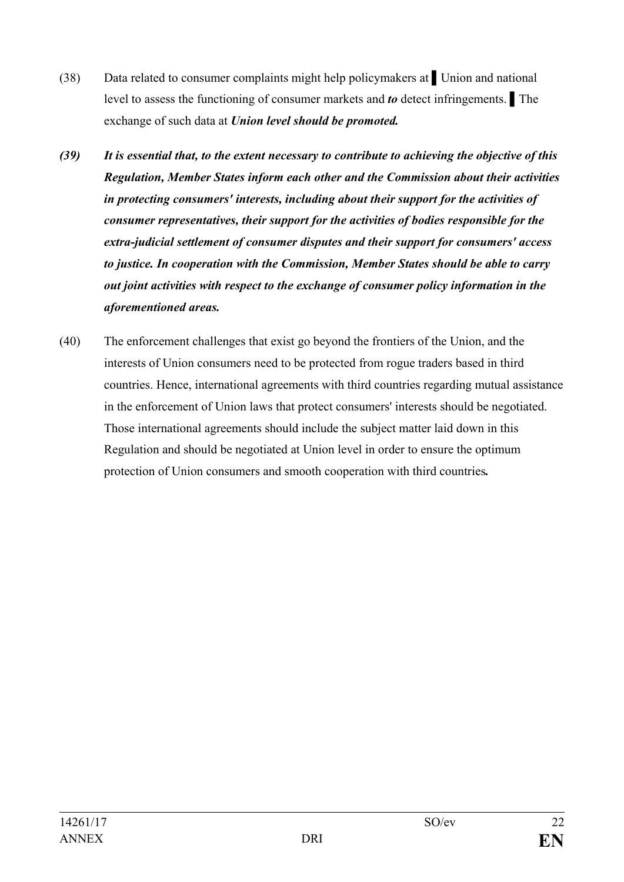(38) Data related to consumer complaints might help policymakers at ▌ Union and national level to assess the functioning of consumer markets and ***to*** detect infringements. ▌ The exchange of such data at ***Union level should be promoted.***

***(39) It is essential that, to the extent necessary to contribute to achieving the objective of this Regulation, Member States inform each other and the Commission about their activities in protecting consumers' interests, including about their support for the activities of consumer representatives, their support for the activities of bodies responsible for the extra-judicial settlement of consumer disputes and their support for consumers' access to justice. In cooperation with the Commission, Member States should be able to carry out joint activities with respect to the exchange of consumer policy information in the aforementioned areas.***

(40) The enforcement challenges that exist go beyond the frontiers of the Union, and the interests of Union consumers need to be protected from rogue traders based in third countries. Hence, international agreements with third countries regarding mutual assistance in the enforcement of Union laws that protect consumers' interests should be negotiated. Those international agreements should include the subject matter laid down in this Regulation and should be negotiated at Union level in order to ensure the optimum protection of Union consumers and smooth cooperation with third countries***.***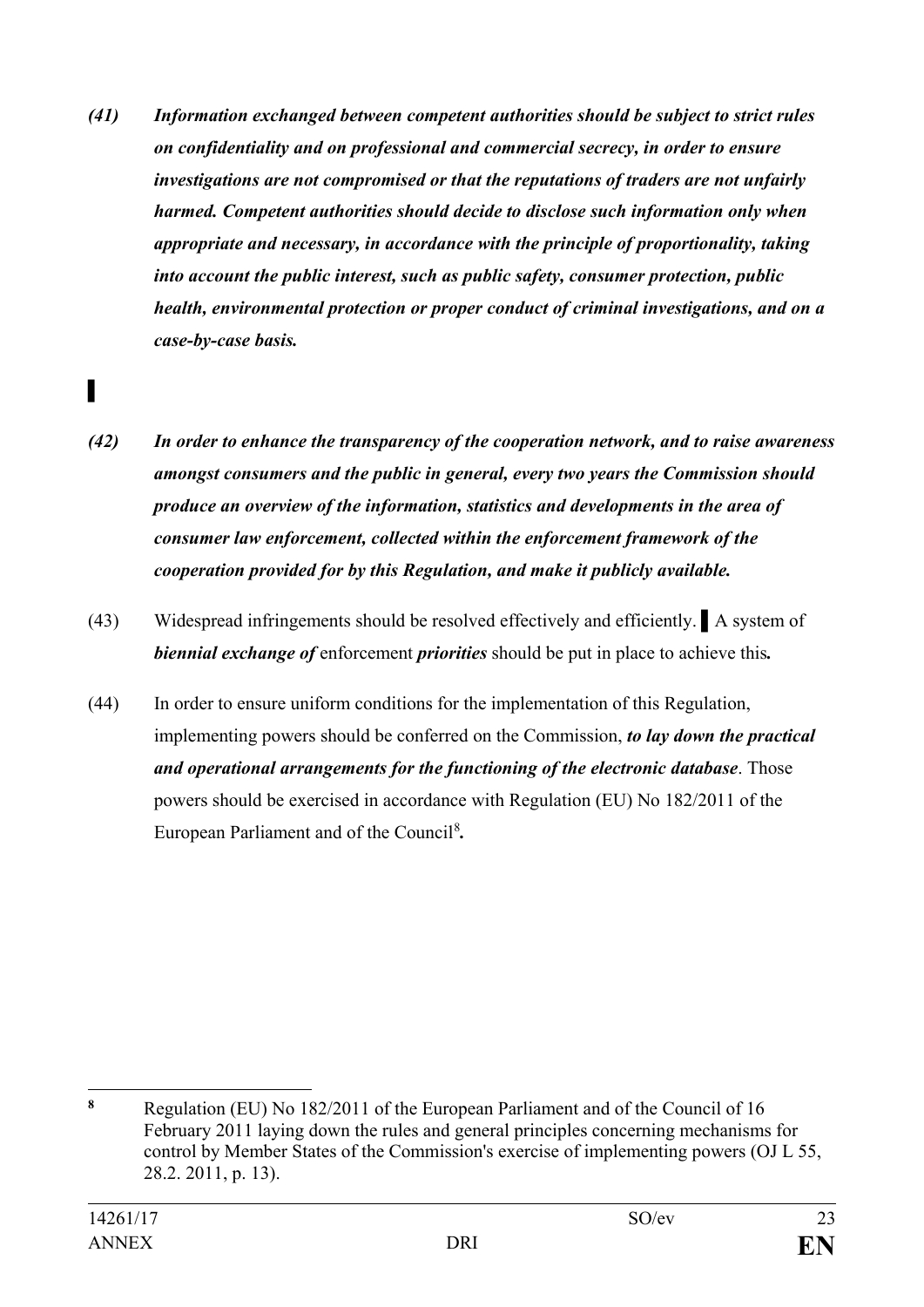*(41) Information exchanged between competent authorities should be subject to strict rules on confidentiality and on professional and commercial secrecy, in order to ensure investigations are not compromised or that the reputations of traders are not unfairly harmed. Competent authorities should decide to disclose such information only when appropriate and necessary, in accordance with the principle of proportionality, taking into account the public interest, such as public safety, consumer protection, public health, environmental protection or proper conduct of criminal investigations, and on a case-by-case basis.*

▌

*(42) In order to enhance the transparency of the cooperation network, and to raise awareness amongst consumers and the public in general, every two years the Commission should produce an overview of the information, statistics and developments in the area of consumer law enforcement, collected within the enforcement framework of the cooperation provided for by this Regulation, and make it publicly available.*

(43) Widespread infringements should be resolved effectively and efficiently. ▌ A system of ***biennial exchange of*** enforcement ***priorities*** should be put in place to achieve this***.***

(44) In order to ensure uniform conditions for the implementation of this Regulation, implementing powers should be conferred on the Commission, ***to lay down the practical and operational arrangements for the functioning of the electronic database***. Those powers should be exercised in accordance with Regulation (EU) No 182/2011 of the European Parliament and of the Council[8]***.***

---

[8] Regulation (EU) No 182/2011 of the European Parliament and of the Council of 16 February 2011 laying down the rules and general principles concerning mechanisms for control by Member States of the Commission's exercise of implementing powers (OJ L 55, 28.2. 2011, p. 13).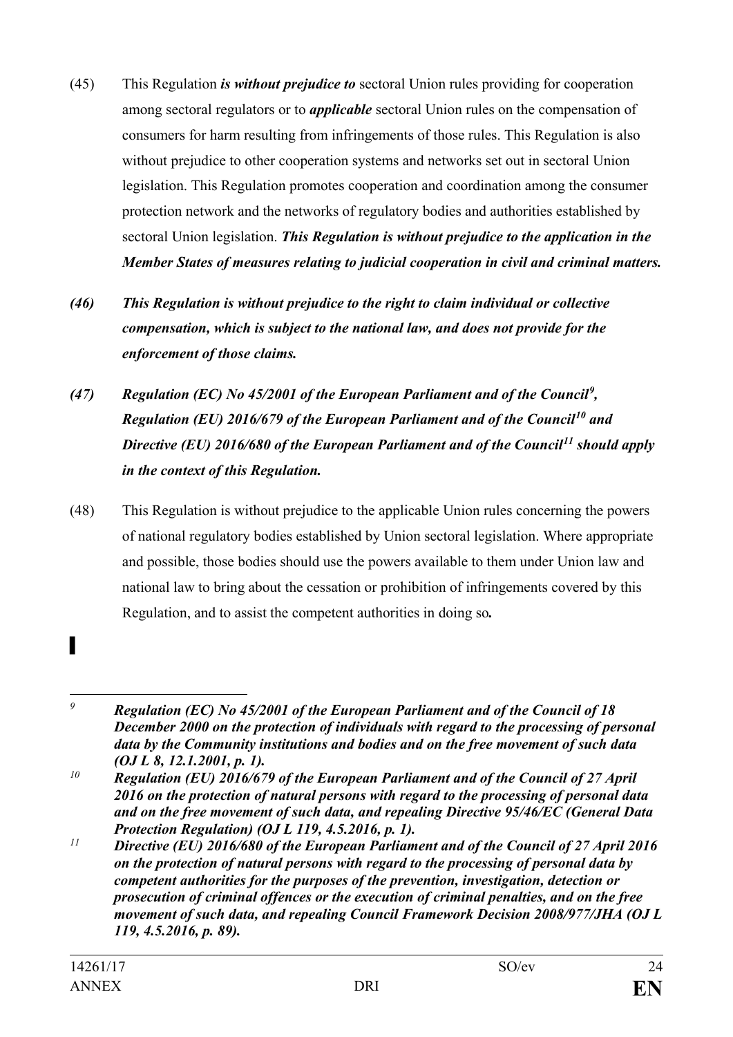(45) This Regulation ***is without prejudice to*** sectoral Union rules providing for cooperation among sectoral regulators or to ***applicable*** sectoral Union rules on the compensation of consumers for harm resulting from infringements of those rules. This Regulation is also without prejudice to other cooperation systems and networks set out in sectoral Union legislation. This Regulation promotes cooperation and coordination among the consumer protection network and the networks of regulatory bodies and authorities established by sectoral Union legislation. ***This Regulation is without prejudice to the application in the Member States of measures relating to judicial cooperation in civil and criminal matters.***

***(46) This Regulation is without prejudice to the right to claim individual or collective compensation, which is subject to the national law, and does not provide for the enforcement of those claims.***

***(47) Regulation (EC) No 45/2001 of the European Parliament and of the Council[9], Regulation (EU) 2016/679 of the European Parliament and of the Council[10] and Directive (EU) 2016/680 of the European Parliament and of the Council[11] should apply in the context of this Regulation.***

(48) This Regulation is without prejudice to the applicable Union rules concerning the powers of national regulatory bodies established by Union sectoral legislation. Where appropriate and possible, those bodies should use the powers available to them under Union law and national law to bring about the cessation or prohibition of infringements covered by this Regulation, and to assist the competent authorities in doing so***.***

---

[9] ***Regulation (EC) No 45/2001 of the European Parliament and of the Council of 18 December 2000 on the protection of individuals with regard to the processing of personal data by the Community institutions and bodies and on the free movement of such data (OJ L 8, 12.1.2001, p. 1).***

[10] ***Regulation (EU) 2016/679 of the European Parliament and of the Council of 27 April 2016 on the protection of natural persons with regard to the processing of personal data and on the free movement of such data, and repealing Directive 95/46/EC (General Data Protection Regulation) (OJ L 119, 4.5.2016, p. 1).***

[11] ***Directive (EU) 2016/680 of the European Parliament and of the Council of 27 April 2016 on the protection of natural persons with regard to the processing of personal data by competent authorities for the purposes of the prevention, investigation, detection or prosecution of criminal offences or the execution of criminal penalties, and on the free movement of such data, and repealing Council Framework Decision 2008/977/JHA (OJ L 119, 4.5.2016, p. 89).***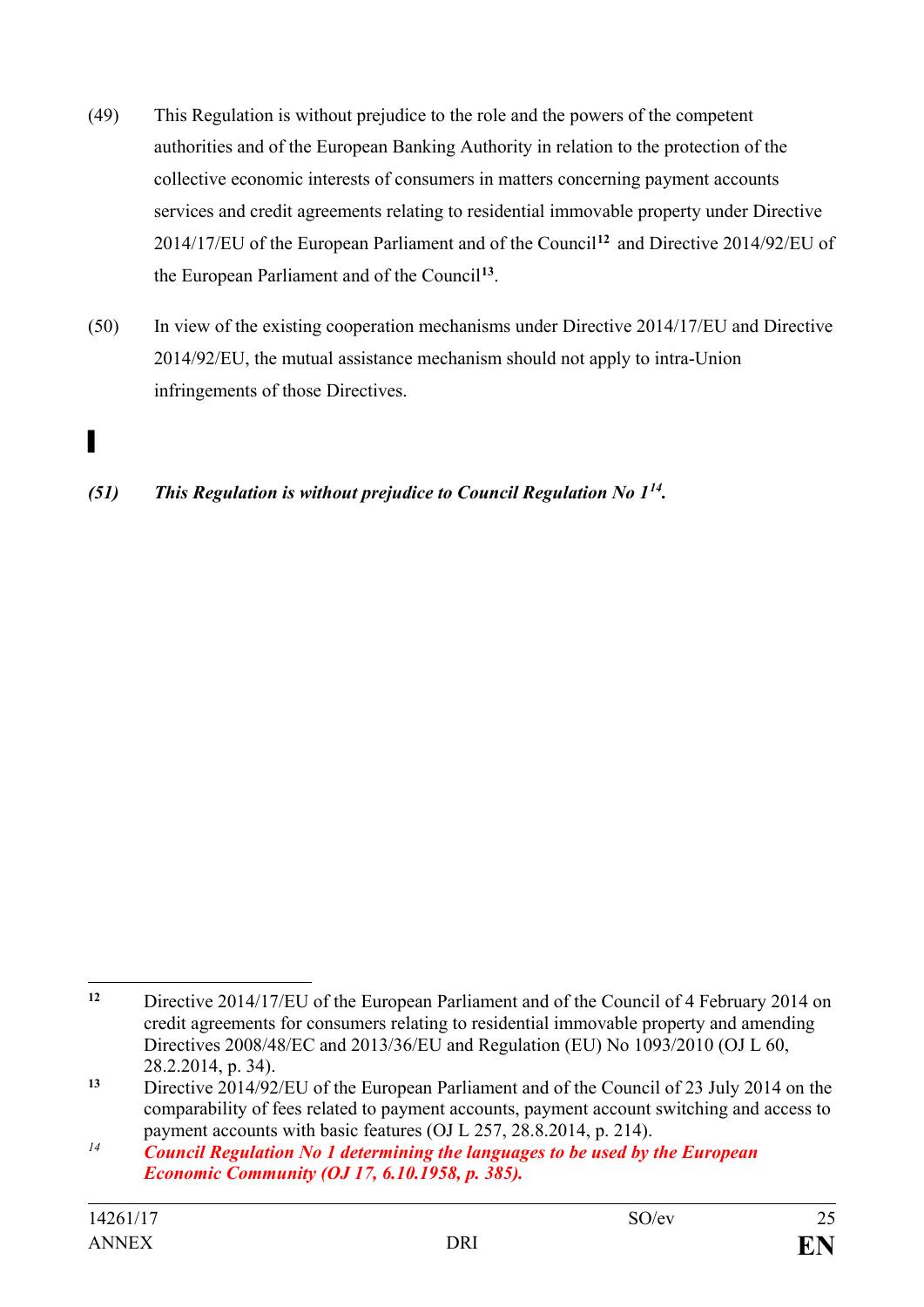(49) This Regulation is without prejudice to the role and the powers of the competent authorities and of the European Banking Authority in relation to the protection of the collective economic interests of consumers in matters concerning payment accounts services and credit agreements relating to residential immovable property under Directive 2014/17/EU of the European Parliament and of the Council[12] and Directive 2014/92/EU of the European Parliament and of the Council[13].

(50) In view of the existing cooperation mechanisms under Directive 2014/17/EU and Directive 2014/92/EU, the mutual assistance mechanism should not apply to intra-Union infringements of those Directives.

▌

***(51) This Regulation is without prejudice to Council Regulation No 1[14].***

---

[12] Directive 2014/17/EU of the European Parliament and of the Council of 4 February 2014 on credit agreements for consumers relating to residential immovable property and amending Directives 2008/48/EC and 2013/36/EU and Regulation (EU) No 1093/2010 (OJ L 60, 28.2.2014, p. 34).

[13] Directive 2014/92/EU of the European Parliament and of the Council of 23 July 2014 on the comparability of fees related to payment accounts, payment account switching and access to payment accounts with basic features (OJ L 257, 28.8.2014, p. 214).

[14] ***Council Regulation No 1 determining the languages to be used by the European Economic Community (OJ 17, 6.10.1958, p. 385).***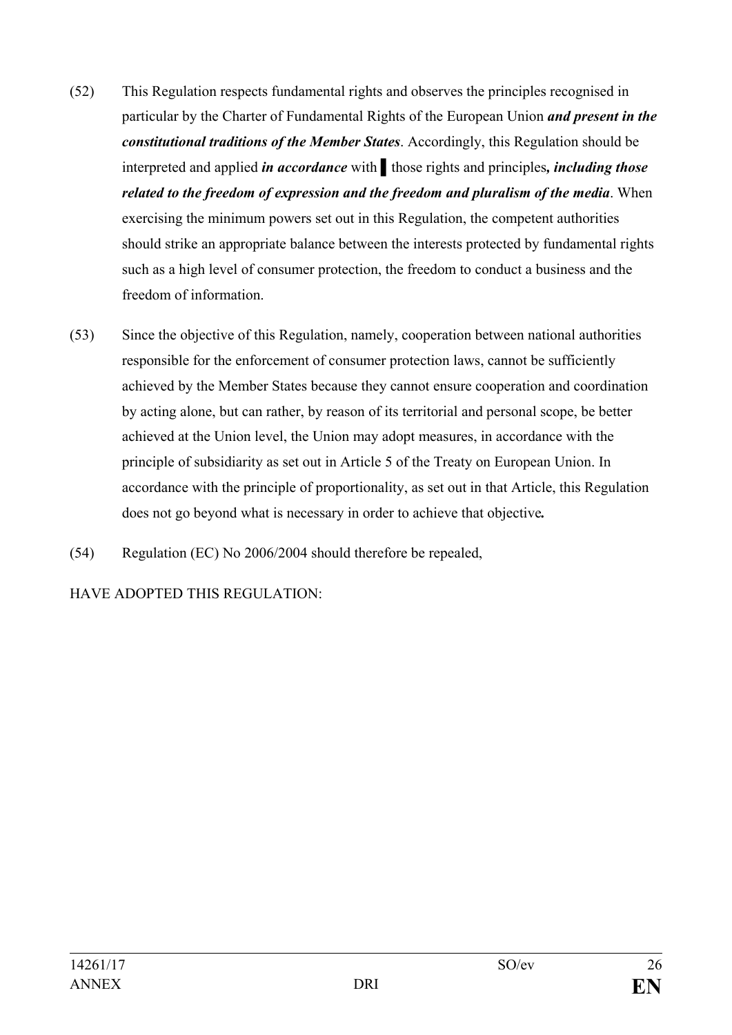(52) This Regulation respects fundamental rights and observes the principles recognised in particular by the Charter of Fundamental Rights of the European Union ***and present in the constitutional traditions of the Member States***. Accordingly, this Regulation should be interpreted and applied ***in accordance*** with ▌ those rights and principles***, including those related to the freedom of expression and the freedom and pluralism of the media***. When exercising the minimum powers set out in this Regulation, the competent authorities should strike an appropriate balance between the interests protected by fundamental rights such as a high level of consumer protection, the freedom to conduct a business and the freedom of information.

(53) Since the objective of this Regulation, namely, cooperation between national authorities responsible for the enforcement of consumer protection laws, cannot be sufficiently achieved by the Member States because they cannot ensure cooperation and coordination by acting alone, but can rather, by reason of its territorial and personal scope, be better achieved at the Union level, the Union may adopt measures, in accordance with the principle of subsidiarity as set out in Article 5 of the Treaty on European Union. In accordance with the principle of proportionality, as set out in that Article, this Regulation does not go beyond what is necessary in order to achieve that objective**.**

(54) Regulation (EC) No 2006/2004 should therefore be repealed,

HAVE ADOPTED THIS REGULATION: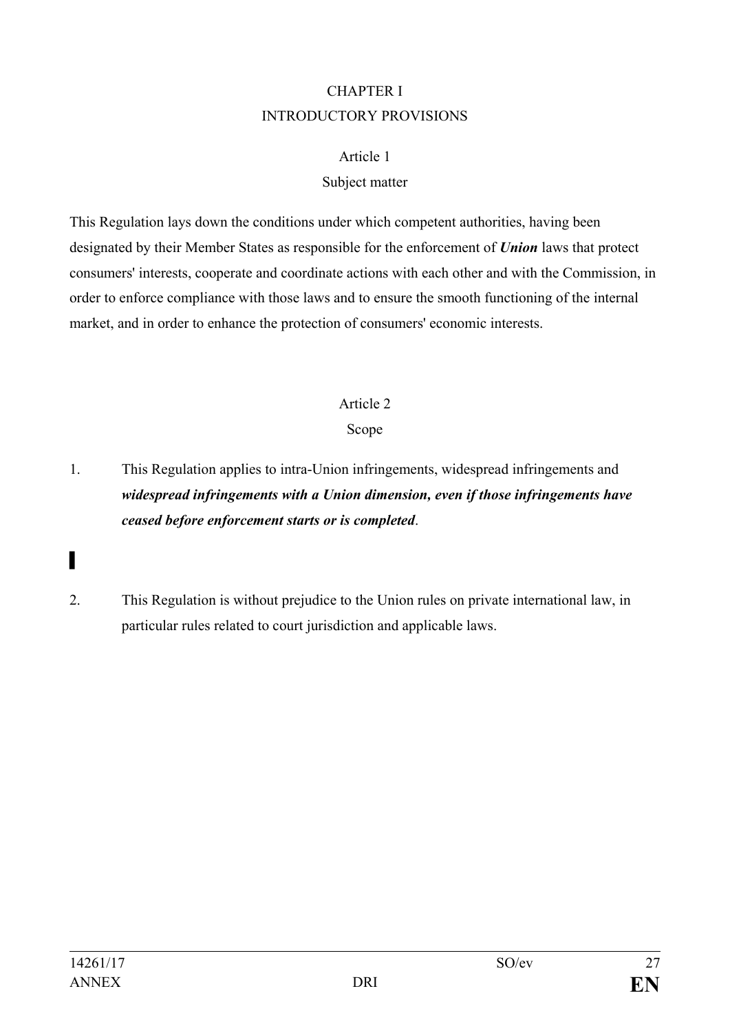CHAPTER I

INTRODUCTORY PROVISIONS

Article 1

Subject matter

This Regulation lays down the conditions under which competent authorities, having been designated by their Member States as responsible for the enforcement of ***Union*** laws that protect consumers' interests, cooperate and coordinate actions with each other and with the Commission, in order to enforce compliance with those laws and to ensure the smooth functioning of the internal market, and in order to enhance the protection of consumers' economic interests.

Article 2

Scope

1. This Regulation applies to intra-Union infringements, widespread infringements and ***widespread infringements with a Union dimension, even if those infringements have ceased before enforcement starts or is completed***.

▌

2. This Regulation is without prejudice to the Union rules on private international law, in particular rules related to court jurisdiction and applicable laws.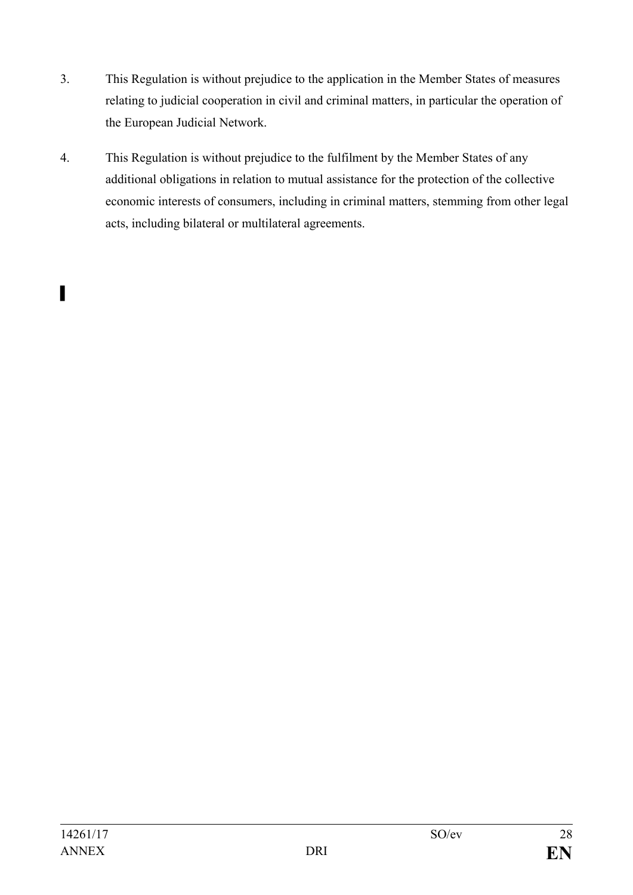3. This Regulation is without prejudice to the application in the Member States of measures relating to judicial cooperation in civil and criminal matters, in particular the operation of the European Judicial Network.

4. This Regulation is without prejudice to the fulfilment by the Member States of any additional obligations in relation to mutual assistance for the protection of the collective economic interests of consumers, including in criminal matters, stemming from other legal acts, including bilateral or multilateral agreements.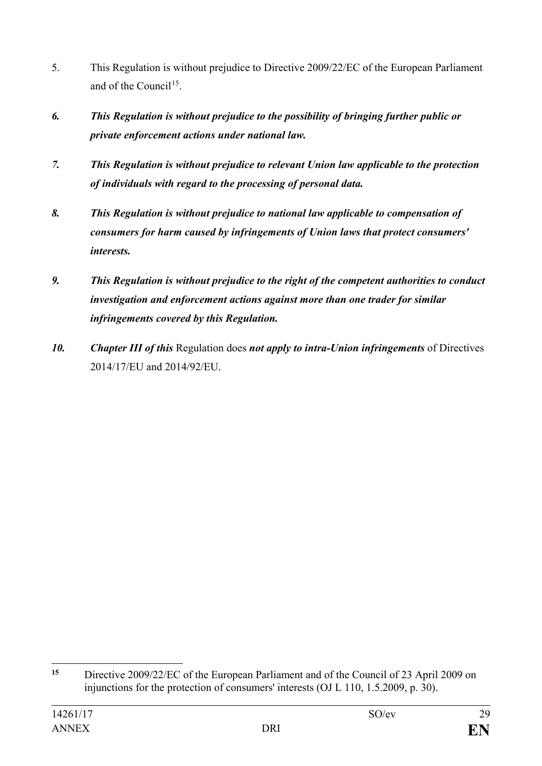5. This Regulation is without prejudice to Directive 2009/22/EC of the European Parliament and of the Council[15].

***6. This Regulation is without prejudice to the possibility of bringing further public or private enforcement actions under national law.***

***7. This Regulation is without prejudice to relevant Union law applicable to the protection of individuals with regard to the processing of personal data.***

***8. This Regulation is without prejudice to national law applicable to compensation of consumers for harm caused by infringements of Union laws that protect consumers' interests.***

***9. This Regulation is without prejudice to the right of the competent authorities to conduct investigation and enforcement actions against more than one trader for similar infringements covered by this Regulation.***

***10. Chapter III of this*** Regulation does ***not apply to intra-Union infringements*** of Directives 2014/17/EU and 2014/92/EU.

---

[15] Directive 2009/22/EC of the European Parliament and of the Council of 23 April 2009 on injunctions for the protection of consumers' interests (OJ L 110, 1.5.2009, p. 30).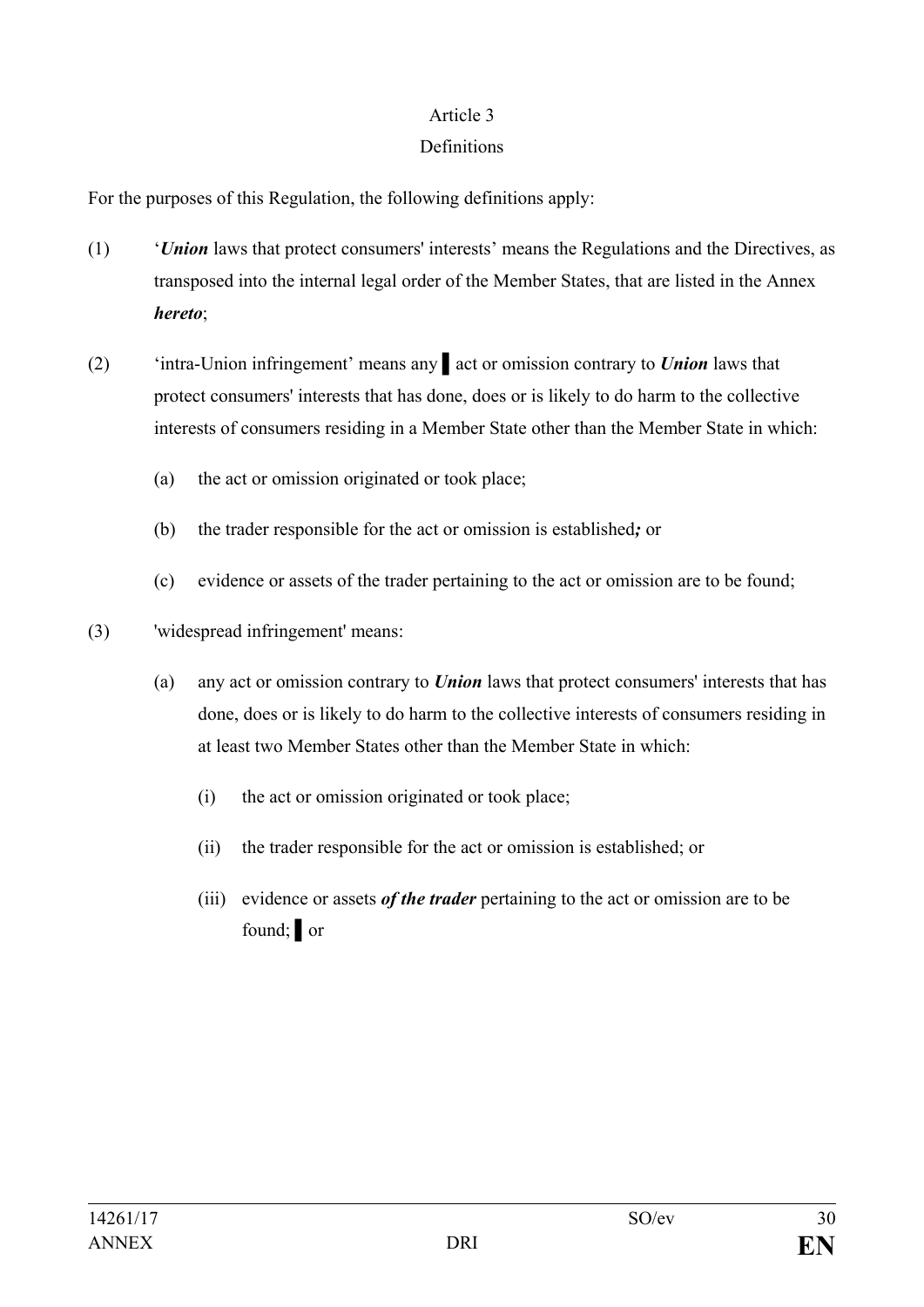Article 3

Definitions

For the purposes of this Regulation, the following definitions apply:

(1) '***Union*** laws that protect consumers' interests' means the Regulations and the Directives, as transposed into the internal legal order of the Member States, that are listed in the Annex ***hereto***;

(2) 'intra-Union infringement' means any ▌act or omission contrary to ***Union*** laws that protect consumers' interests that has done, does or is likely to do harm to the collective interests of consumers residing in a Member State other than the Member State in which:

   (a) the act or omission originated or took place;

   (b) the trader responsible for the act or omission is established***;*** or

   (c) evidence or assets of the trader pertaining to the act or omission are to be found;

(3) 'widespread infringement' means:

   (a) any act or omission contrary to ***Union*** laws that protect consumers' interests that has done, does or is likely to do harm to the collective interests of consumers residing in at least two Member States other than the Member State in which:

      (i) the act or omission originated or took place;

      (ii) the trader responsible for the act or omission is established; or

      (iii) evidence or assets ***of the trader*** pertaining to the act or omission are to be found; ▌or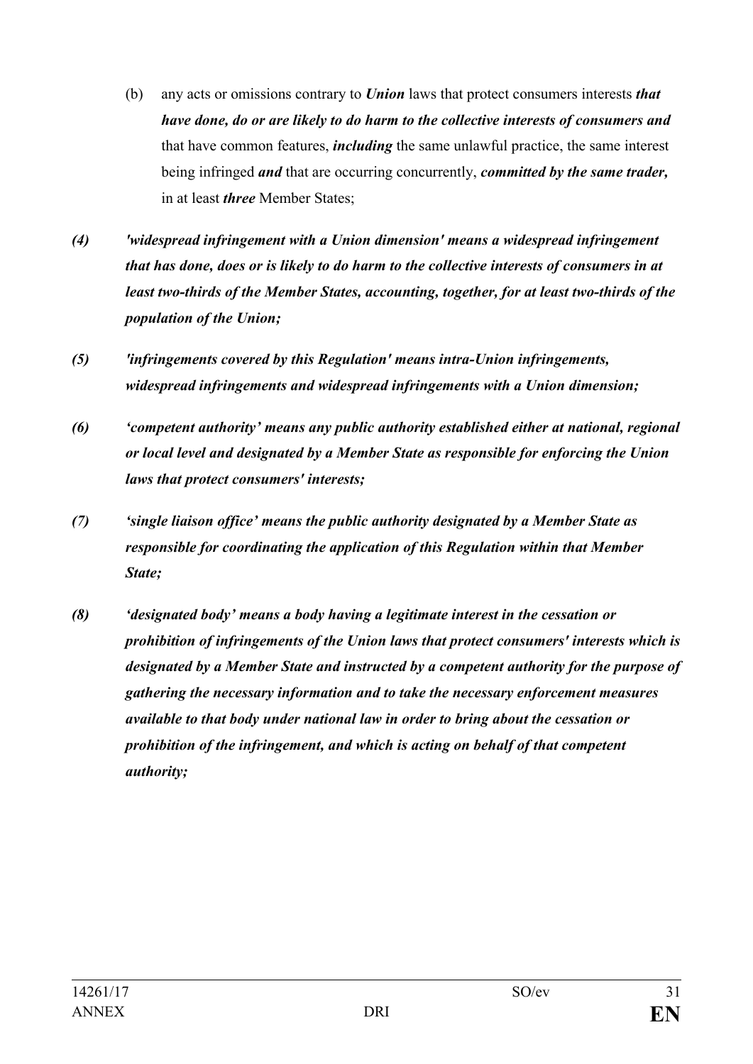(b) any acts or omissions contrary to ***Union*** laws that protect consumers interests ***that have done, do or are likely to do harm to the collective interests of consumers and*** that have common features, ***including*** the same unlawful practice, the same interest being infringed ***and*** that are occurring concurrently, ***committed by the same trader,*** in at least ***three*** Member States;

***(4) 'widespread infringement with a Union dimension' means a widespread infringement that has done, does or is likely to do harm to the collective interests of consumers in at least two-thirds of the Member States, accounting, together, for at least two-thirds of the population of the Union;***

***(5) 'infringements covered by this Regulation' means intra-Union infringements, widespread infringements and widespread infringements with a Union dimension;***

***(6) 'competent authority' means any public authority established either at national, regional or local level and designated by a Member State as responsible for enforcing the Union laws that protect consumers' interests;***

***(7) 'single liaison office' means the public authority designated by a Member State as responsible for coordinating the application of this Regulation within that Member State;***

***(8) 'designated body' means a body having a legitimate interest in the cessation or prohibition of infringements of the Union laws that protect consumers' interests which is designated by a Member State and instructed by a competent authority for the purpose of gathering the necessary information and to take the necessary enforcement measures available to that body under national law in order to bring about the cessation or prohibition of the infringement, and which is acting on behalf of that competent authority;***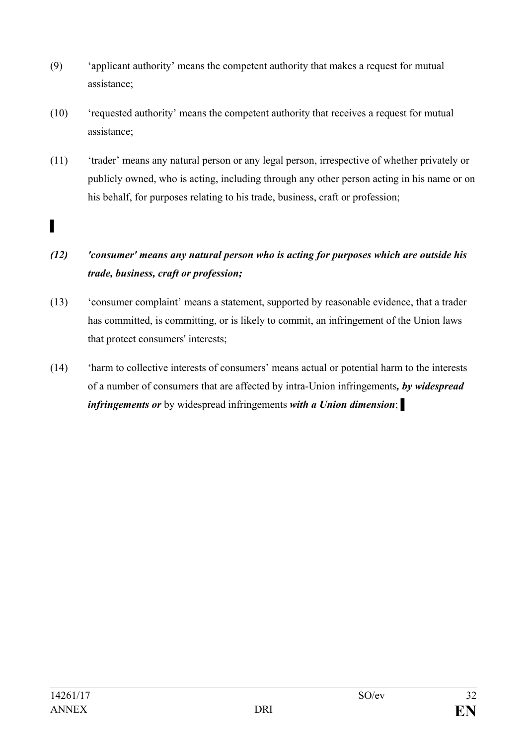(9) 'applicant authority' means the competent authority that makes a request for mutual assistance;

(10) 'requested authority' means the competent authority that receives a request for mutual assistance;

(11) 'trader' means any natural person or any legal person, irrespective of whether privately or publicly owned, who is acting, including through any other person acting in his name or on his behalf, for purposes relating to his trade, business, craft or profession;

▌

***(12) 'consumer' means any natural person who is acting for purposes which are outside his trade, business, craft or profession;***

(13) 'consumer complaint' means a statement, supported by reasonable evidence, that a trader has committed, is committing, or is likely to commit, an infringement of the Union laws that protect consumers' interests;

(14) 'harm to collective interests of consumers' means actual or potential harm to the interests of a number of consumers that are affected by intra-Union infringements***, by widespread infringements or*** by widespread infringements ***with a Union dimension***; ▌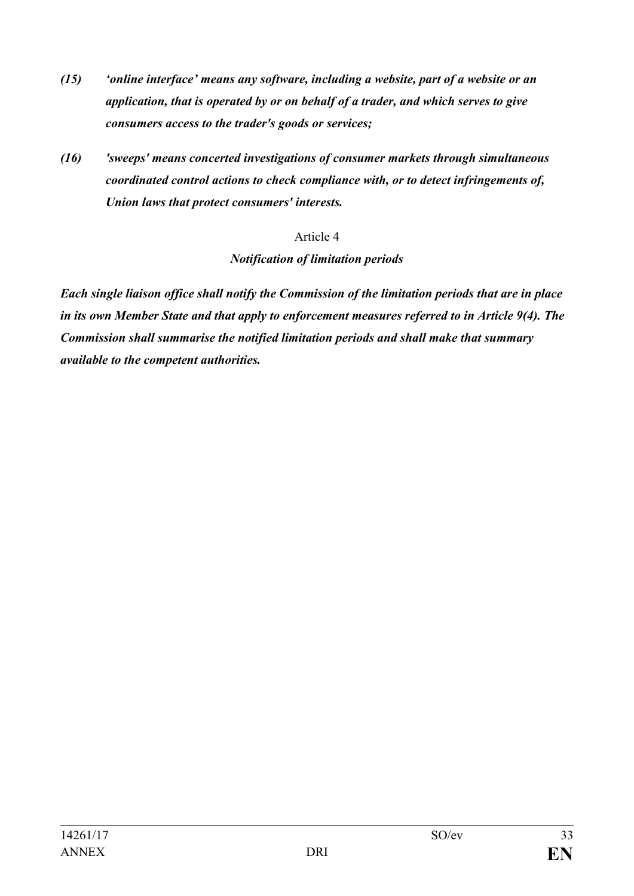*(15) 'online interface' means any software, including a website, part of a website or an application, that is operated by or on behalf of a trader, and which serves to give consumers access to the trader's goods or services;*

*(16) 'sweeps' means concerted investigations of consumer markets through simultaneous coordinated control actions to check compliance with, or to detect infringements of, Union laws that protect consumers' interests.*

Article 4

*Notification of limitation periods*

***Each single liaison office shall notify the Commission of the limitation periods that are in place in its own Member State and that apply to enforcement measures referred to in Article 9(4). The Commission shall summarise the notified limitation periods and shall make that summary available to the competent authorities.***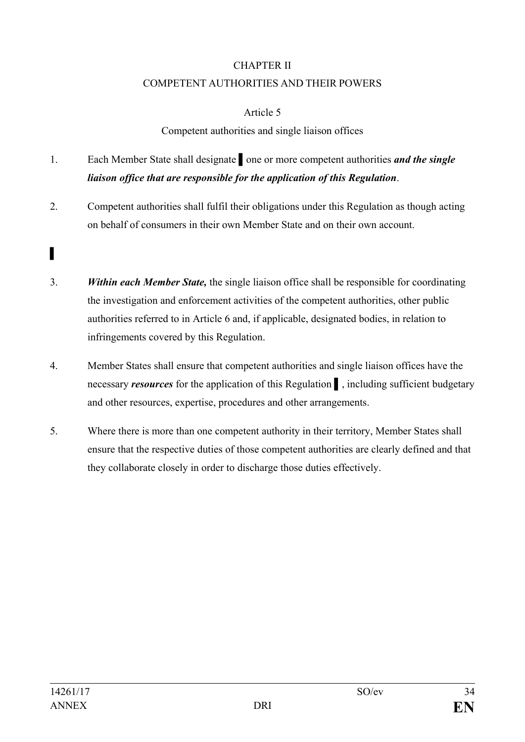CHAPTER II

COMPETENT AUTHORITIES AND THEIR POWERS

Article 5

Competent authorities and single liaison offices

1. Each Member State shall designate ▌ one or more competent authorities ***and the single liaison office that are responsible for the application of this Regulation***.

2. Competent authorities shall fulfil their obligations under this Regulation as though acting on behalf of consumers in their own Member State and on their own account.

▌

3. ***Within each Member State,*** the single liaison office shall be responsible for coordinating the investigation and enforcement activities of the competent authorities, other public authorities referred to in Article 6 and, if applicable, designated bodies, in relation to infringements covered by this Regulation.

4. Member States shall ensure that competent authorities and single liaison offices have the necessary ***resources*** for the application of this Regulation ▌, including sufficient budgetary and other resources, expertise, procedures and other arrangements.

5. Where there is more than one competent authority in their territory, Member States shall ensure that the respective duties of those competent authorities are clearly defined and that they collaborate closely in order to discharge those duties effectively.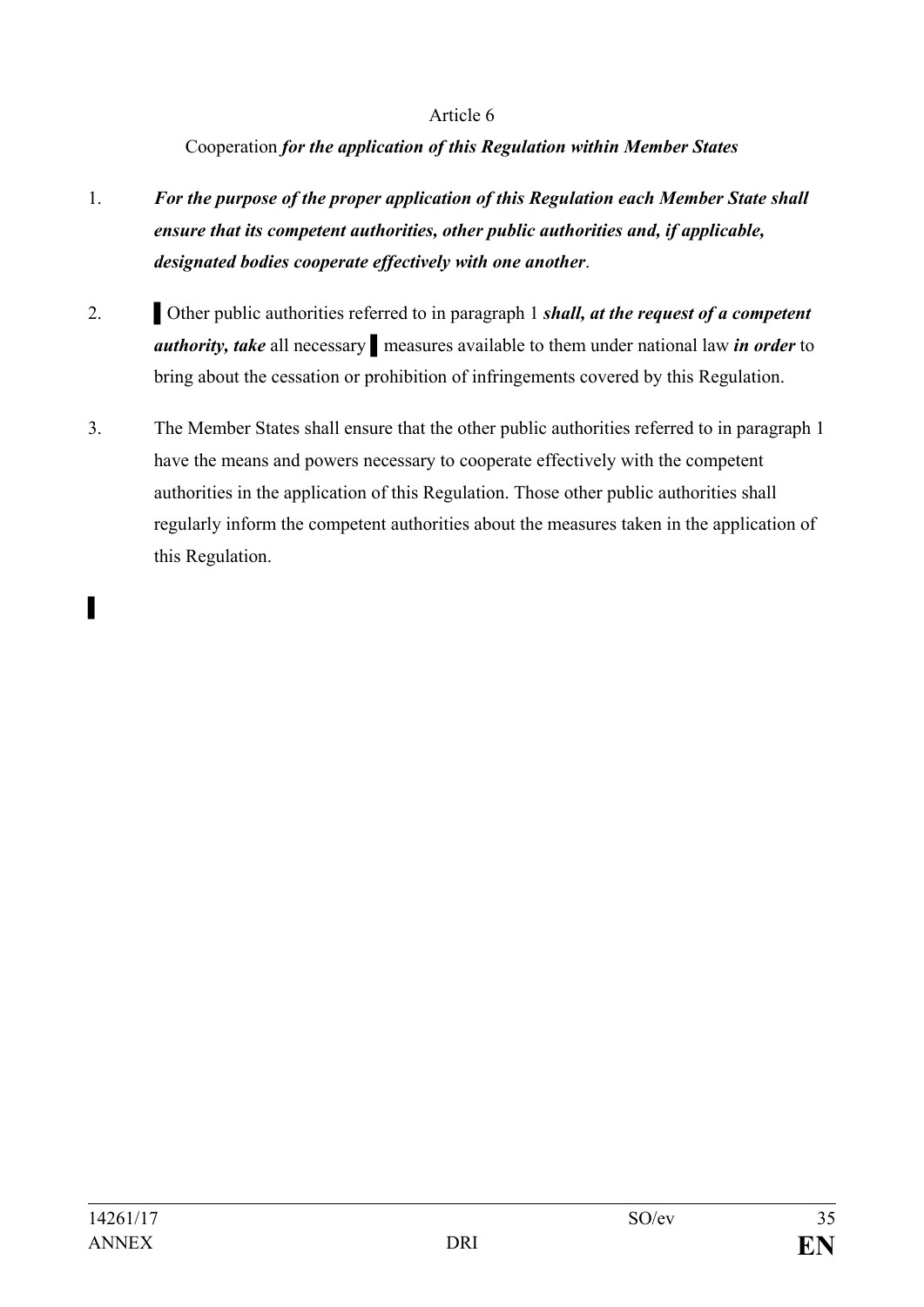Article 6

Cooperation ***for the application of this Regulation within Member States***

1. ***For the purpose of the proper application of this Regulation each Member State shall ensure that its competent authorities, other public authorities and, if applicable, designated bodies cooperate effectively with one another***.

2. ▌Other public authorities referred to in paragraph 1 ***shall, at the request of a competent authority, take*** all necessary ▌ measures available to them under national law ***in order*** to bring about the cessation or prohibition of infringements covered by this Regulation.

3. The Member States shall ensure that the other public authorities referred to in paragraph 1 have the means and powers necessary to cooperate effectively with the competent authorities in the application of this Regulation. Those other public authorities shall regularly inform the competent authorities about the measures taken in the application of this Regulation.

▌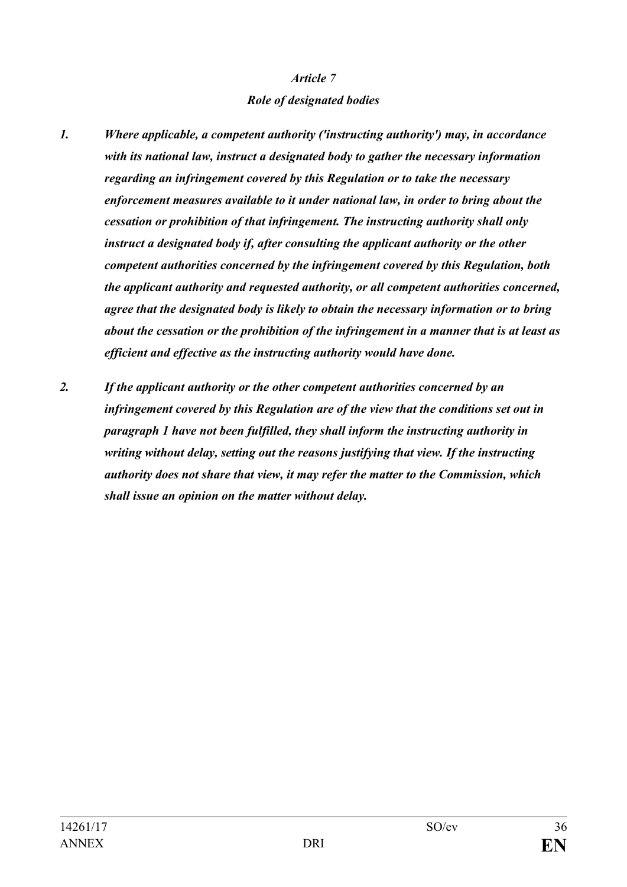***Article 7***

***Role of designated bodies***

1. ***Where applicable, a competent authority ('instructing authority') may, in accordance with its national law, instruct a designated body to gather the necessary information regarding an infringement covered by this Regulation or to take the necessary enforcement measures available to it under national law, in order to bring about the cessation or prohibition of that infringement. The instructing authority shall only instruct a designated body if, after consulting the applicant authority or the other competent authorities concerned by the infringement covered by this Regulation, both the applicant authority and requested authority, or all competent authorities concerned, agree that the designated body is likely to obtain the necessary information or to bring about the cessation or the prohibition of the infringement in a manner that is at least as efficient and effective as the instructing authority would have done.***

2. ***If the applicant authority or the other competent authorities concerned by an infringement covered by this Regulation are of the view that the conditions set out in paragraph 1 have not been fulfilled, they shall inform the instructing authority in writing without delay, setting out the reasons justifying that view. If the instructing authority does not share that view, it may refer the matter to the Commission, which shall issue an opinion on the matter without delay.***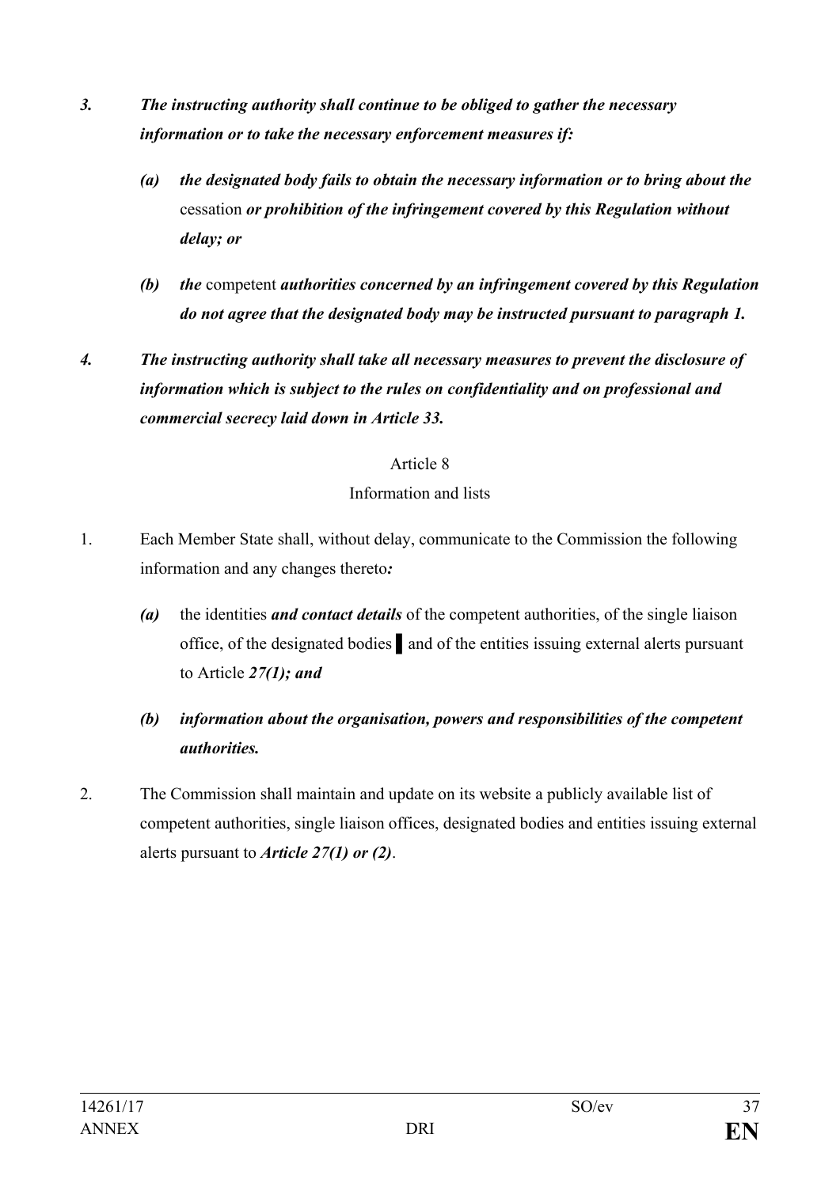*3.* ***The instructing authority shall continue to be obliged to gather the necessary information or to take the necessary enforcement measures if:***

*(a)* ***the designated body fails to obtain the necessary information or to bring about the*** cessation ***or prohibition of the infringement covered by this Regulation without delay; or***

*(b)* ***the*** competent ***authorities concerned by an infringement covered by this Regulation do not agree that the designated body may be instructed pursuant to paragraph 1.***

*4.* ***The instructing authority shall take all necessary measures to prevent the disclosure of information which is subject to the rules on confidentiality and on professional and commercial secrecy laid down in Article 33.***

Article 8

Information and lists

1. Each Member State shall, without delay, communicate to the Commission the following information and any changes thereto***:***

   *(a)* the identities ***and contact details*** of the competent authorities, of the single liaison office, of the designated bodies ▌ and of the entities issuing external alerts pursuant to Article ***27(1); and***

   *(b)* ***information about the organisation, powers and responsibilities of the competent authorities.***

2. The Commission shall maintain and update on its website a publicly available list of competent authorities, single liaison offices, designated bodies and entities issuing external alerts pursuant to ***Article 27(1) or (2)***.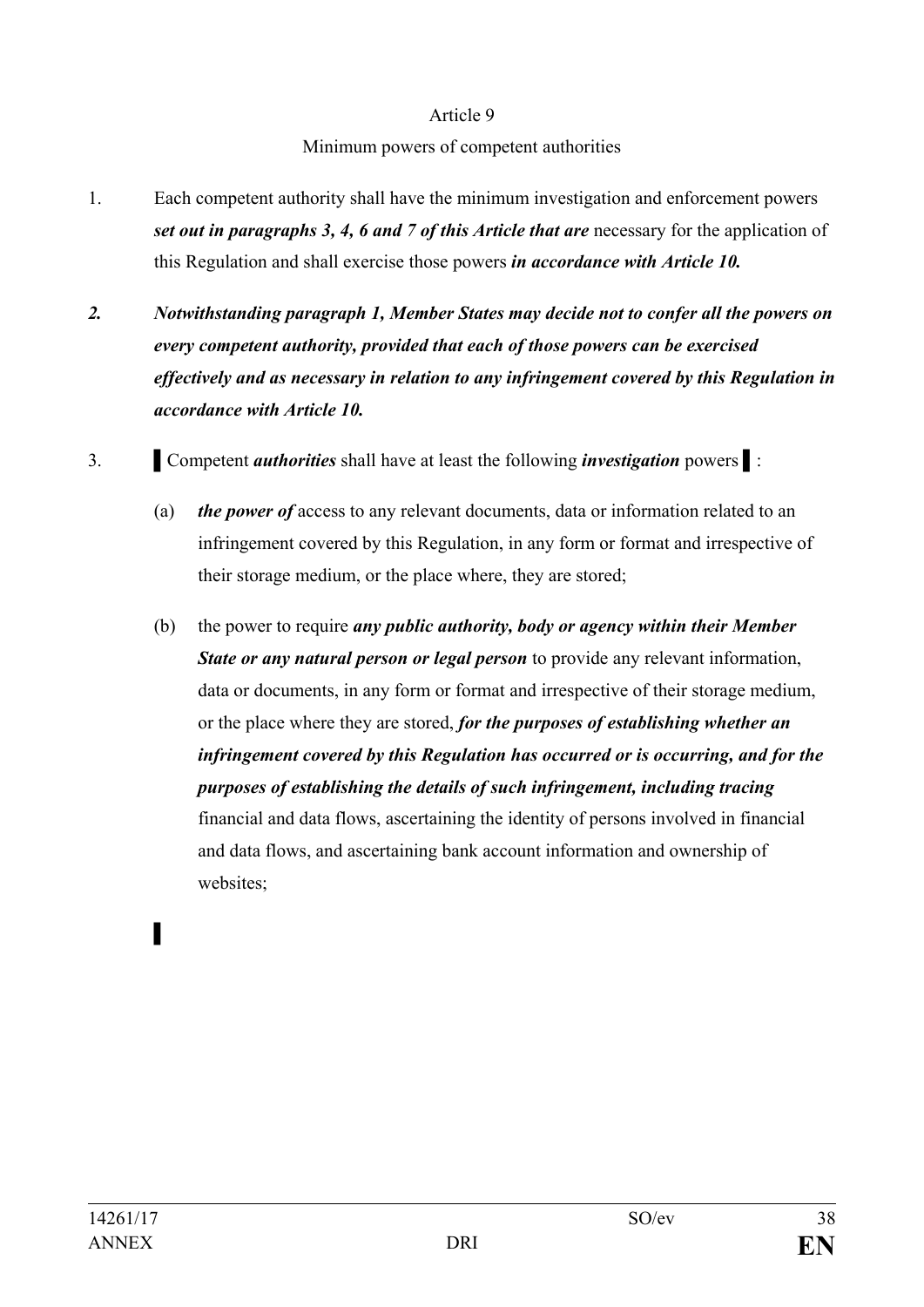Article 9

Minimum powers of competent authorities

1. Each competent authority shall have the minimum investigation and enforcement powers ***set out in paragraphs 3, 4, 6 and 7 of this Article that are*** necessary for the application of this Regulation and shall exercise those powers ***in accordance with Article 10.***

***2. Notwithstanding paragraph 1, Member States may decide not to confer all the powers on every competent authority, provided that each of those powers can be exercised effectively and as necessary in relation to any infringement covered by this Regulation in accordance with Article 10.***

3. ▌Competent ***authorities*** shall have at least the following ***investigation*** powers ▌:

   (a) ***the power of*** access to any relevant documents, data or information related to an infringement covered by this Regulation, in any form or format and irrespective of their storage medium, or the place where, they are stored;

   (b) the power to require ***any public authority, body or agency within their Member State or any natural person or legal person*** to provide any relevant information, data or documents, in any form or format and irrespective of their storage medium, or the place where they are stored, ***for the purposes of establishing whether an infringement covered by this Regulation has occurred or is occurring, and for the purposes of establishing the details of such infringement, including tracing*** financial and data flows, ascertaining the identity of persons involved in financial and data flows, and ascertaining bank account information and ownership of websites;

▌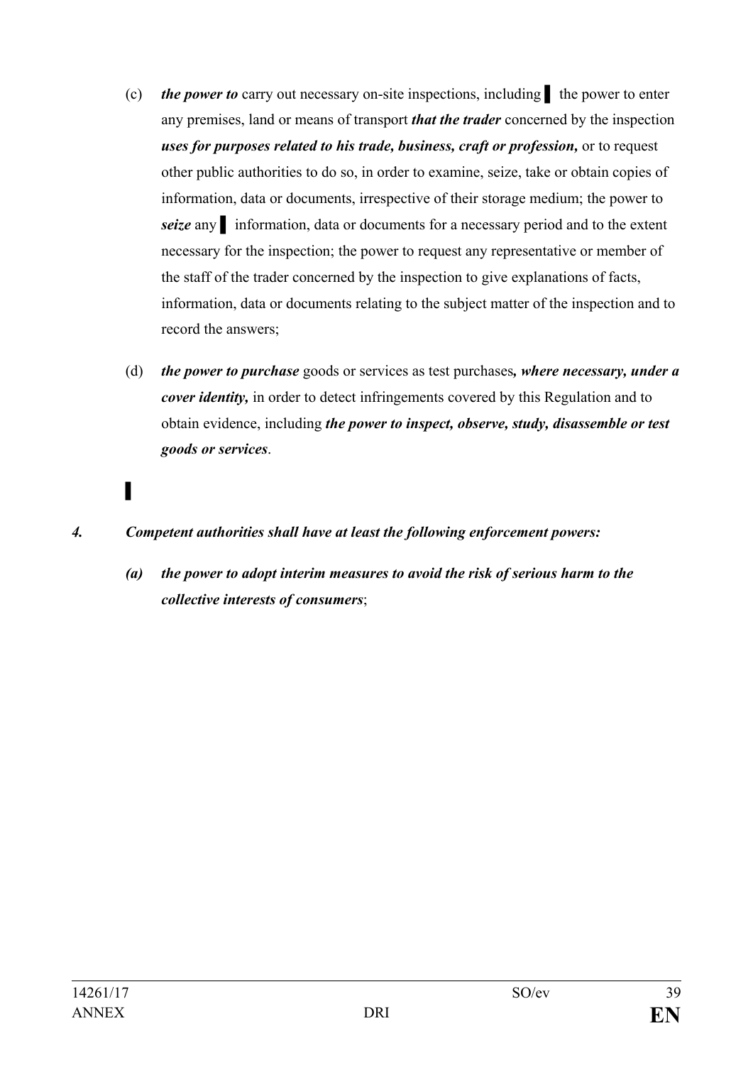(c) ***the power to*** carry out necessary on-site inspections, including ▌ the power to enter any premises, land or means of transport ***that the trader*** concerned by the inspection ***uses for purposes related to his trade, business, craft or profession,*** or to request other public authorities to do so, in order to examine, seize, take or obtain copies of information, data or documents, irrespective of their storage medium; the power to ***seize*** any ▌ information, data or documents for a necessary period and to the extent necessary for the inspection; the power to request any representative or member of the staff of the trader concerned by the inspection to give explanations of facts, information, data or documents relating to the subject matter of the inspection and to record the answers;

(d) ***the power to purchase*** goods or services as test purchases***, where necessary, under a cover identity,*** in order to detect infringements covered by this Regulation and to obtain evidence, including ***the power to inspect, observe, study, disassemble or test goods or services***.

▌

***4. Competent authorities shall have at least the following enforcement powers:***

***(a) the power to adopt interim measures to avoid the risk of serious harm to the collective interests of consumers***;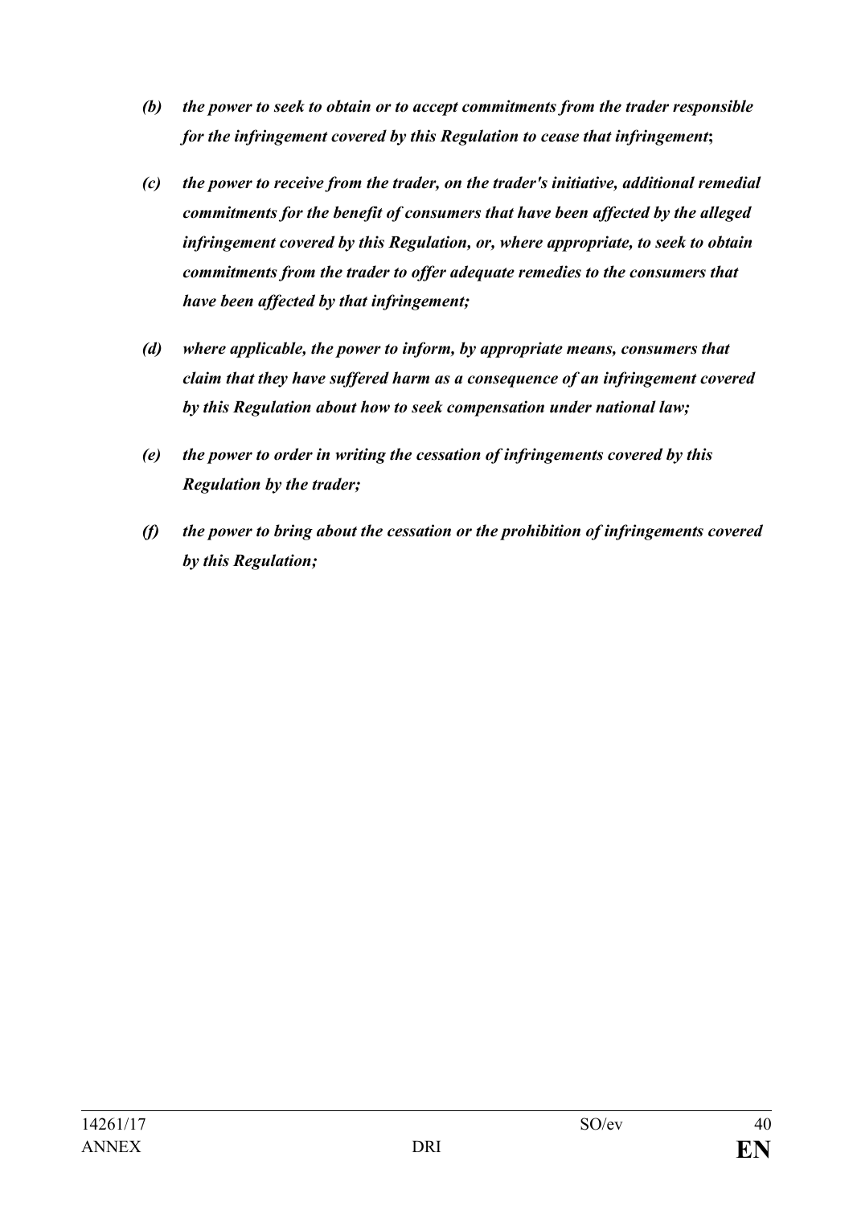*(b) the power to seek to obtain or to accept commitments from the trader responsible for the infringement covered by this Regulation to cease that infringement*;

*(c) the power to receive from the trader, on the trader's initiative, additional remedial commitments for the benefit of consumers that have been affected by the alleged infringement covered by this Regulation, or, where appropriate, to seek to obtain commitments from the trader to offer adequate remedies to the consumers that have been affected by that infringement;*

*(d) where applicable, the power to inform, by appropriate means, consumers that claim that they have suffered harm as a consequence of an infringement covered by this Regulation about how to seek compensation under national law;*

*(e) the power to order in writing the cessation of infringements covered by this Regulation by the trader;*

*(f) the power to bring about the cessation or the prohibition of infringements covered by this Regulation;*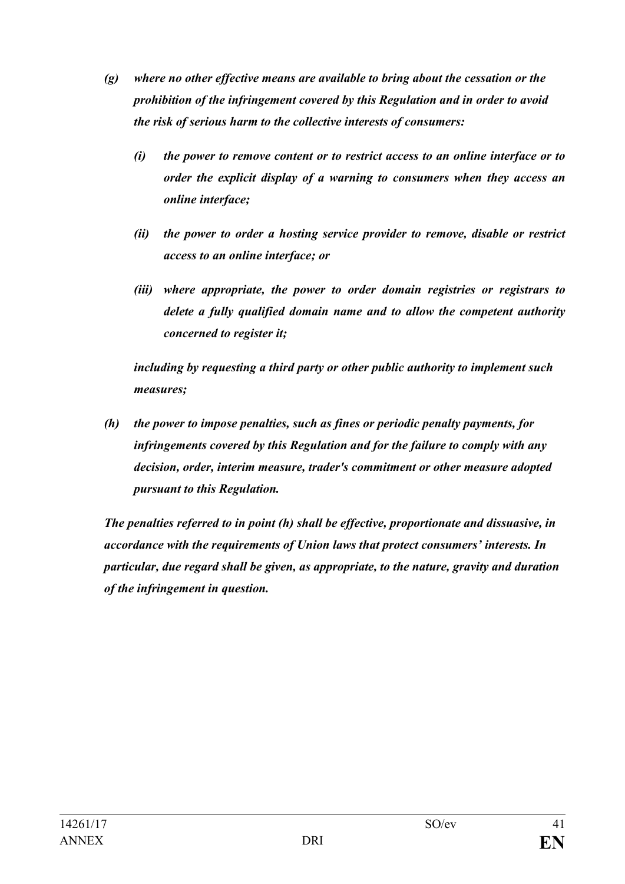*(g) where no other effective means are available to bring about the cessation or the prohibition of the infringement covered by this Regulation and in order to avoid the risk of serious harm to the collective interests of consumers:*

*(i) the power to remove content or to restrict access to an online interface or to order the explicit display of a warning to consumers when they access an online interface;*

*(ii) the power to order a hosting service provider to remove, disable or restrict access to an online interface; or*

*(iii) where appropriate, the power to order domain registries or registrars to delete a fully qualified domain name and to allow the competent authority concerned to register it;*

*including by requesting a third party or other public authority to implement such measures;*

*(h) the power to impose penalties, such as fines or periodic penalty payments, for infringements covered by this Regulation and for the failure to comply with any decision, order, interim measure, trader's commitment or other measure adopted pursuant to this Regulation.*

*The penalties referred to in point (h) shall be effective, proportionate and dissuasive, in accordance with the requirements of Union laws that protect consumers' interests. In particular, due regard shall be given, as appropriate, to the nature, gravity and duration of the infringement in question.*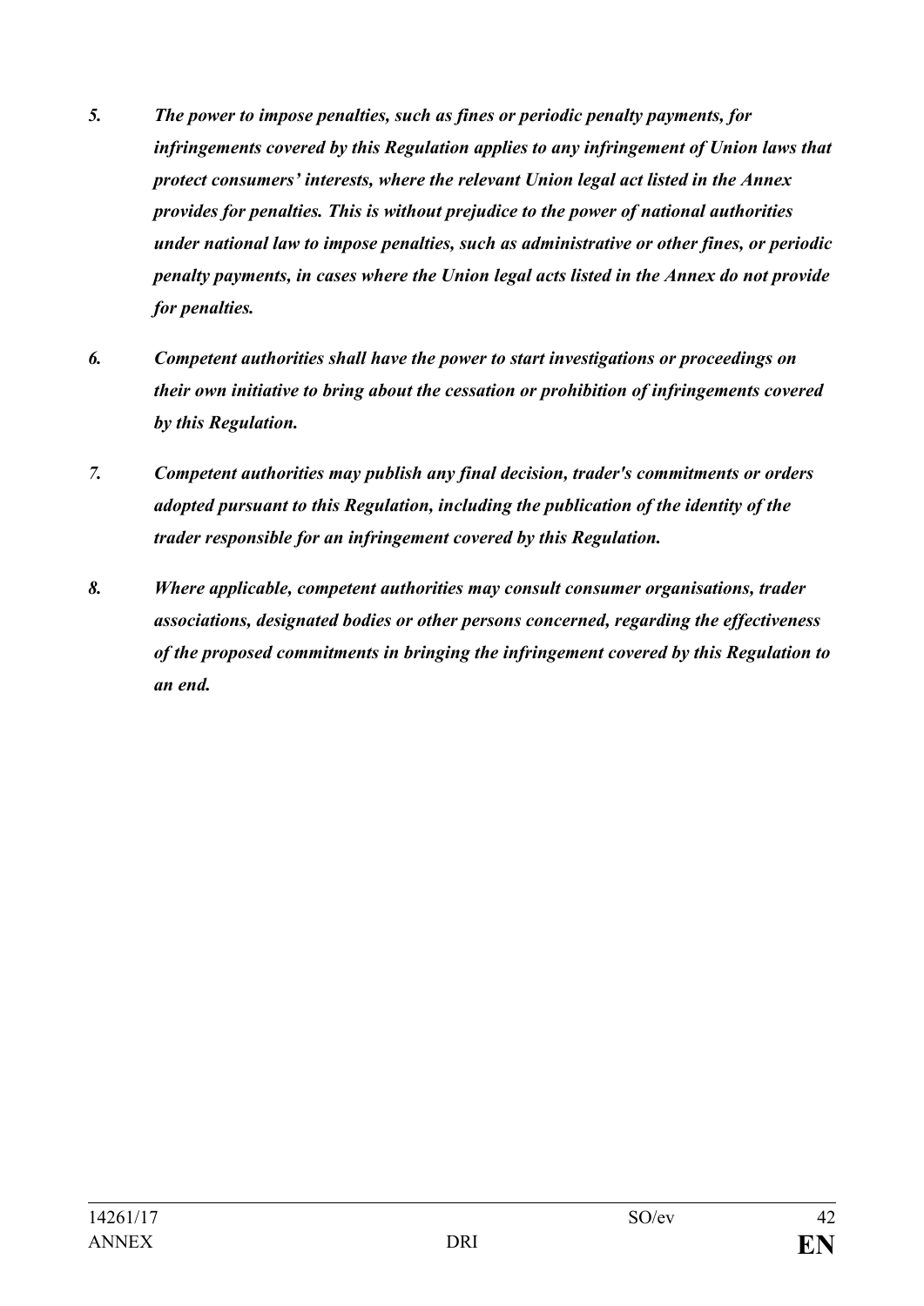*5. The power to impose penalties, such as fines or periodic penalty payments, for infringements covered by this Regulation applies to any infringement of Union laws that protect consumers' interests, where the relevant Union legal act listed in the Annex provides for penalties. This is without prejudice to the power of national authorities under national law to impose penalties, such as administrative or other fines, or periodic penalty payments, in cases where the Union legal acts listed in the Annex do not provide for penalties.*

*6. Competent authorities shall have the power to start investigations or proceedings on their own initiative to bring about the cessation or prohibition of infringements covered by this Regulation.*

*7. Competent authorities may publish any final decision, trader's commitments or orders adopted pursuant to this Regulation, including the publication of the identity of the trader responsible for an infringement covered by this Regulation.*

*8. Where applicable, competent authorities may consult consumer organisations, trader associations, designated bodies or other persons concerned, regarding the effectiveness of the proposed commitments in bringing the infringement covered by this Regulation to an end.*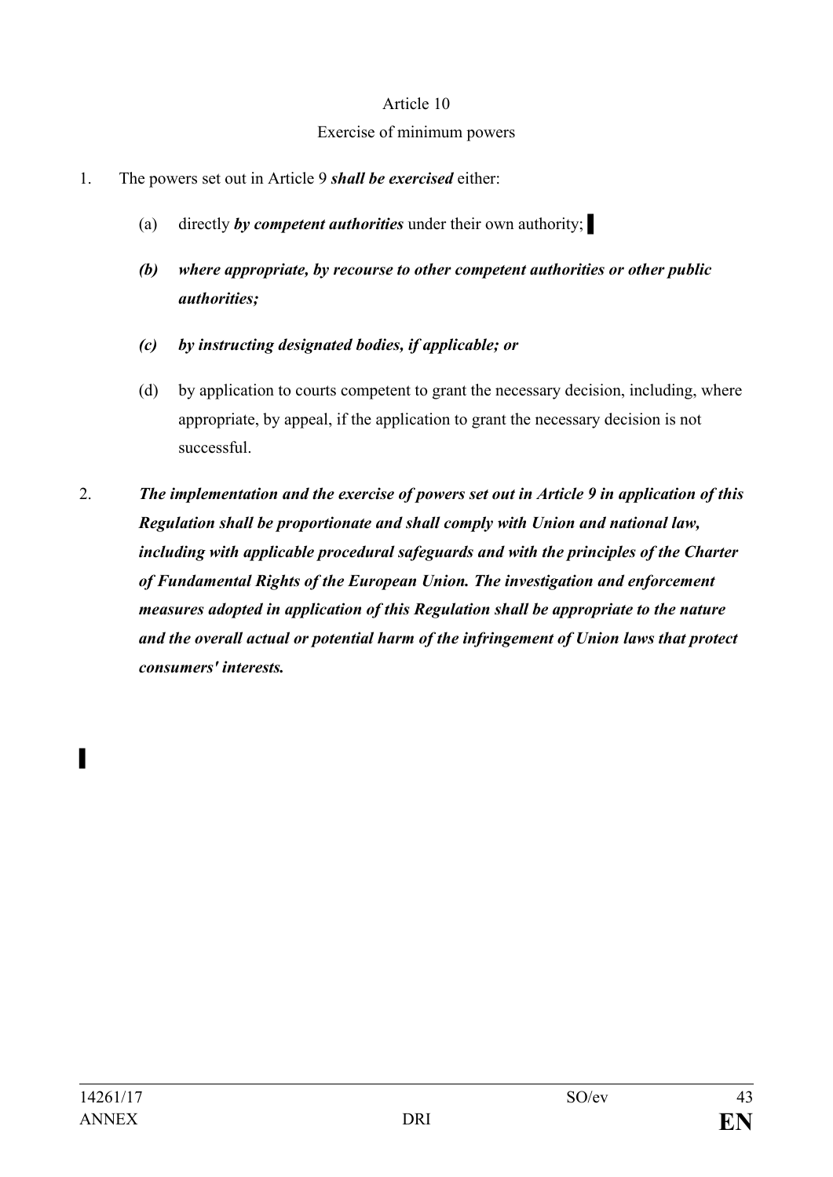Article 10

Exercise of minimum powers

1. The powers set out in Article 9 ***shall be exercised*** either:

   (a) directly ***by competent authorities*** under their own authority; ▌

   ***(b) where appropriate, by recourse to other competent authorities or other public authorities;***

   ***(c) by instructing designated bodies, if applicable; or***

   (d) by application to courts competent to grant the necessary decision, including, where appropriate, by appeal, if the application to grant the necessary decision is not successful.

2. ***The implementation and the exercise of powers set out in Article 9 in application of this Regulation shall be proportionate and shall comply with Union and national law, including with applicable procedural safeguards and with the principles of the Charter of Fundamental Rights of the European Union. The investigation and enforcement measures adopted in application of this Regulation shall be appropriate to the nature and the overall actual or potential harm of the infringement of Union laws that protect consumers' interests.***

▌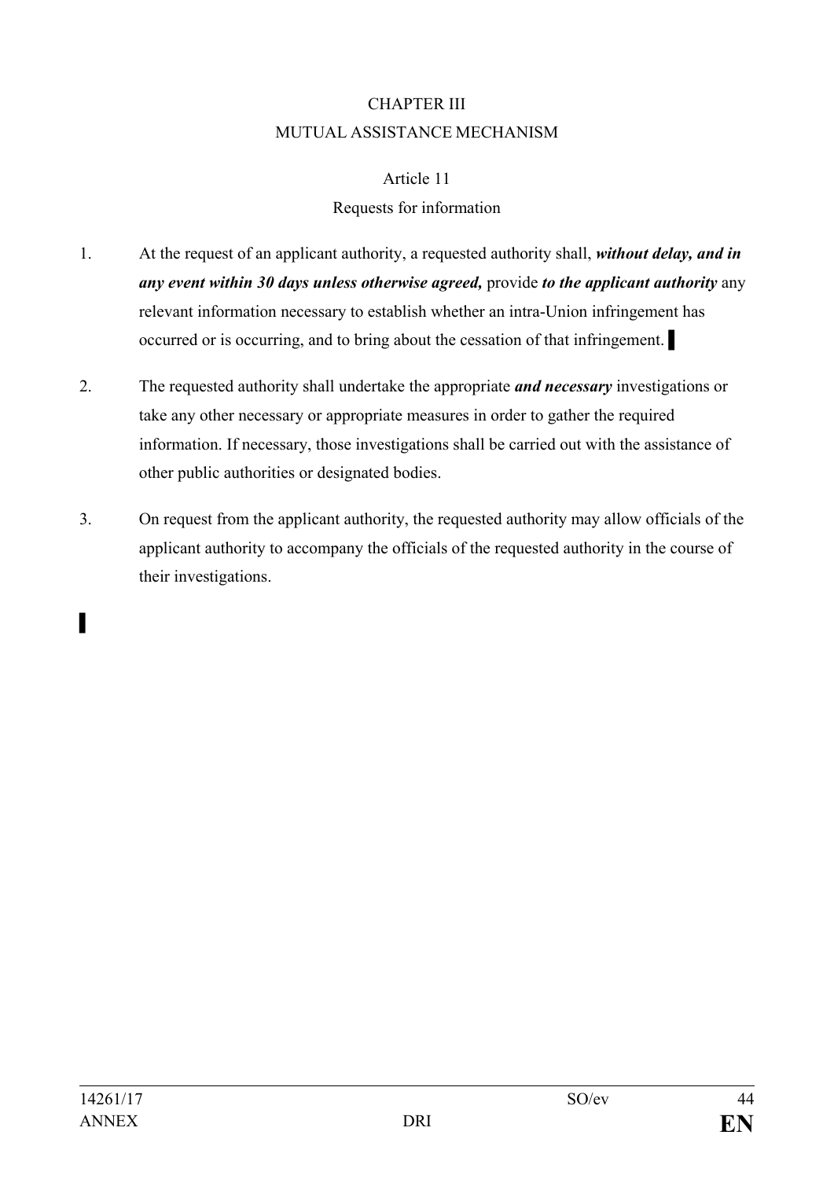CHAPTER III

MUTUAL ASSISTANCE MECHANISM

Article 11

Requests for information

1. At the request of an applicant authority, a requested authority shall, ***without delay, and in any event within 30 days unless otherwise agreed,*** provide ***to the applicant authority*** any relevant information necessary to establish whether an intra-Union infringement has occurred or is occurring, and to bring about the cessation of that infringement. ▌

2. The requested authority shall undertake the appropriate ***and necessary*** investigations or take any other necessary or appropriate measures in order to gather the required information. If necessary, those investigations shall be carried out with the assistance of other public authorities or designated bodies.

3. On request from the applicant authority, the requested authority may allow officials of the applicant authority to accompany the officials of the requested authority in the course of their investigations.

▌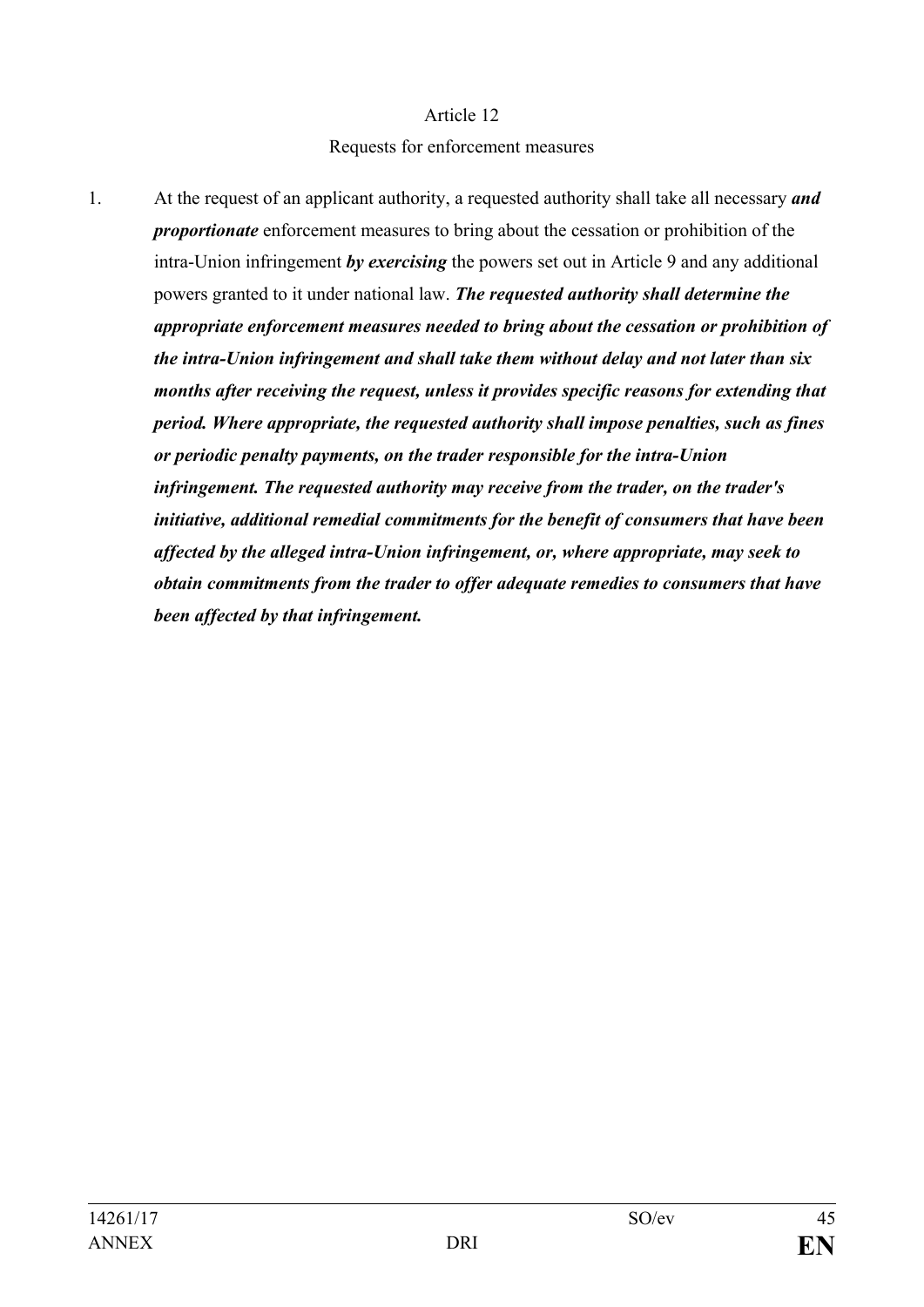Article 12

Requests for enforcement measures

1. At the request of an applicant authority, a requested authority shall take all necessary ***and proportionate*** enforcement measures to bring about the cessation or prohibition of the intra-Union infringement ***by exercising*** the powers set out in Article 9 and any additional powers granted to it under national law. ***The requested authority shall determine the appropriate enforcement measures needed to bring about the cessation or prohibition of the intra-Union infringement and shall take them without delay and not later than six months after receiving the request, unless it provides specific reasons for extending that period. Where appropriate, the requested authority shall impose penalties, such as fines or periodic penalty payments, on the trader responsible for the intra-Union infringement. The requested authority may receive from the trader, on the trader's initiative, additional remedial commitments for the benefit of consumers that have been affected by the alleged intra-Union infringement, or, where appropriate, may seek to obtain commitments from the trader to offer adequate remedies to consumers that have been affected by that infringement.***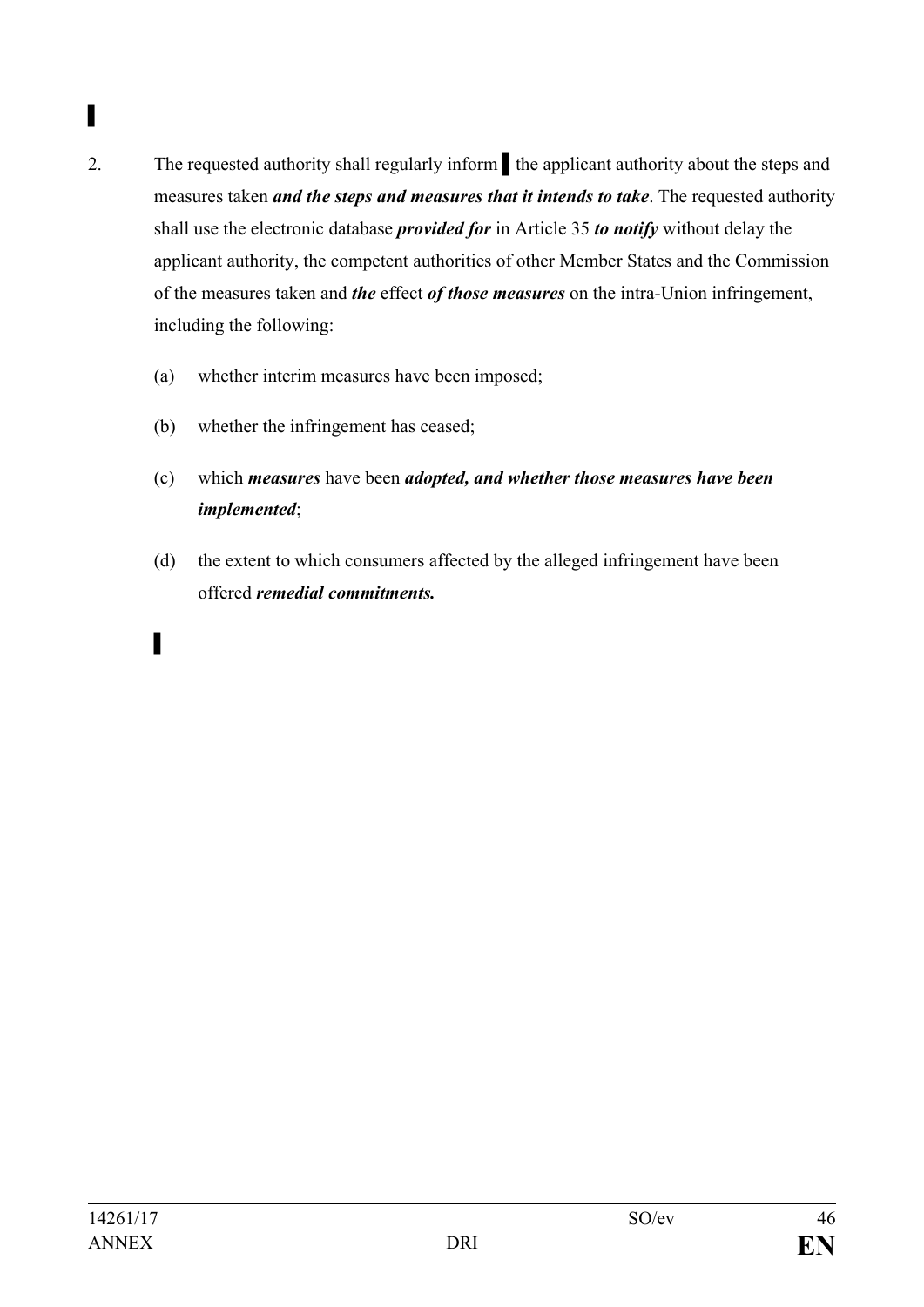▌

2. The requested authority shall regularly inform ▌ the applicant authority about the steps and measures taken ***and the steps and measures that it intends to take***. The requested authority shall use the electronic database ***provided for*** in Article 35 ***to notify*** without delay the applicant authority, the competent authorities of other Member States and the Commission of the measures taken and ***the*** effect ***of those measures*** on the intra-Union infringement, including the following:

   (a) whether interim measures have been imposed;

   (b) whether the infringement has ceased;

   (c) which ***measures*** have been ***adopted, and whether those measures have been implemented***;

   (d) the extent to which consumers affected by the alleged infringement have been offered ***remedial commitments.***

▌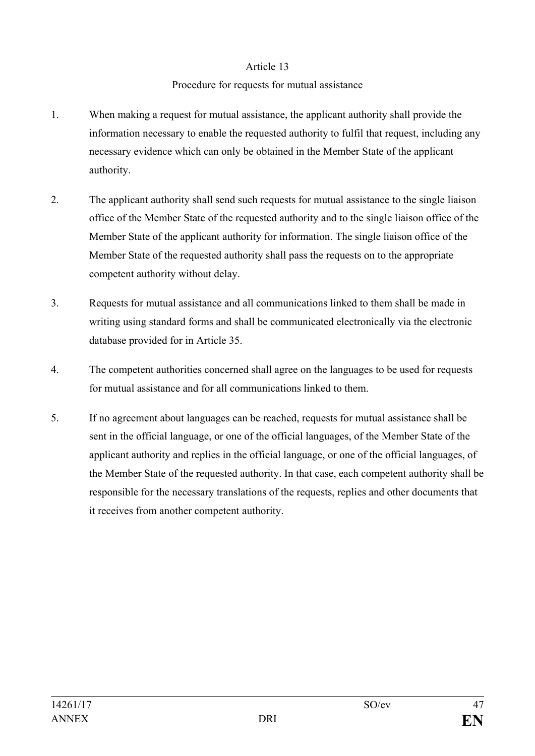Article 13

Procedure for requests for mutual assistance

1. When making a request for mutual assistance, the applicant authority shall provide the information necessary to enable the requested authority to fulfil that request, including any necessary evidence which can only be obtained in the Member State of the applicant authority.

2. The applicant authority shall send such requests for mutual assistance to the single liaison office of the Member State of the requested authority and to the single liaison office of the Member State of the applicant authority for information. The single liaison office of the Member State of the requested authority shall pass the requests on to the appropriate competent authority without delay.

3. Requests for mutual assistance and all communications linked to them shall be made in writing using standard forms and shall be communicated electronically via the electronic database provided for in Article 35.

4. The competent authorities concerned shall agree on the languages to be used for requests for mutual assistance and for all communications linked to them.

5. If no agreement about languages can be reached, requests for mutual assistance shall be sent in the official language, or one of the official languages, of the Member State of the applicant authority and replies in the official language, or one of the official languages, of the Member State of the requested authority. In that case, each competent authority shall be responsible for the necessary translations of the requests, replies and other documents that it receives from another competent authority.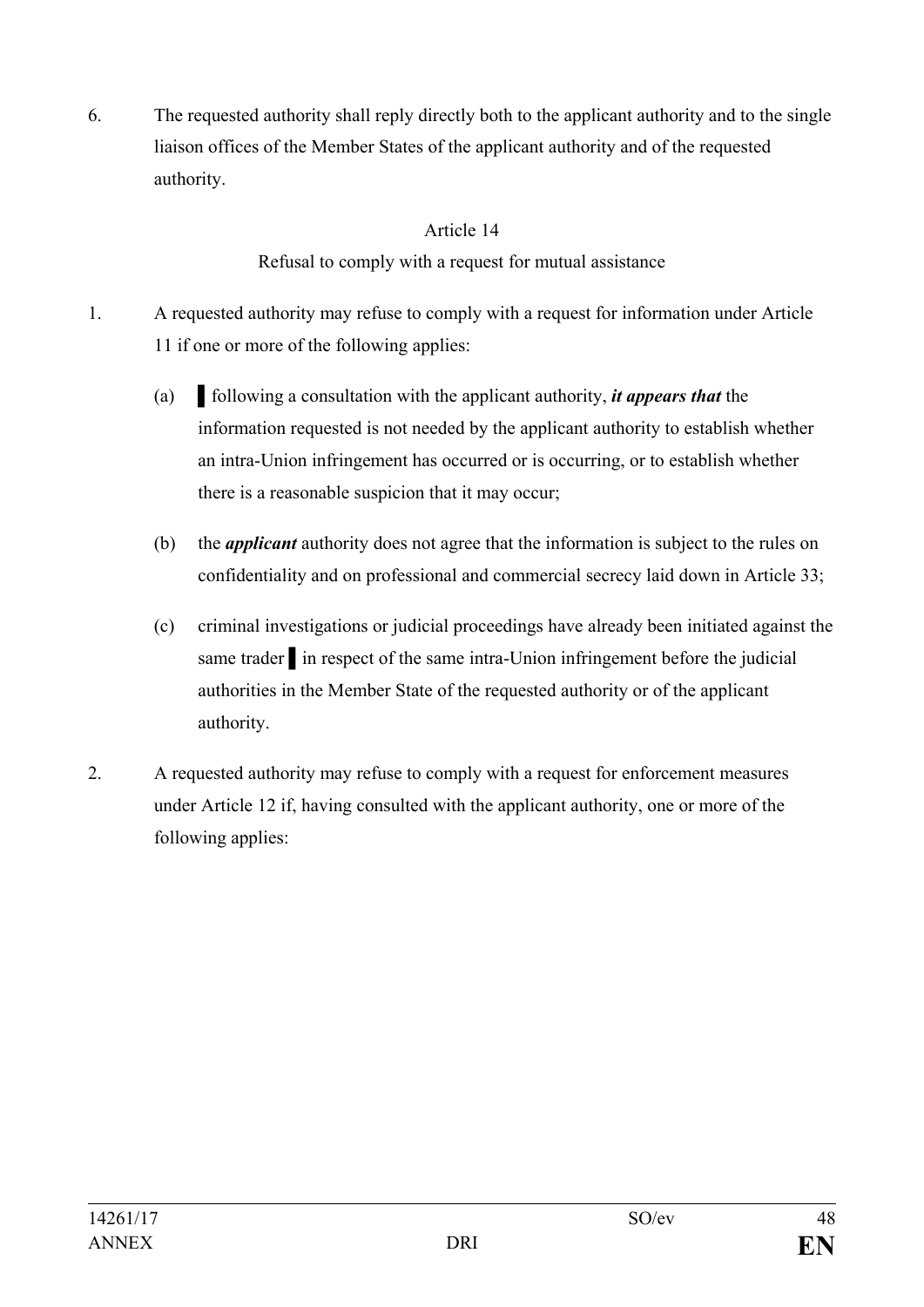6. The requested authority shall reply directly both to the applicant authority and to the single liaison offices of the Member States of the applicant authority and of the requested authority.

Article 14

Refusal to comply with a request for mutual assistance

1. A requested authority may refuse to comply with a request for information under Article 11 if one or more of the following applies:

   (a) ▌following a consultation with the applicant authority, ***it appears that*** the information requested is not needed by the applicant authority to establish whether an intra-Union infringement has occurred or is occurring, or to establish whether there is a reasonable suspicion that it may occur;

   (b) the ***applicant*** authority does not agree that the information is subject to the rules on confidentiality and on professional and commercial secrecy laid down in Article 33;

   (c) criminal investigations or judicial proceedings have already been initiated against the same trader ▌in respect of the same intra-Union infringement before the judicial authorities in the Member State of the requested authority or of the applicant authority.

2. A requested authority may refuse to comply with a request for enforcement measures under Article 12 if, having consulted with the applicant authority, one or more of the following applies: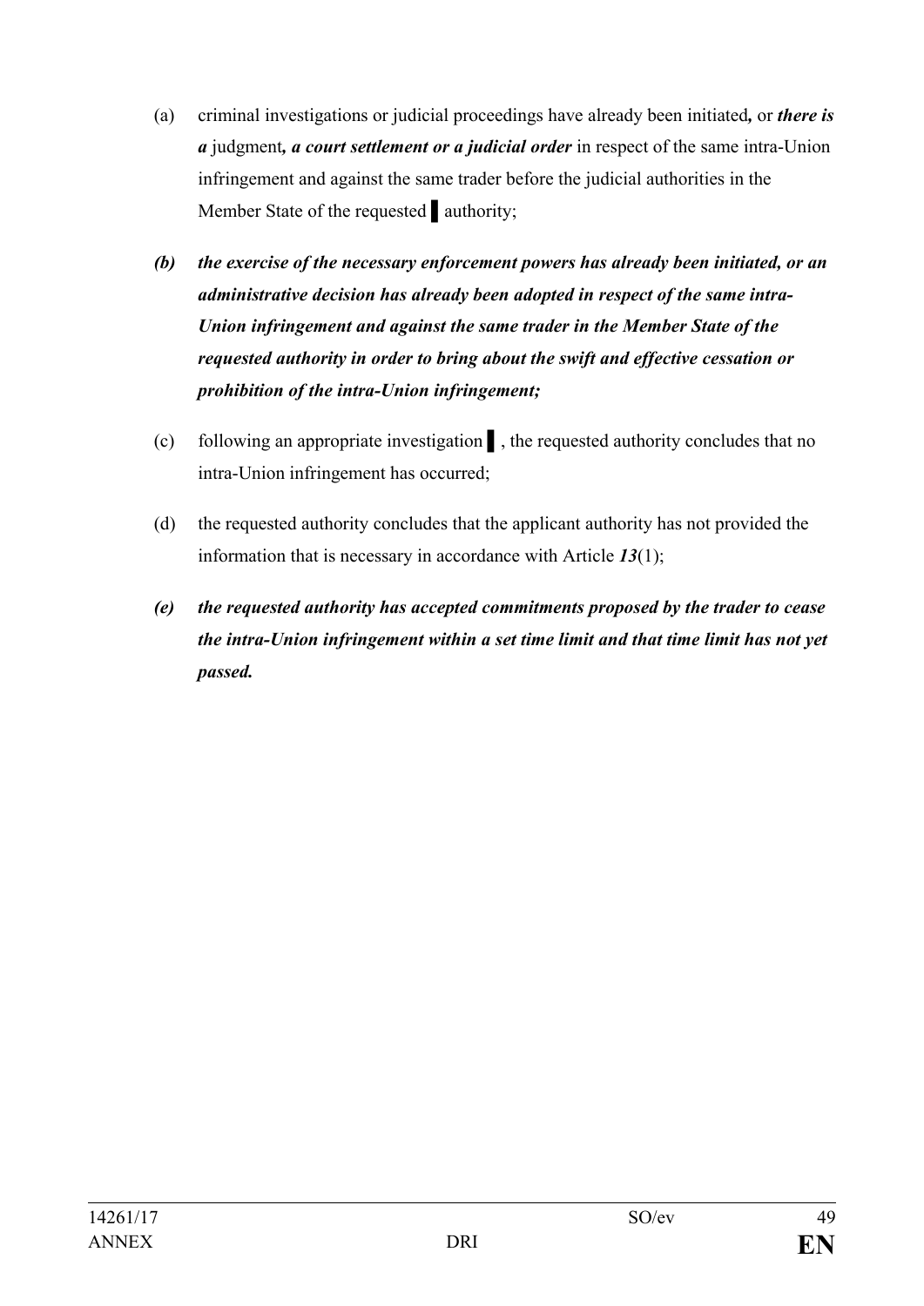(a) criminal investigations or judicial proceedings have already been initiated***,*** or ***there is a*** judgment***, a court settlement or a judicial order*** in respect of the same intra-Union infringement and against the same trader before the judicial authorities in the Member State of the requested ▌authority;

***(b) the exercise of the necessary enforcement powers has already been initiated, or an administrative decision has already been adopted in respect of the same intra-Union infringement and against the same trader in the Member State of the requested authority in order to bring about the swift and effective cessation or prohibition of the intra-Union infringement;***

(c) following an appropriate investigation ▌, the requested authority concludes that no intra-Union infringement has occurred;

(d) the requested authority concludes that the applicant authority has not provided the information that is necessary in accordance with Article ***13***(1);

***(e) the requested authority has accepted commitments proposed by the trader to cease the intra-Union infringement within a set time limit and that time limit has not yet passed.***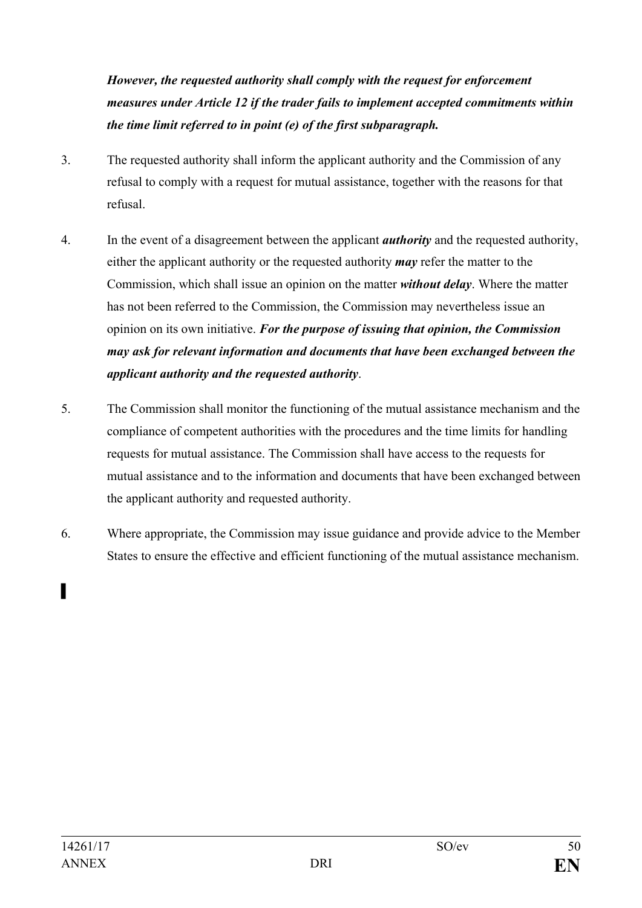***However, the requested authority shall comply with the request for enforcement measures under Article 12 if the trader fails to implement accepted commitments within the time limit referred to in point (e) of the first subparagraph.***

3. The requested authority shall inform the applicant authority and the Commission of any refusal to comply with a request for mutual assistance, together with the reasons for that refusal.

4. In the event of a disagreement between the applicant ***authority*** and the requested authority, either the applicant authority or the requested authority ***may*** refer the matter to the Commission, which shall issue an opinion on the matter ***without delay***. Where the matter has not been referred to the Commission, the Commission may nevertheless issue an opinion on its own initiative. ***For the purpose of issuing that opinion, the Commission may ask for relevant information and documents that have been exchanged between the applicant authority and the requested authority***.

5. The Commission shall monitor the functioning of the mutual assistance mechanism and the compliance of competent authorities with the procedures and the time limits for handling requests for mutual assistance. The Commission shall have access to the requests for mutual assistance and to the information and documents that have been exchanged between the applicant authority and requested authority.

6. Where appropriate, the Commission may issue guidance and provide advice to the Member States to ensure the effective and efficient functioning of the mutual assistance mechanism.

▌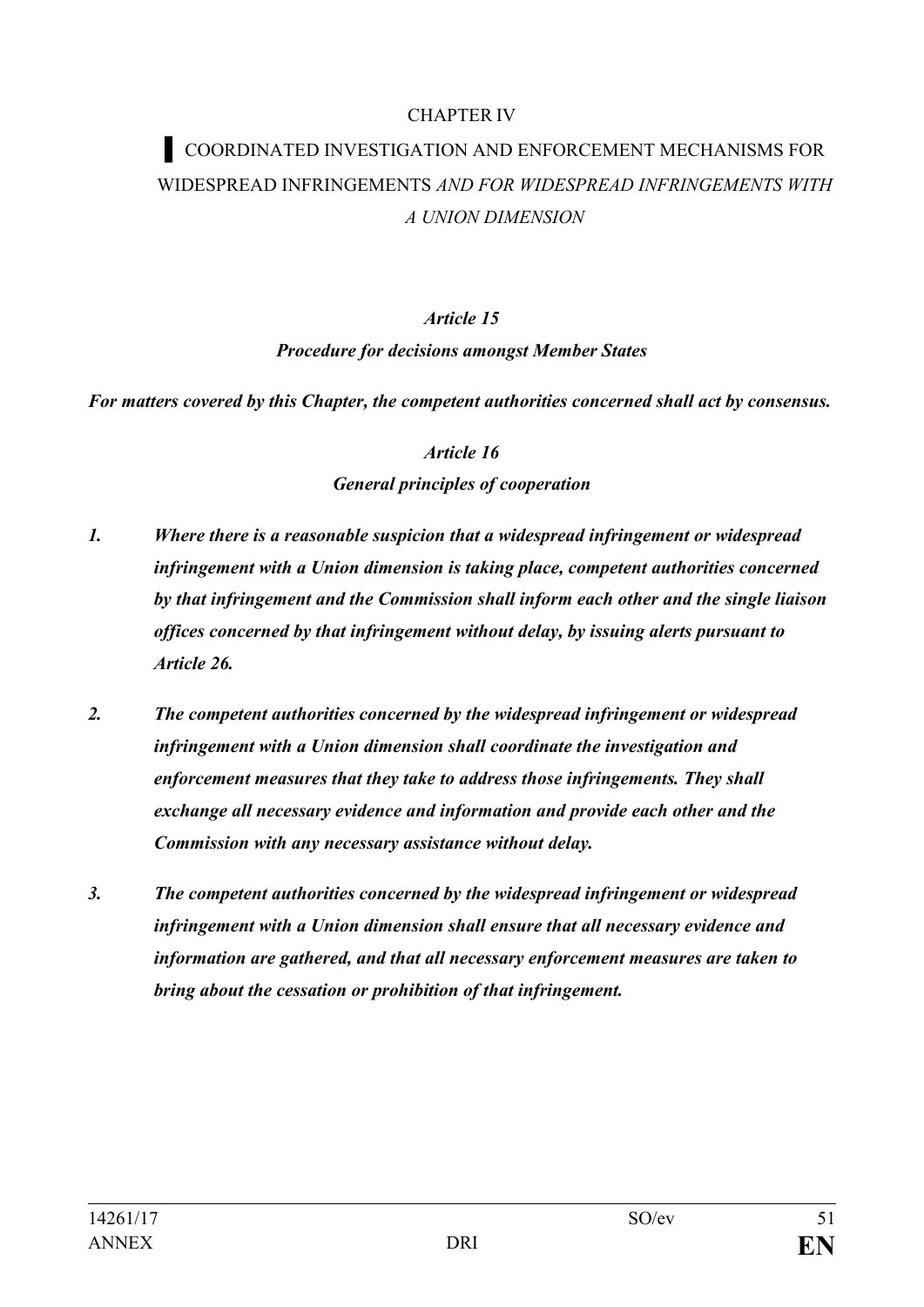CHAPTER IV

▌ COORDINATED INVESTIGATION AND ENFORCEMENT MECHANISMS FOR WIDESPREAD INFRINGEMENTS *AND FOR WIDESPREAD INFRINGEMENTS WITH A UNION DIMENSION*

***Article 15***

***Procedure for decisions amongst Member States***

***For matters covered by this Chapter, the competent authorities concerned shall act by consensus.***

***Article 16***

***General principles of cooperation***

***1. Where there is a reasonable suspicion that a widespread infringement or widespread infringement with a Union dimension is taking place, competent authorities concerned by that infringement and the Commission shall inform each other and the single liaison offices concerned by that infringement without delay, by issuing alerts pursuant to Article 26.***

***2. The competent authorities concerned by the widespread infringement or widespread infringement with a Union dimension shall coordinate the investigation and enforcement measures that they take to address those infringements. They shall exchange all necessary evidence and information and provide each other and the Commission with any necessary assistance without delay.***

***3. The competent authorities concerned by the widespread infringement or widespread infringement with a Union dimension shall ensure that all necessary evidence and information are gathered, and that all necessary enforcement measures are taken to bring about the cessation or prohibition of that infringement.***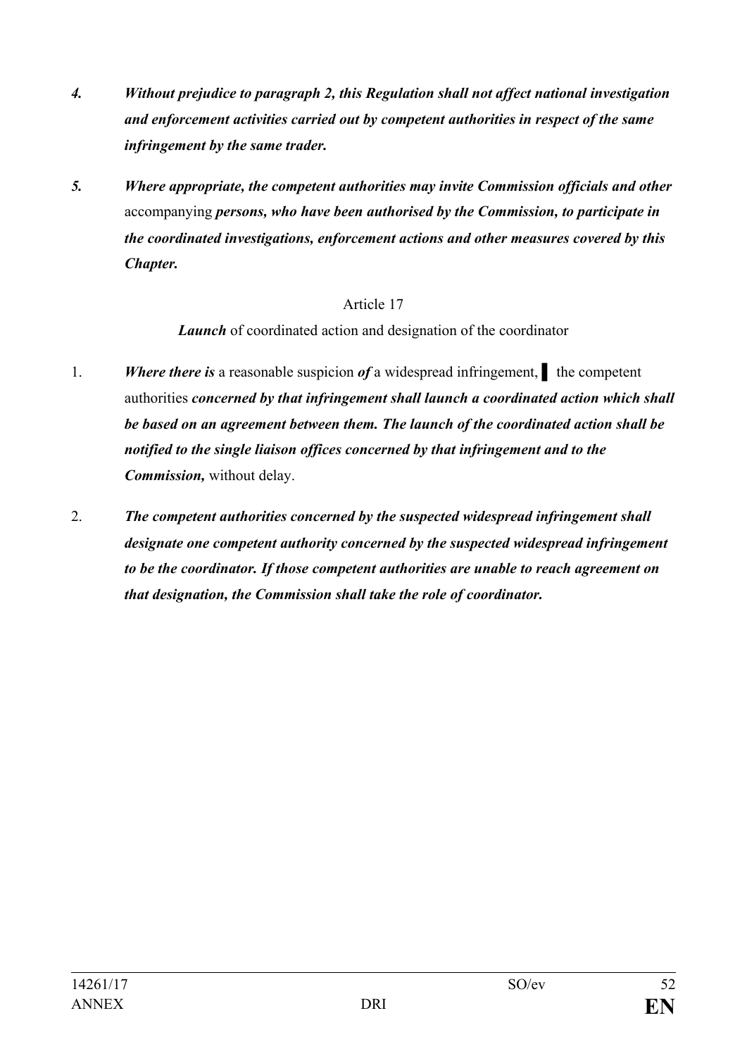*4. Without prejudice to paragraph 2, this Regulation shall not affect national investigation and enforcement activities carried out by competent authorities in respect of the same infringement by the same trader.*

*5. Where appropriate, the competent authorities may invite Commission officials and other* accompanying *persons, who have been authorised by the Commission, to participate in the coordinated investigations, enforcement actions and other measures covered by this Chapter.*

Article 17

***Launch*** of coordinated action and designation of the coordinator

1. ***Where there is*** a reasonable suspicion ***of*** a widespread infringement, ▌ the competent authorities ***concerned by that infringement shall launch a coordinated action which shall be based on an agreement between them. The launch of the coordinated action shall be notified to the single liaison offices concerned by that infringement and to the Commission,*** without delay.

2. ***The competent authorities concerned by the suspected widespread infringement shall designate one competent authority concerned by the suspected widespread infringement to be the coordinator. If those competent authorities are unable to reach agreement on that designation, the Commission shall take the role of coordinator.***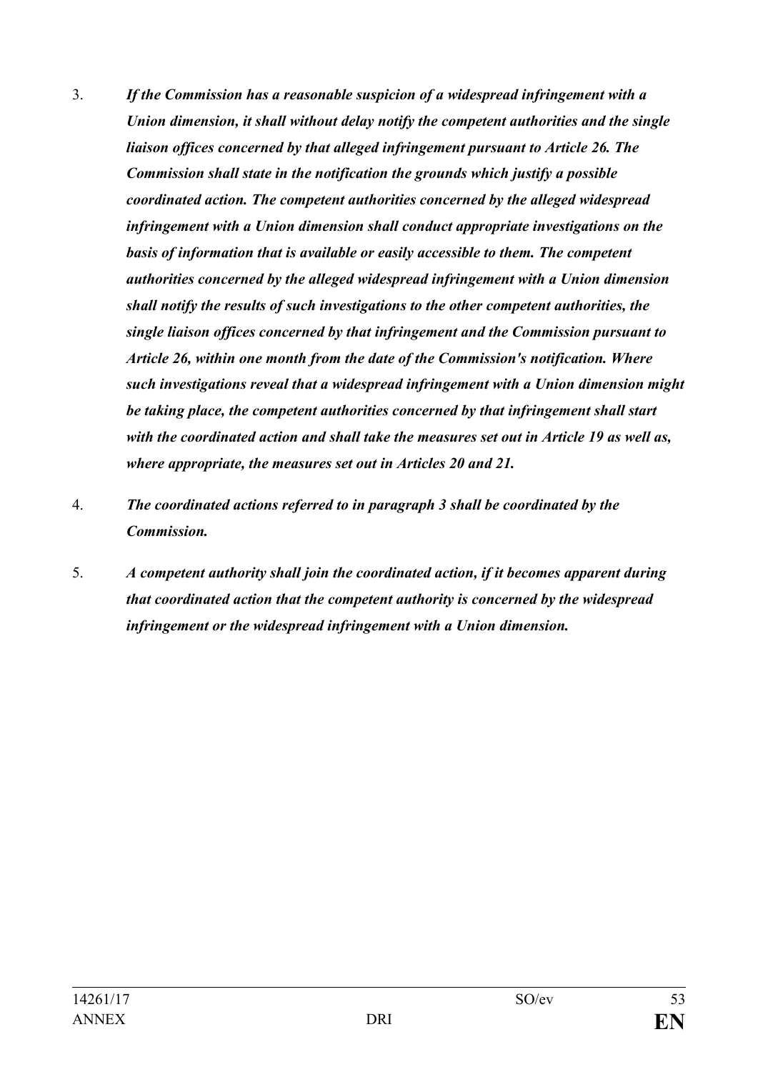3. ***If the Commission has a reasonable suspicion of a widespread infringement with a Union dimension, it shall without delay notify the competent authorities and the single liaison offices concerned by that alleged infringement pursuant to Article 26. The Commission shall state in the notification the grounds which justify a possible coordinated action. The competent authorities concerned by the alleged widespread infringement with a Union dimension shall conduct appropriate investigations on the basis of information that is available or easily accessible to them. The competent authorities concerned by the alleged widespread infringement with a Union dimension shall notify the results of such investigations to the other competent authorities, the single liaison offices concerned by that infringement and the Commission pursuant to Article 26, within one month from the date of the Commission's notification. Where such investigations reveal that a widespread infringement with a Union dimension might be taking place, the competent authorities concerned by that infringement shall start with the coordinated action and shall take the measures set out in Article 19 as well as, where appropriate, the measures set out in Articles 20 and 21.***

4. ***The coordinated actions referred to in paragraph 3 shall be coordinated by the Commission.***

5. ***A competent authority shall join the coordinated action, if it becomes apparent during that coordinated action that the competent authority is concerned by the widespread infringement or the widespread infringement with a Union dimension.***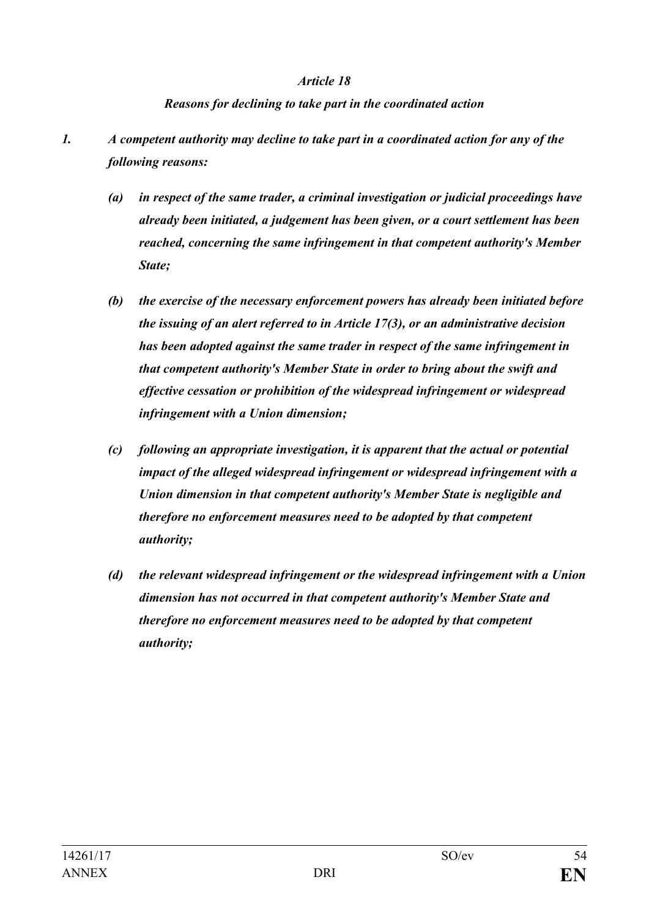### *Article 18*

### *Reasons for declining to take part in the coordinated action*

*1. A competent authority may decline to take part in a coordinated action for any of the following reasons:*

*(a) in respect of the same trader, a criminal investigation or judicial proceedings have already been initiated, a judgement has been given, or a court settlement has been reached, concerning the same infringement in that competent authority's Member State;*

*(b) the exercise of the necessary enforcement powers has already been initiated before the issuing of an alert referred to in Article 17(3), or an administrative decision has been adopted against the same trader in respect of the same infringement in that competent authority's Member State in order to bring about the swift and effective cessation or prohibition of the widespread infringement or widespread infringement with a Union dimension;*

*(c) following an appropriate investigation, it is apparent that the actual or potential impact of the alleged widespread infringement or widespread infringement with a Union dimension in that competent authority's Member State is negligible and therefore no enforcement measures need to be adopted by that competent authority;*

*(d) the relevant widespread infringement or the widespread infringement with a Union dimension has not occurred in that competent authority's Member State and therefore no enforcement measures need to be adopted by that competent authority;*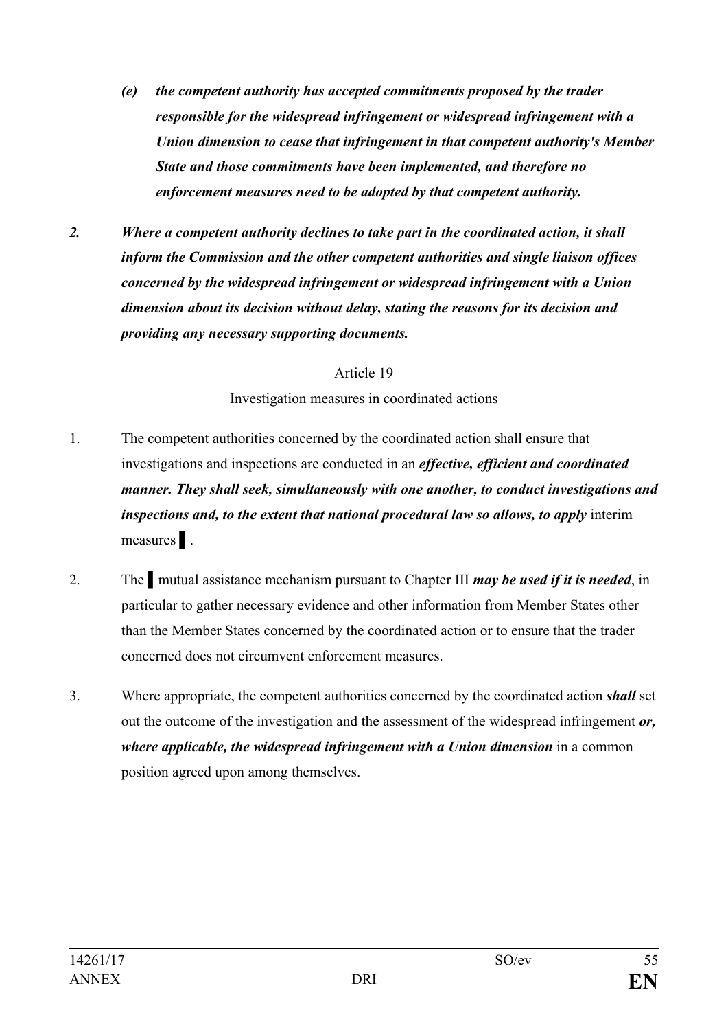*(e) the competent authority has accepted commitments proposed by the trader responsible for the widespread infringement or widespread infringement with a Union dimension to cease that infringement in that competent authority's Member State and those commitments have been implemented, and therefore no enforcement measures need to be adopted by that competent authority.*

*2. Where a competent authority declines to take part in the coordinated action, it shall inform the Commission and the other competent authorities and single liaison offices concerned by the widespread infringement or widespread infringement with a Union dimension about its decision without delay, stating the reasons for its decision and providing any necessary supporting documents.*

Article 19

Investigation measures in coordinated actions

1. The competent authorities concerned by the coordinated action shall ensure that investigations and inspections are conducted in an ***effective, efficient and coordinated manner. They shall seek, simultaneously with one another, to conduct investigations and inspections and, to the extent that national procedural law so allows, to apply*** interim measures ▌.

2. The ▌ mutual assistance mechanism pursuant to Chapter III ***may be used if it is needed***, in particular to gather necessary evidence and other information from Member States other than the Member States concerned by the coordinated action or to ensure that the trader concerned does not circumvent enforcement measures.

3. Where appropriate, the competent authorities concerned by the coordinated action ***shall*** set out the outcome of the investigation and the assessment of the widespread infringement ***or, where applicable, the widespread infringement with a Union dimension*** in a common position agreed upon among themselves.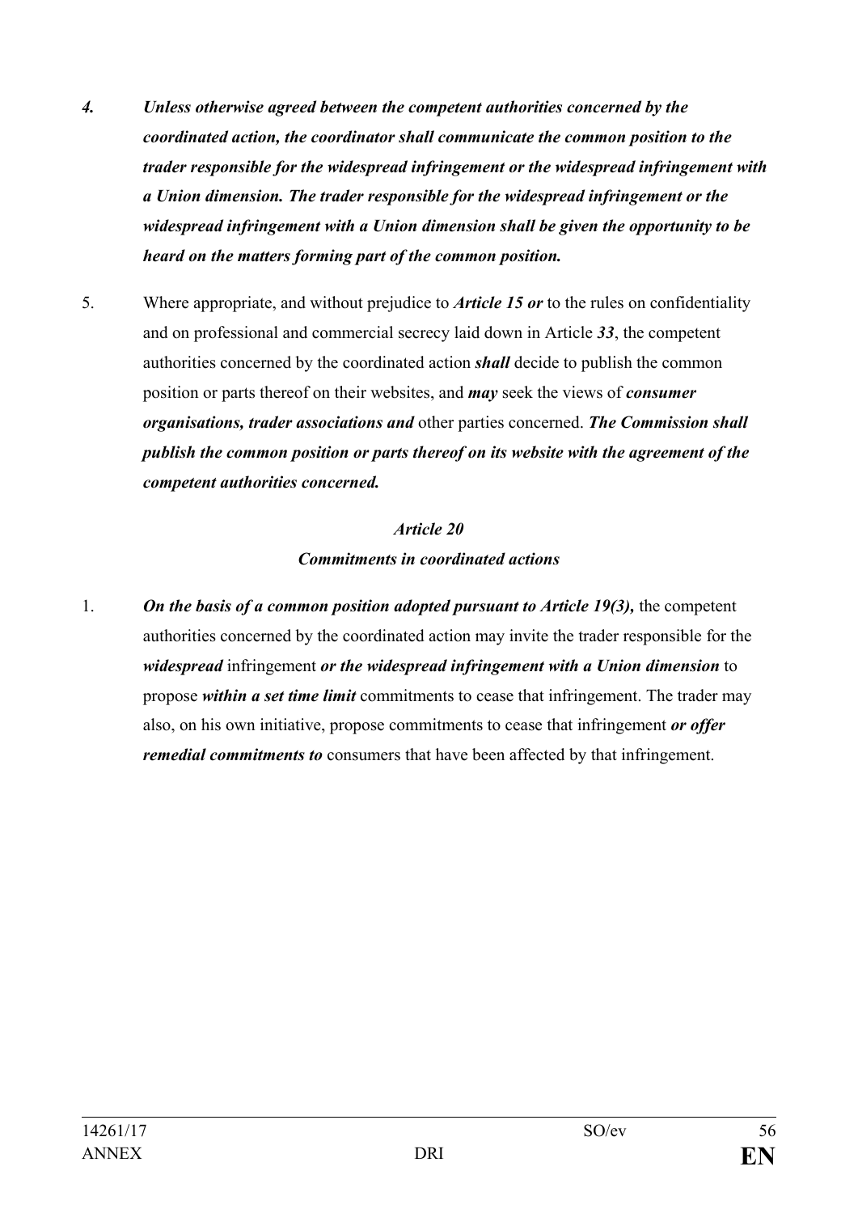***4. Unless otherwise agreed between the competent authorities concerned by the coordinated action, the coordinator shall communicate the common position to the trader responsible for the widespread infringement or the widespread infringement with a Union dimension. The trader responsible for the widespread infringement or the widespread infringement with a Union dimension shall be given the opportunity to be heard on the matters forming part of the common position.***

5. Where appropriate, and without prejudice to ***Article 15 or*** to the rules on confidentiality and on professional and commercial secrecy laid down in Article ***33***, the competent authorities concerned by the coordinated action ***shall*** decide to publish the common position or parts thereof on their websites, and ***may*** seek the views of ***consumer organisations, trader associations and*** other parties concerned. ***The Commission shall publish the common position or parts thereof on its website with the agreement of the competent authorities concerned.***

### *Article 20*
### ***Commitments in coordinated actions***

1. ***On the basis of a common position adopted pursuant to Article 19(3),*** the competent authorities concerned by the coordinated action may invite the trader responsible for the ***widespread*** infringement ***or the widespread infringement with a Union dimension*** to propose ***within a set time limit*** commitments to cease that infringement. The trader may also, on his own initiative, propose commitments to cease that infringement ***or offer remedial commitments to*** consumers that have been affected by that infringement.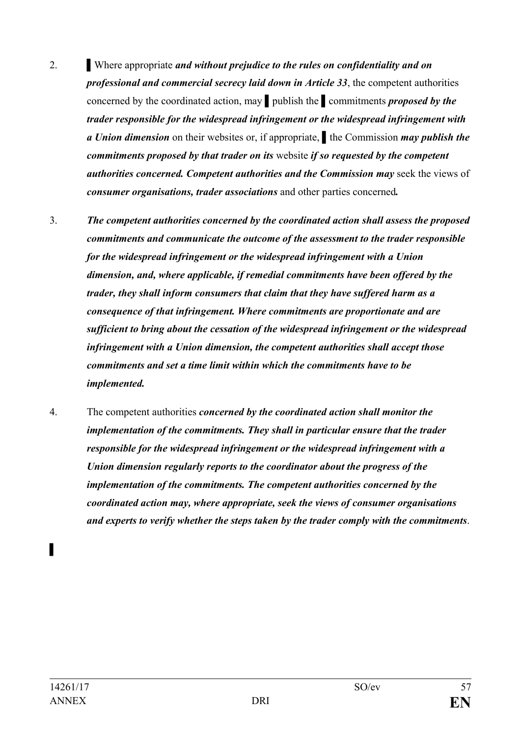2. ▌Where appropriate ***and without prejudice to the rules on confidentiality and on professional and commercial secrecy laid down in Article 33***, the competent authorities concerned by the coordinated action, may ▌publish the ▌commitments ***proposed by the trader responsible for the widespread infringement or the widespread infringement with a Union dimension*** on their websites or, if appropriate, ▌the Commission ***may publish the commitments proposed by that trader on its*** website ***if so requested by the competent authorities concerned. Competent authorities and the Commission may*** seek the views of ***consumer organisations, trader associations*** and other parties concerned***.***

3. ***The competent authorities concerned by the coordinated action shall assess the proposed commitments and communicate the outcome of the assessment to the trader responsible for the widespread infringement or the widespread infringement with a Union dimension, and, where applicable, if remedial commitments have been offered by the trader, they shall inform consumers that claim that they have suffered harm as a consequence of that infringement. Where commitments are proportionate and are sufficient to bring about the cessation of the widespread infringement or the widespread infringement with a Union dimension, the competent authorities shall accept those commitments and set a time limit within which the commitments have to be implemented.***

4. The competent authorities ***concerned by the coordinated action shall monitor the implementation of the commitments. They shall in particular ensure that the trader responsible for the widespread infringement or the widespread infringement with a Union dimension regularly reports to the coordinator about the progress of the implementation of the commitments. The competent authorities concerned by the coordinated action may, where appropriate, seek the views of consumer organisations and experts to verify whether the steps taken by the trader comply with the commitments***.

▌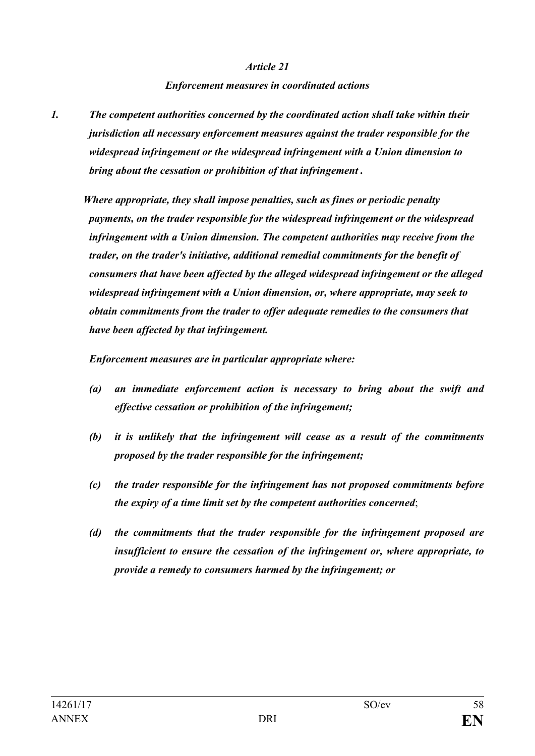*Article 21*

*Enforcement measures in coordinated actions*

*1. The competent authorities concerned by the coordinated action shall take within their jurisdiction all necessary enforcement measures against the trader responsible for the widespread infringement or the widespread infringement with a Union dimension to bring about the cessation or prohibition of that infringement .*

*Where appropriate, they shall impose penalties, such as fines or periodic penalty payments, on the trader responsible for the widespread infringement or the widespread infringement with a Union dimension. The competent authorities may receive from the trader, on the trader's initiative, additional remedial commitments for the benefit of consumers that have been affected by the alleged widespread infringement or the alleged widespread infringement with a Union dimension, or, where appropriate, may seek to obtain commitments from the trader to offer adequate remedies to the consumers that have been affected by that infringement.*

*Enforcement measures are in particular appropriate where:*

*(a) an immediate enforcement action is necessary to bring about the swift and effective cessation or prohibition of the infringement;*

*(b) it is unlikely that the infringement will cease as a result of the commitments proposed by the trader responsible for the infringement;*

*(c) the trader responsible for the infringement has not proposed commitments before the expiry of a time limit set by the competent authorities concerned*;

*(d) the commitments that the trader responsible for the infringement proposed are insufficient to ensure the cessation of the infringement or, where appropriate, to provide a remedy to consumers harmed by the infringement; or*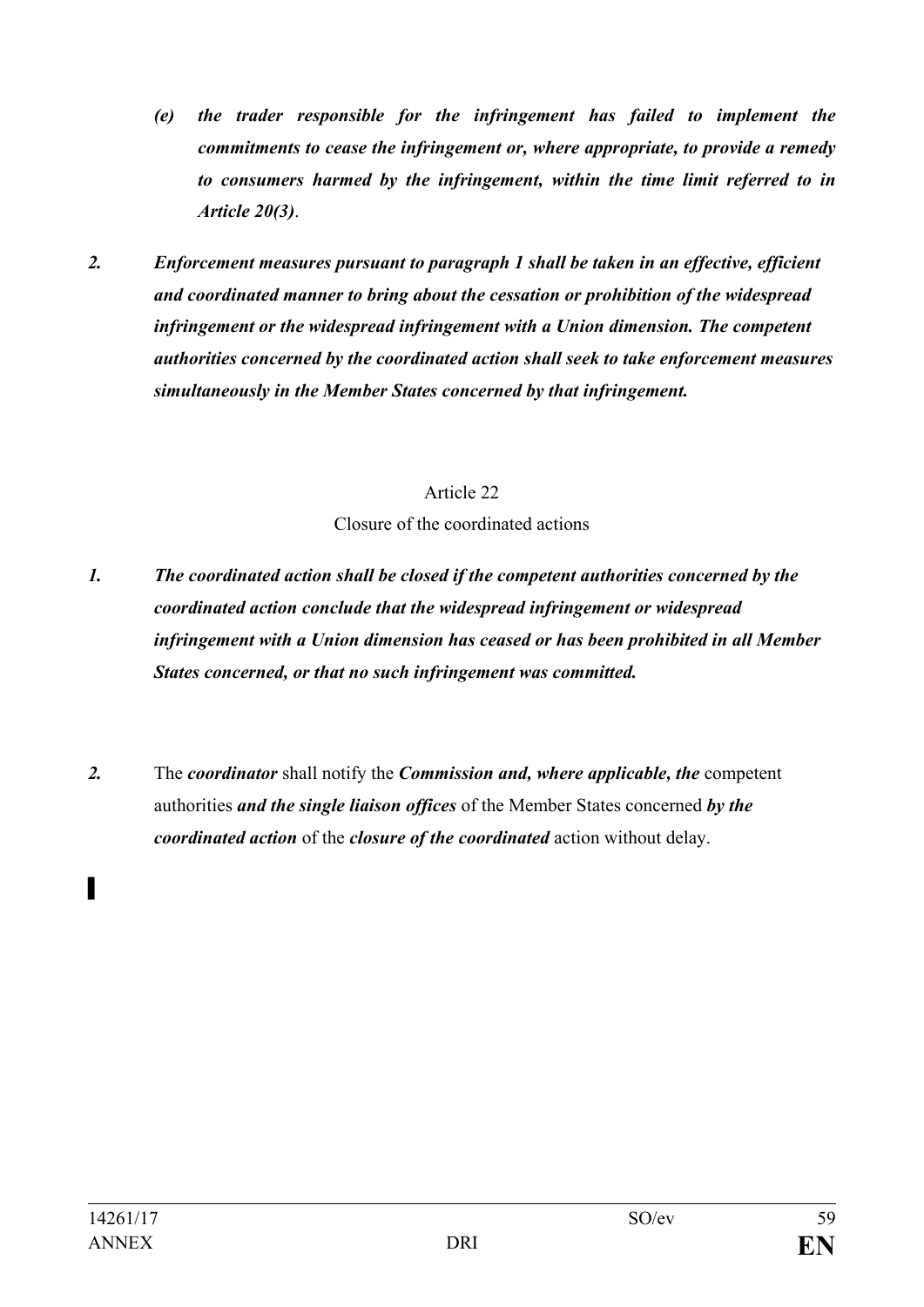*(e) the trader responsible for the infringement has failed to implement the commitments to cease the infringement or, where appropriate, to provide a remedy to consumers harmed by the infringement, within the time limit referred to in Article 20(3)*.

***2. Enforcement measures pursuant to paragraph 1 shall be taken in an effective, efficient and coordinated manner to bring about the cessation or prohibition of the widespread infringement or the widespread infringement with a Union dimension. The competent authorities concerned by the coordinated action shall seek to take enforcement measures simultaneously in the Member States concerned by that infringement.***

Article 22

Closure of the coordinated actions

***1. The coordinated action shall be closed if the competent authorities concerned by the coordinated action conclude that the widespread infringement or widespread infringement with a Union dimension has ceased or has been prohibited in all Member States concerned, or that no such infringement was committed.***

***2.*** The ***coordinator*** shall notify the ***Commission and, where applicable, the*** competent authorities ***and the single liaison offices*** of the Member States concerned ***by the coordinated action*** of the ***closure of the coordinated*** action without delay.

▌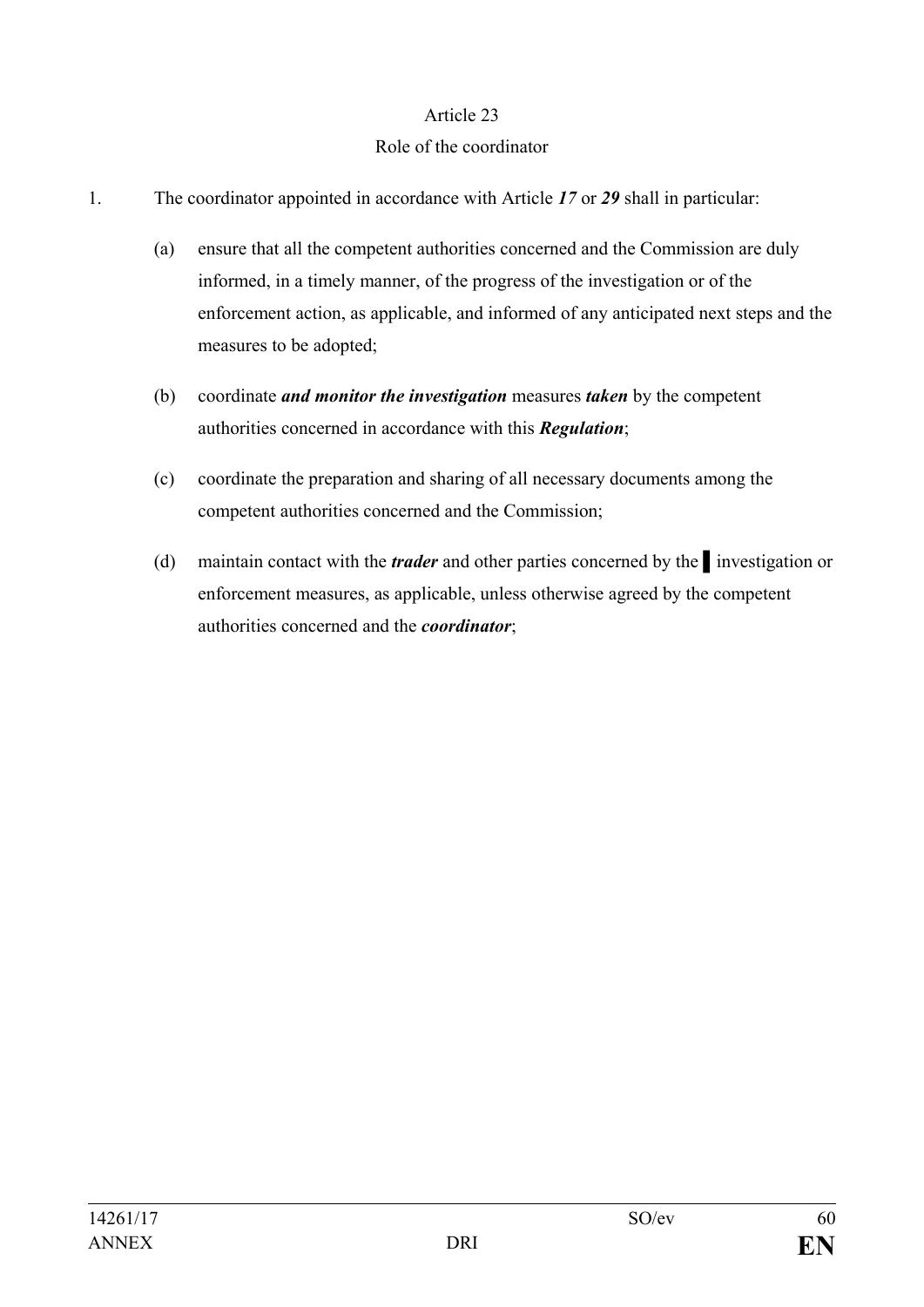Article 23

Role of the coordinator

1. The coordinator appointed in accordance with Article ***17*** or ***29*** shall in particular:

   (a) ensure that all the competent authorities concerned and the Commission are duly informed, in a timely manner, of the progress of the investigation or of the enforcement action, as applicable, and informed of any anticipated next steps and the measures to be adopted;

   (b) coordinate ***and monitor the investigation*** measures ***taken*** by the competent authorities concerned in accordance with this ***Regulation***;

   (c) coordinate the preparation and sharing of all necessary documents among the competent authorities concerned and the Commission;

   (d) maintain contact with the ***trader*** and other parties concerned by the ▌investigation or enforcement measures, as applicable, unless otherwise agreed by the competent authorities concerned and the ***coordinator***;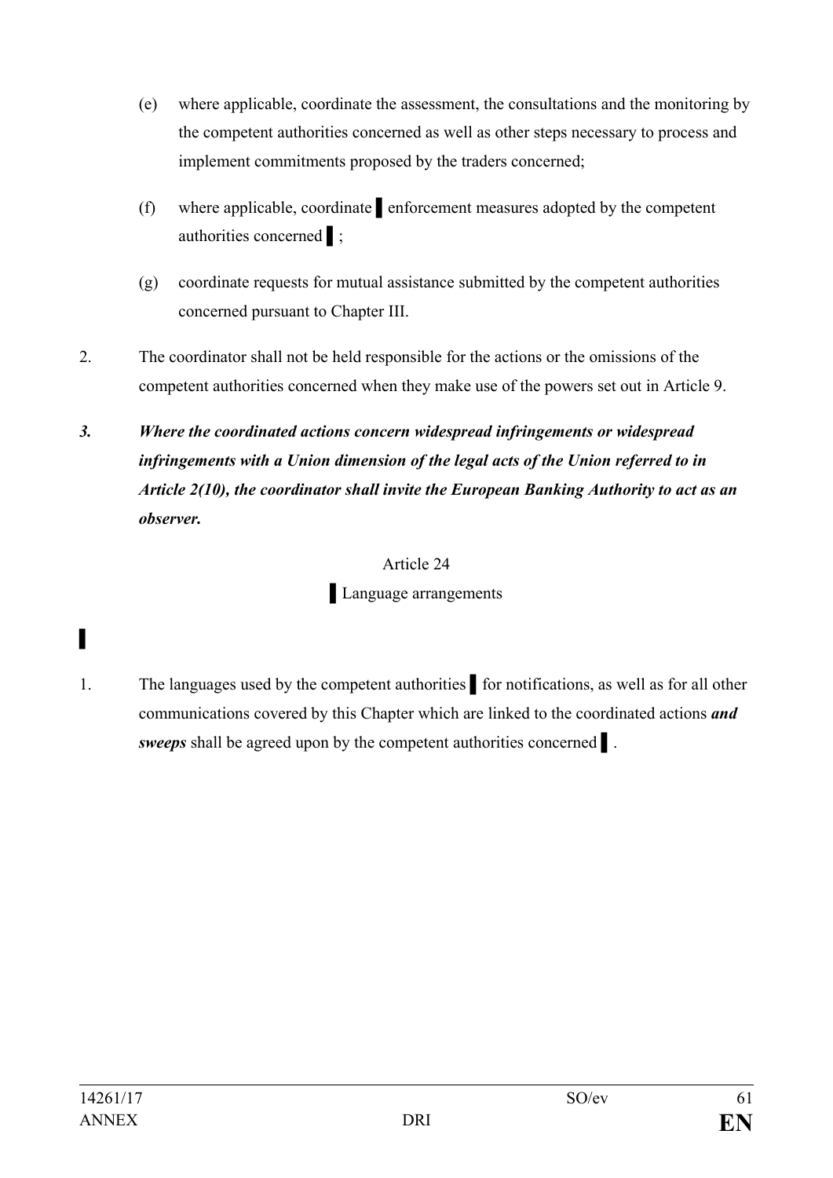(e) where applicable, coordinate the assessment, the consultations and the monitoring by the competent authorities concerned as well as other steps necessary to process and implement commitments proposed by the traders concerned;

(f) where applicable, coordinate ▌enforcement measures adopted by the competent authorities concerned ▌;

(g) coordinate requests for mutual assistance submitted by the competent authorities concerned pursuant to Chapter III.

2. The coordinator shall not be held responsible for the actions or the omissions of the competent authorities concerned when they make use of the powers set out in Article 9.

***3. Where the coordinated actions concern widespread infringements or widespread infringements with a Union dimension of the legal acts of the Union referred to in Article 2(10), the coordinator shall invite the European Banking Authority to act as an observer.***

Article 24

▌Language arrangements

▌

1. The languages used by the competent authorities ▌for notifications, as well as for all other communications covered by this Chapter which are linked to the coordinated actions ***and sweeps*** shall be agreed upon by the competent authorities concerned ▌.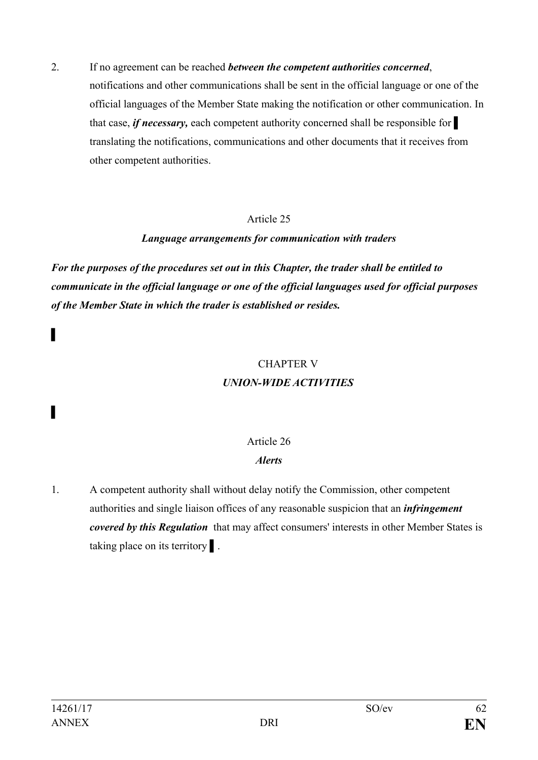2. If no agreement can be reached ***between the competent authorities concerned***, notifications and other communications shall be sent in the official language or one of the official languages of the Member State making the notification or other communication. In that case, ***if necessary,*** each competent authority concerned shall be responsible for ▌ translating the notifications, communications and other documents that it receives from other competent authorities.

Article 25

***Language arrangements for communication with traders***

***For the purposes of the procedures set out in this Chapter, the trader shall be entitled to communicate in the official language or one of the official languages used for official purposes of the Member State in which the trader is established or resides.***

▌

CHAPTER V

***UNION-WIDE ACTIVITIES***

▌

Article 26

***Alerts***

1. A competent authority shall without delay notify the Commission, other competent authorities and single liaison offices of any reasonable suspicion that an ***infringement covered by this Regulation*** that may affect consumers' interests in other Member States is taking place on its territory ▌.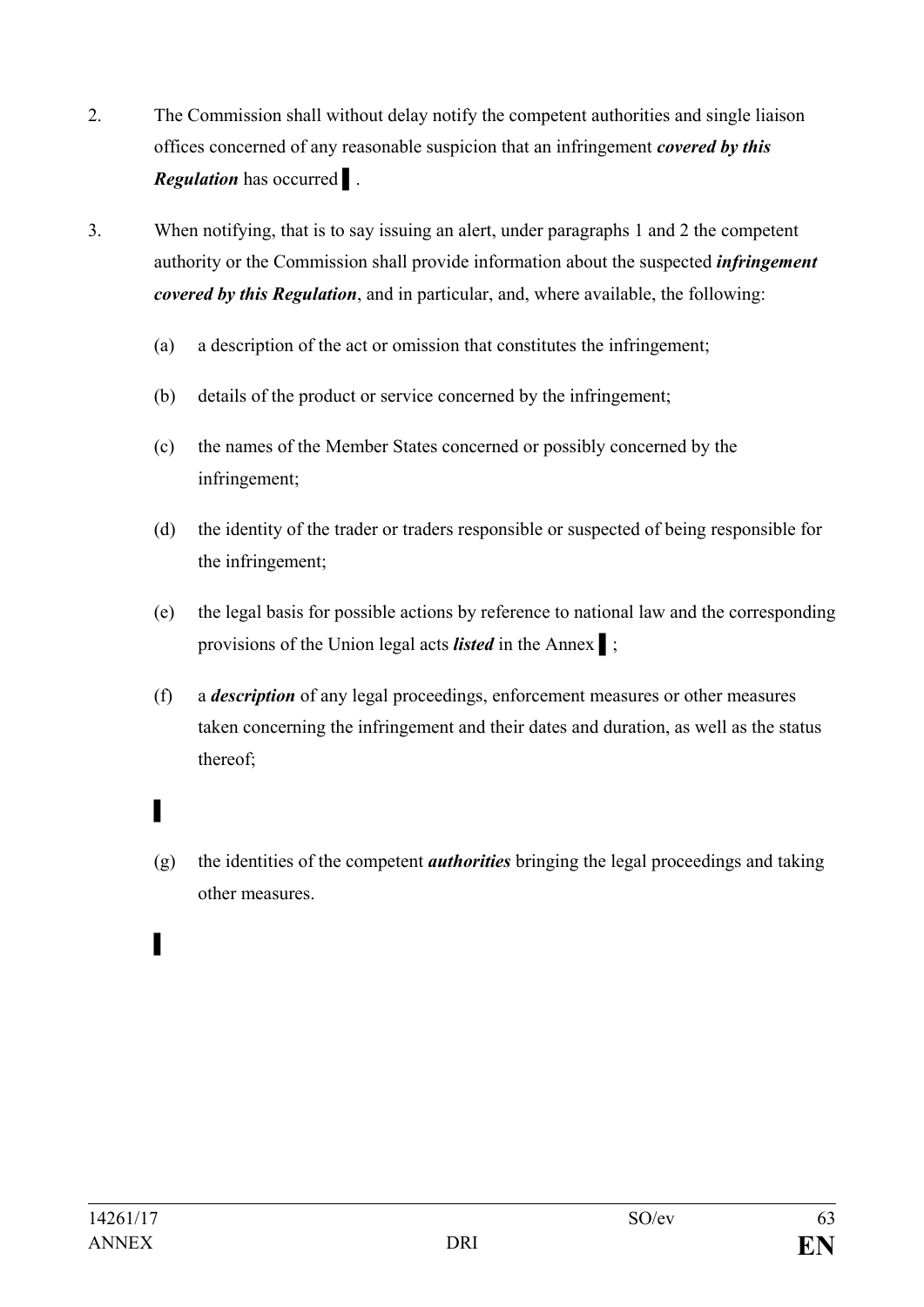2. The Commission shall without delay notify the competent authorities and single liaison offices concerned of any reasonable suspicion that an infringement ***covered by this Regulation*** has occurred ▌.

3. When notifying, that is to say issuing an alert, under paragraphs 1 and 2 the competent authority or the Commission shall provide information about the suspected ***infringement covered by this Regulation***, and in particular, and, where available, the following:

   (a) a description of the act or omission that constitutes the infringement;

   (b) details of the product or service concerned by the infringement;

   (c) the names of the Member States concerned or possibly concerned by the infringement;

   (d) the identity of the trader or traders responsible or suspected of being responsible for the infringement;

   (e) the legal basis for possible actions by reference to national law and the corresponding provisions of the Union legal acts ***listed*** in the Annex ▌;

   (f) a ***description*** of any legal proceedings, enforcement measures or other measures taken concerning the infringement and their dates and duration, as well as the status thereof;

   ▌

   (g) the identities of the competent ***authorities*** bringing the legal proceedings and taking other measures.

▌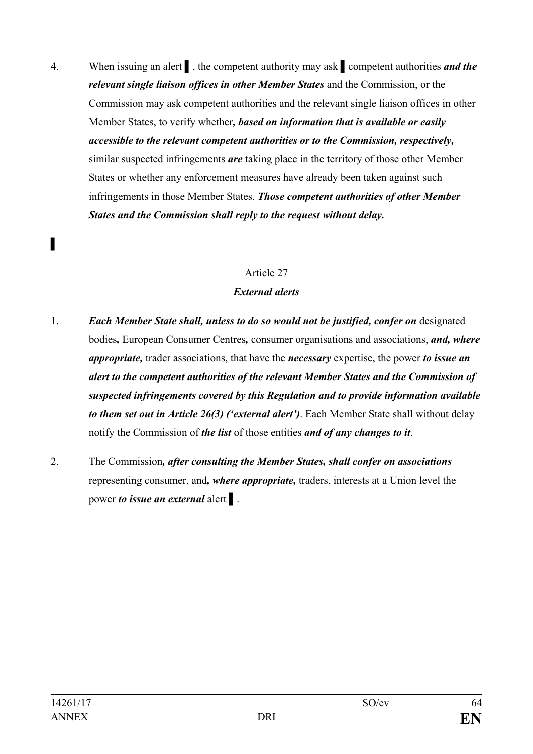4. When issuing an alert ▌, the competent authority may ask ▌ competent authorities ***and the relevant single liaison offices in other Member States*** and the Commission, or the Commission may ask competent authorities and the relevant single liaison offices in other Member States, to verify whether***, based on information that is available or easily accessible to the relevant competent authorities or to the Commission, respectively,*** similar suspected infringements ***are*** taking place in the territory of those other Member States or whether any enforcement measures have already been taken against such infringements in those Member States. ***Those competent authorities of other Member States and the Commission shall reply to the request without delay.***

▌

Article 27

***External alerts***

1. ***Each Member State shall, unless to do so would not be justified, confer on*** designated bodies***,*** European Consumer Centres***,*** consumer organisations and associations, ***and, where appropriate,*** trader associations, that have the ***necessary*** expertise, the power ***to issue an alert to the competent authorities of the relevant Member States and the Commission of suspected infringements covered by this Regulation and to provide information available to them set out in Article 26(3) ('external alert')***. Each Member State shall without delay notify the Commission of ***the list*** of those entities ***and of any changes to it***.

2. The Commission***, after consulting the Member States, shall confer on associations*** representing consumer, and***, where appropriate,*** traders, interests at a Union level the power ***to issue an external*** alert ▌.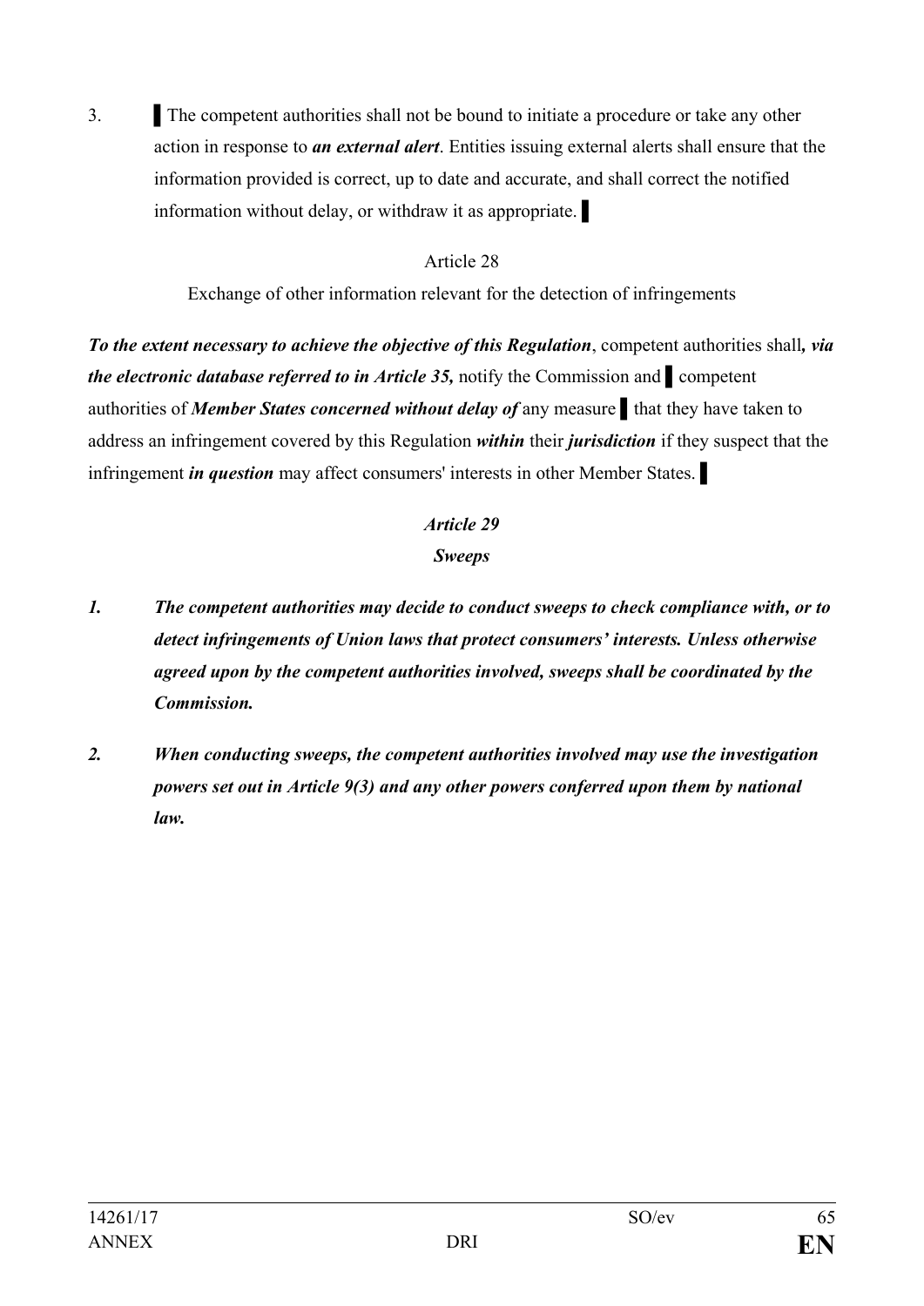3. ▌The competent authorities shall not be bound to initiate a procedure or take any other action in response to ***an external alert***. Entities issuing external alerts shall ensure that the information provided is correct, up to date and accurate, and shall correct the notified information without delay, or withdraw it as appropriate. ▌

Article 28

Exchange of other information relevant for the detection of infringements

***To the extent necessary to achieve the objective of this Regulation***, competent authorities shall***, via the electronic database referred to in Article 35,*** notify the Commission and ▌ competent authorities of ***Member States concerned without delay of*** any measure ▌ that they have taken to address an infringement covered by this Regulation ***within*** their ***jurisdiction*** if they suspect that the infringement ***in question*** may affect consumers' interests in other Member States. ▌

***Article 29***

***Sweeps***

***1. The competent authorities may decide to conduct sweeps to check compliance with, or to detect infringements of Union laws that protect consumers' interests. Unless otherwise agreed upon by the competent authorities involved, sweeps shall be coordinated by the Commission.***

***2. When conducting sweeps, the competent authorities involved may use the investigation powers set out in Article 9(3) and any other powers conferred upon them by national law.***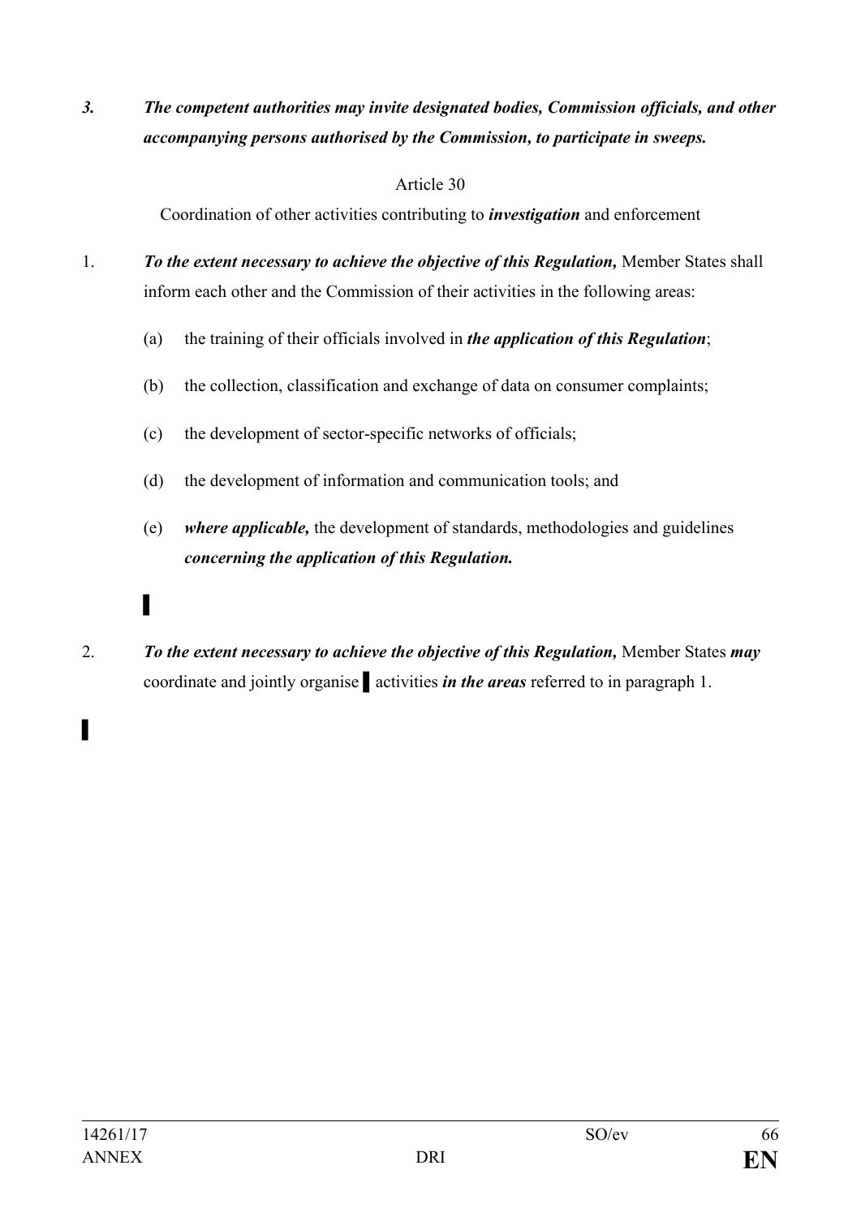***3. The competent authorities may invite designated bodies, Commission officials, and other accompanying persons authorised by the Commission, to participate in sweeps.***

Article 30

Coordination of other activities contributing to ***investigation*** and enforcement

1. ***To the extent necessary to achieve the objective of this Regulation,*** Member States shall inform each other and the Commission of their activities in the following areas:

   (a) the training of their officials involved in ***the application of this Regulation***;

   (b) the collection, classification and exchange of data on consumer complaints;

   (c) the development of sector-specific networks of officials;

   (d) the development of information and communication tools; and

   (e) ***where applicable,*** the development of standards, methodologies and guidelines ***concerning the application of this Regulation.***

   ▌

2. ***To the extent necessary to achieve the objective of this Regulation,*** Member States ***may*** coordinate and jointly organise ▌ activities ***in the areas*** referred to in paragraph 1.

▌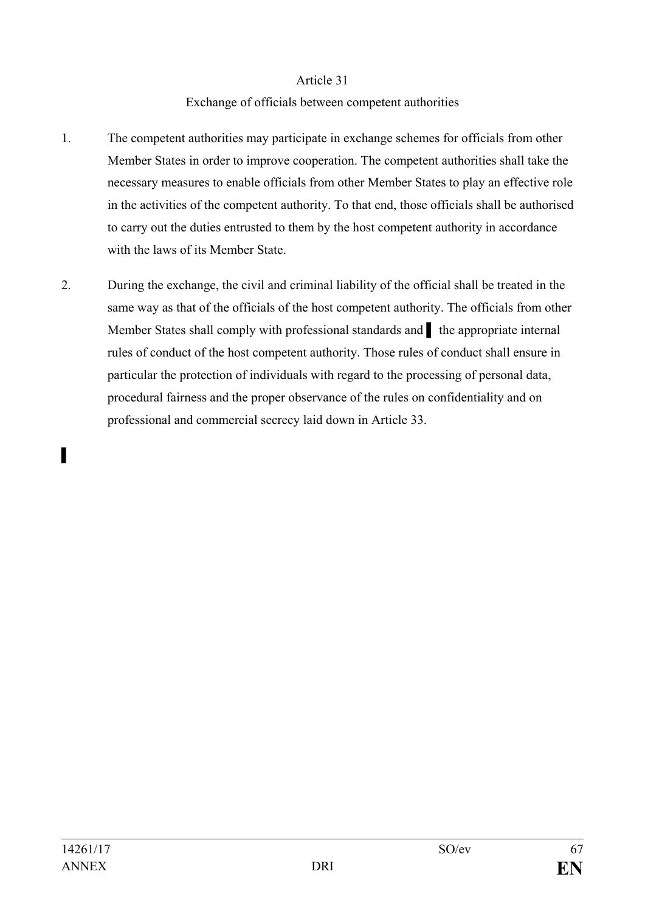Article 31

Exchange of officials between competent authorities

1. The competent authorities may participate in exchange schemes for officials from other Member States in order to improve cooperation. The competent authorities shall take the necessary measures to enable officials from other Member States to play an effective role in the activities of the competent authority. To that end, those officials shall be authorised to carry out the duties entrusted to them by the host competent authority in accordance with the laws of its Member State.

2. During the exchange, the civil and criminal liability of the official shall be treated in the same way as that of the officials of the host competent authority. The officials from other Member States shall comply with professional standards and ▌ the appropriate internal rules of conduct of the host competent authority. Those rules of conduct shall ensure in particular the protection of individuals with regard to the processing of personal data, procedural fairness and the proper observance of the rules on confidentiality and on professional and commercial secrecy laid down in Article 33.

▌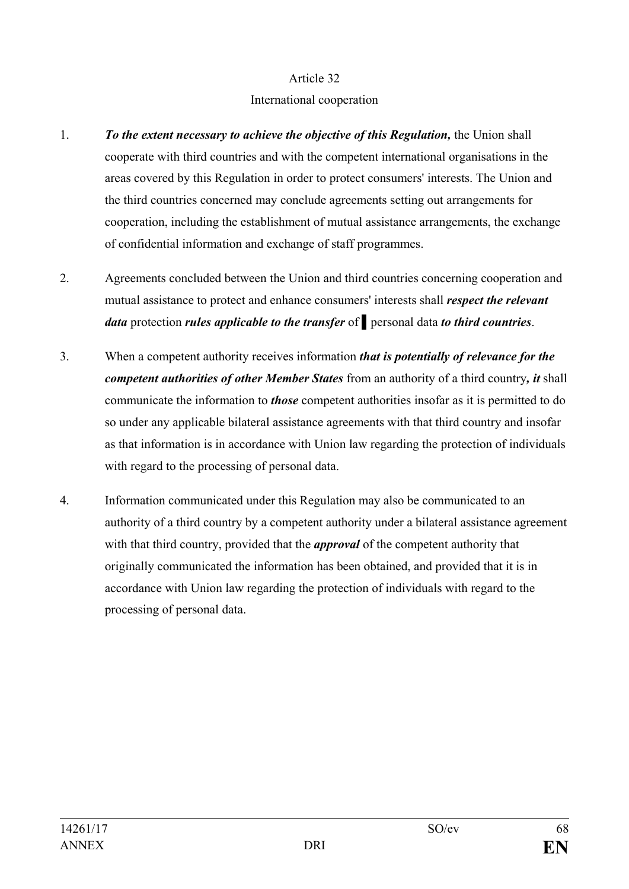Article 32

International cooperation

1. ***To the extent necessary to achieve the objective of this Regulation,*** the Union shall cooperate with third countries and with the competent international organisations in the areas covered by this Regulation in order to protect consumers' interests. The Union and the third countries concerned may conclude agreements setting out arrangements for cooperation, including the establishment of mutual assistance arrangements, the exchange of confidential information and exchange of staff programmes.

2. Agreements concluded between the Union and third countries concerning cooperation and mutual assistance to protect and enhance consumers' interests shall ***respect the relevant data*** protection ***rules applicable to the transfer*** of ▌personal data ***to third countries***.

3. When a competent authority receives information ***that is potentially of relevance for the competent authorities of other Member States*** from an authority of a third country***, it*** shall communicate the information to ***those*** competent authorities insofar as it is permitted to do so under any applicable bilateral assistance agreements with that third country and insofar as that information is in accordance with Union law regarding the protection of individuals with regard to the processing of personal data.

4. Information communicated under this Regulation may also be communicated to an authority of a third country by a competent authority under a bilateral assistance agreement with that third country, provided that the ***approval*** of the competent authority that originally communicated the information has been obtained, and provided that it is in accordance with Union law regarding the protection of individuals with regard to the processing of personal data.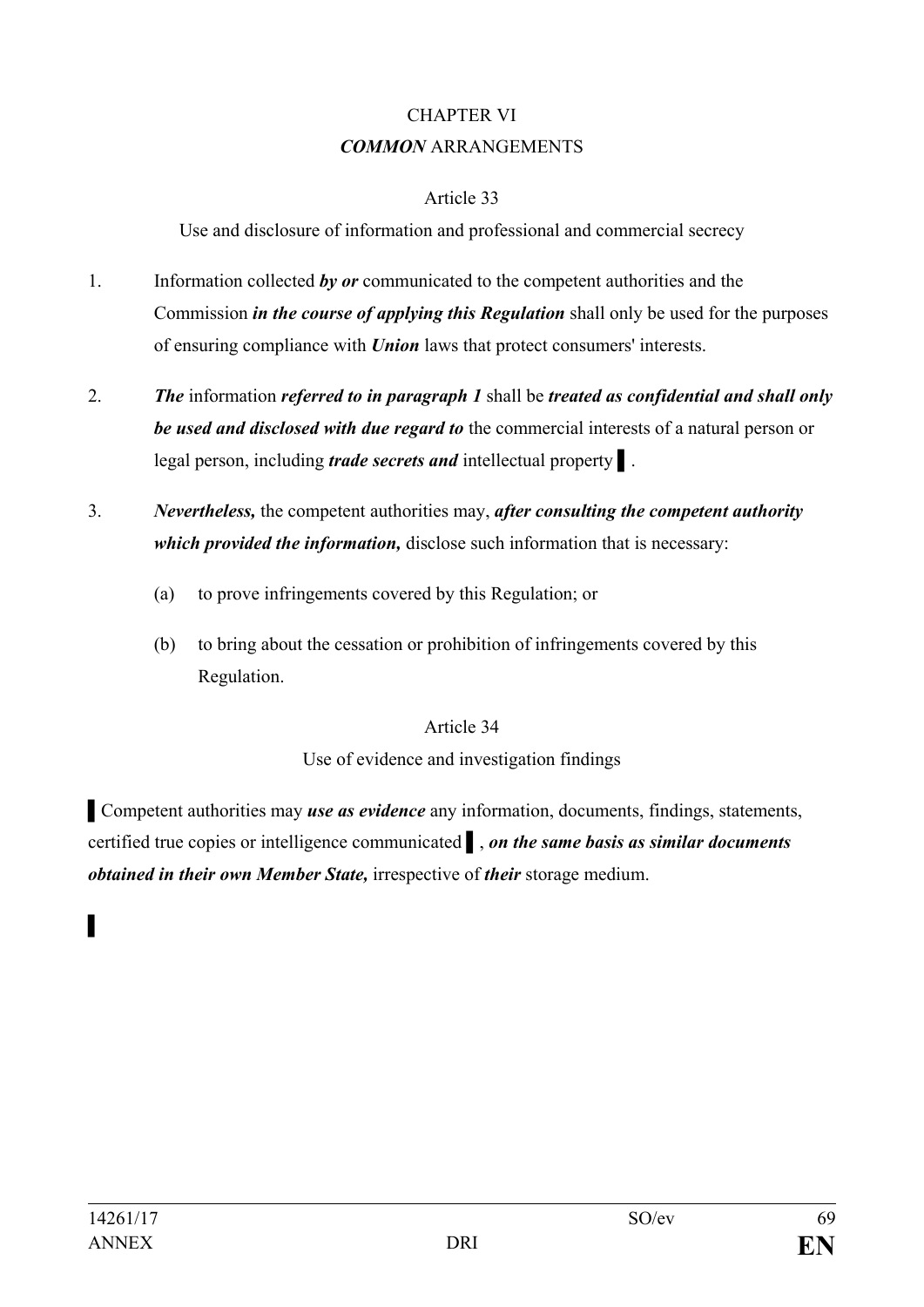CHAPTER VI

***COMMON*** ARRANGEMENTS

Article 33

Use and disclosure of information and professional and commercial secrecy

1. Information collected ***by or*** communicated to the competent authorities and the Commission ***in the course of applying this Regulation*** shall only be used for the purposes of ensuring compliance with ***Union*** laws that protect consumers' interests.

2. ***The*** information ***referred to in paragraph 1*** shall be ***treated as confidential and shall only be used and disclosed with due regard to*** the commercial interests of a natural person or legal person, including ***trade secrets and*** intellectual property ▌.

3. ***Nevertheless,*** the competent authorities may, ***after consulting the competent authority which provided the information,*** disclose such information that is necessary:

   (a) to prove infringements covered by this Regulation; or

   (b) to bring about the cessation or prohibition of infringements covered by this Regulation.

Article 34

Use of evidence and investigation findings

▌Competent authorities may ***use as evidence*** any information, documents, findings, statements, certified true copies or intelligence communicated ▌, ***on the same basis as similar documents obtained in their own Member State,*** irrespective of ***their*** storage medium.

▌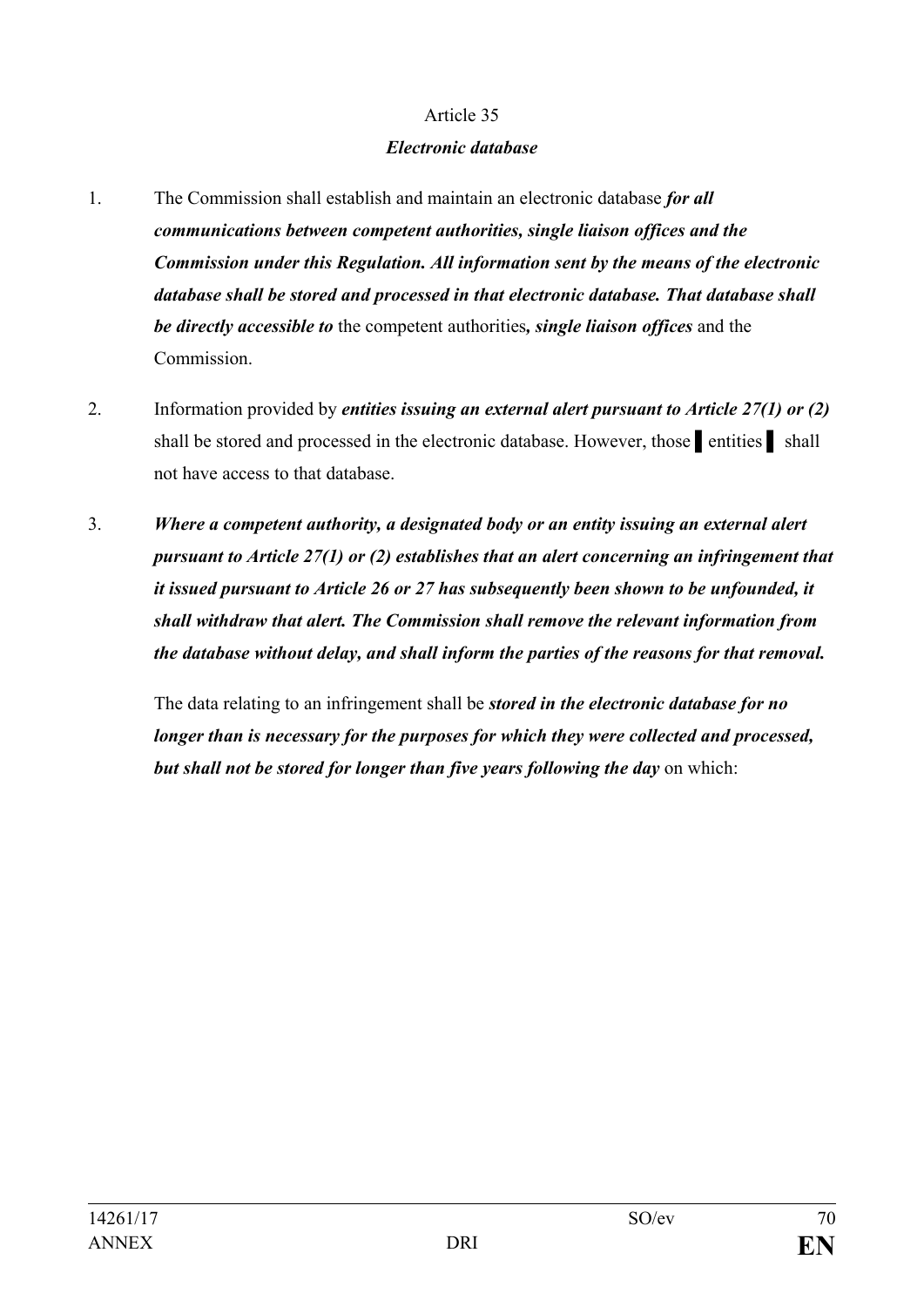Article 35

***Electronic database***

1. The Commission shall establish and maintain an electronic database ***for all communications between competent authorities, single liaison offices and the Commission under this Regulation. All information sent by the means of the electronic database shall be stored and processed in that electronic database. That database shall be directly accessible to*** the competent authorities***, single liaison offices*** and the Commission.

2. Information provided by ***entities issuing an external alert pursuant to Article 27(1) or (2)*** shall be stored and processed in the electronic database. However, those ▌entities ▌ shall not have access to that database.

3. ***Where a competent authority, a designated body or an entity issuing an external alert pursuant to Article 27(1) or (2) establishes that an alert concerning an infringement that it issued pursuant to Article 26 or 27 has subsequently been shown to be unfounded, it shall withdraw that alert. The Commission shall remove the relevant information from the database without delay, and shall inform the parties of the reasons for that removal.***

   The data relating to an infringement shall be ***stored in the electronic database for no longer than is necessary for the purposes for which they were collected and processed, but shall not be stored for longer than five years following the day*** on which: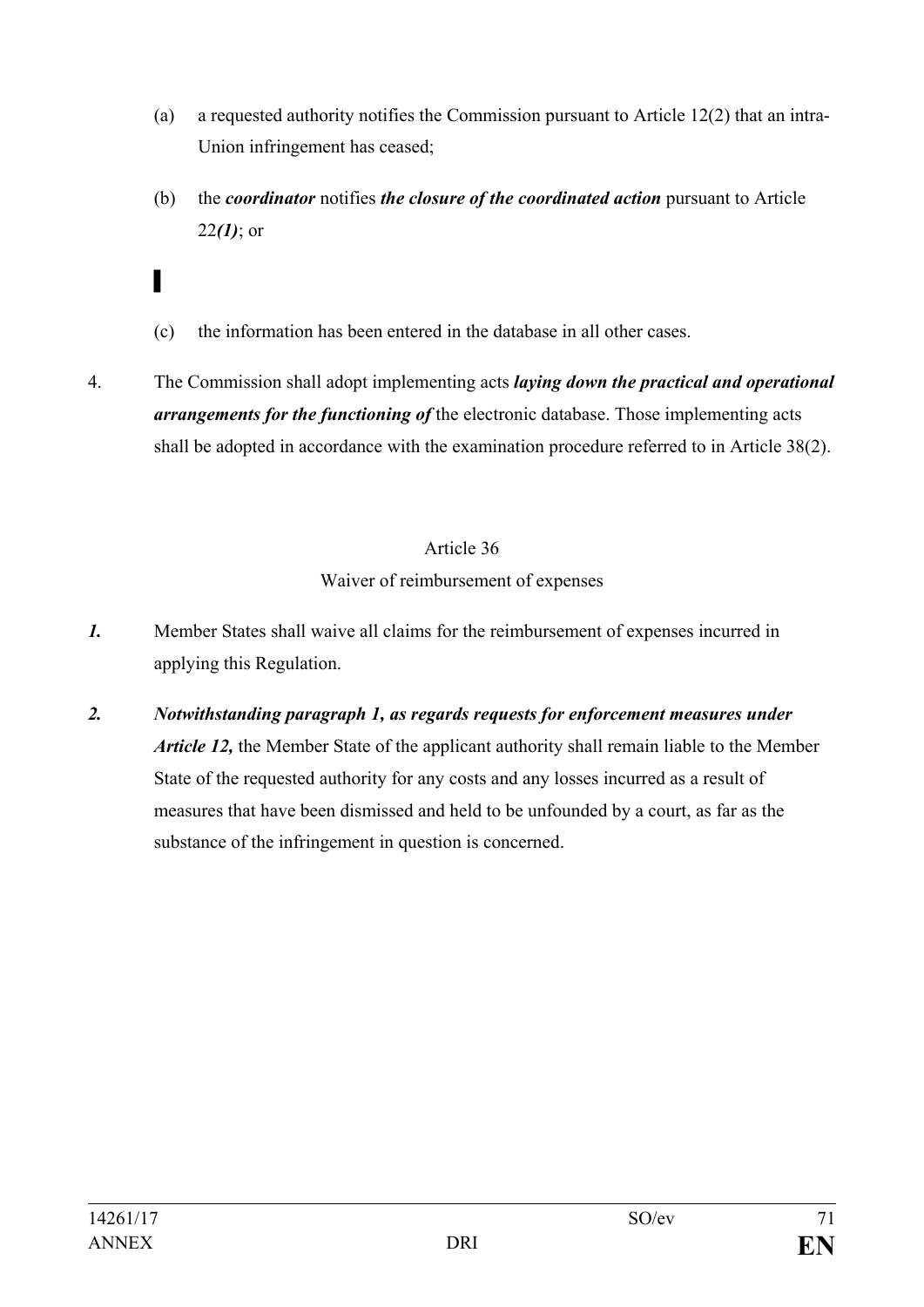(a) a requested authority notifies the Commission pursuant to Article 12(2) that an intra-Union infringement has ceased;

(b) the ***coordinator*** notifies ***the closure of the coordinated action*** pursuant to Article 22***(1)***; or

▌

(c) the information has been entered in the database in all other cases.

4. The Commission shall adopt implementing acts ***laying down the practical and operational arrangements for the functioning of*** the electronic database. Those implementing acts shall be adopted in accordance with the examination procedure referred to in Article 38(2).

Article 36

Waiver of reimbursement of expenses

***1.*** Member States shall waive all claims for the reimbursement of expenses incurred in applying this Regulation.

***2.*** ***Notwithstanding paragraph 1, as regards requests for enforcement measures under Article 12,*** the Member State of the applicant authority shall remain liable to the Member State of the requested authority for any costs and any losses incurred as a result of measures that have been dismissed and held to be unfounded by a court, as far as the substance of the infringement in question is concerned.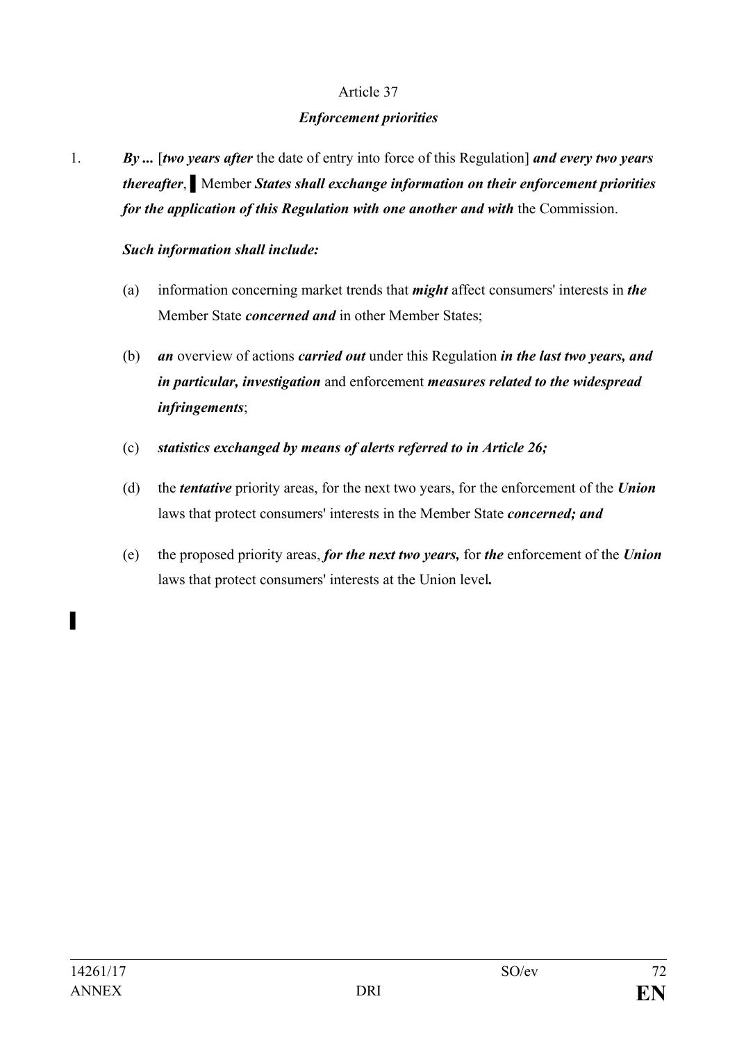Article 37

***Enforcement priorities***

1. ***By ...*** [***two years after*** the date of entry into force of this Regulation] ***and every two years thereafter***, ▌Member ***States shall exchange information on their enforcement priorities for the application of this Regulation with one another and with*** the Commission.

   ***Such information shall include:***

   (a) information concerning market trends that ***might*** affect consumers' interests in ***the*** Member State ***concerned and*** in other Member States;

   (b) ***an*** overview of actions ***carried out*** under this Regulation ***in the last two years, and in particular, investigation*** and enforcement ***measures related to the widespread infringements***;

   (c) ***statistics exchanged by means of alerts referred to in Article 26;***

   (d) the ***tentative*** priority areas, for the next two years, for the enforcement of the ***Union*** laws that protect consumers' interests in the Member State ***concerned; and***

   (e) the proposed priority areas, ***for the next two years,*** for ***the*** enforcement of the ***Union*** laws that protect consumers' interests at the Union level***.***

▌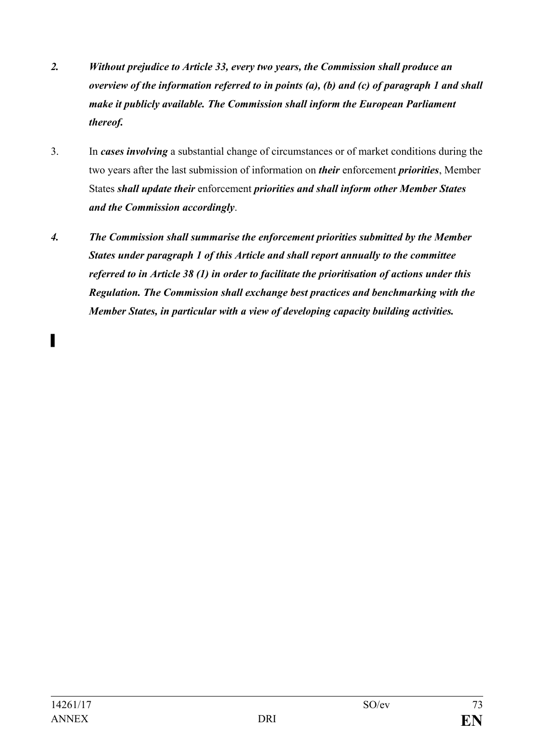*2. **Without prejudice to Article 33, every two years, the Commission shall produce an overview of the information referred to in points (a), (b) and (c) of paragraph 1 and shall make it publicly available. The Commission shall inform the European Parliament thereof.***

3. In ***cases involving*** a substantial change of circumstances or of market conditions during the two years after the last submission of information on ***their*** enforcement ***priorities***, Member States ***shall update their*** enforcement ***priorities and shall inform other Member States and the Commission accordingly***.

*4. **The Commission shall summarise the enforcement priorities submitted by the Member States under paragraph 1 of this Article and shall report annually to the committee referred to in Article 38 (1) in order to facilitate the prioritisation of actions under this Regulation. The Commission shall exchange best practices and benchmarking with the Member States, in particular with a view of developing capacity building activities.***

▌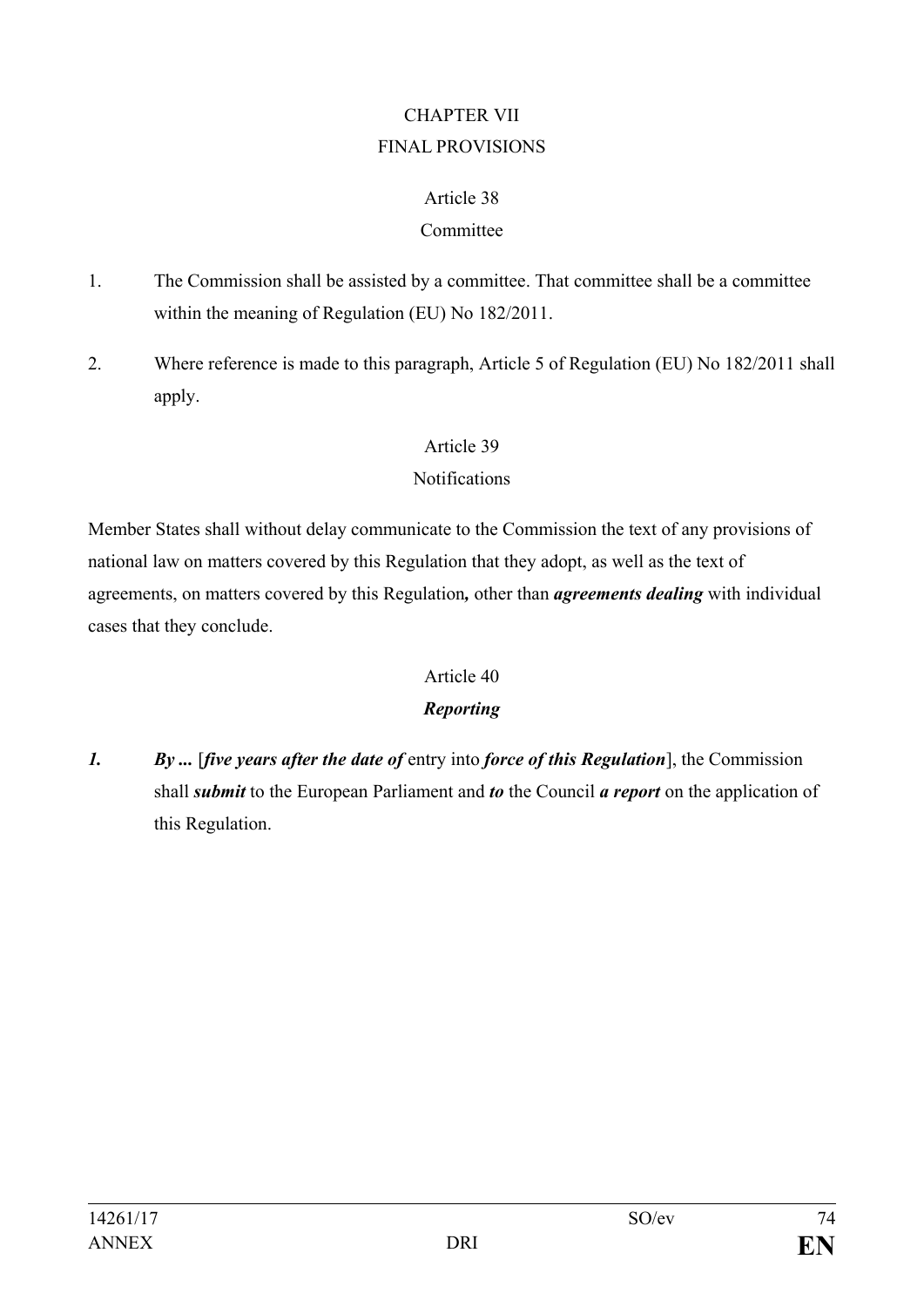CHAPTER VII

FINAL PROVISIONS

Article 38

Committee

1. The Commission shall be assisted by a committee. That committee shall be a committee within the meaning of Regulation (EU) No 182/2011.

2. Where reference is made to this paragraph, Article 5 of Regulation (EU) No 182/2011 shall apply.

Article 39

Notifications

Member States shall without delay communicate to the Commission the text of any provisions of national law on matters covered by this Regulation that they adopt, as well as the text of agreements, on matters covered by this Regulation***,*** other than ***agreements dealing*** with individual cases that they conclude.

Article 40

***Reporting***

***1.*** ***By ...*** [***five years after the date of*** entry into ***force of this Regulation***], the Commission shall ***submit*** to the European Parliament and ***to*** the Council ***a report*** on the application of this Regulation.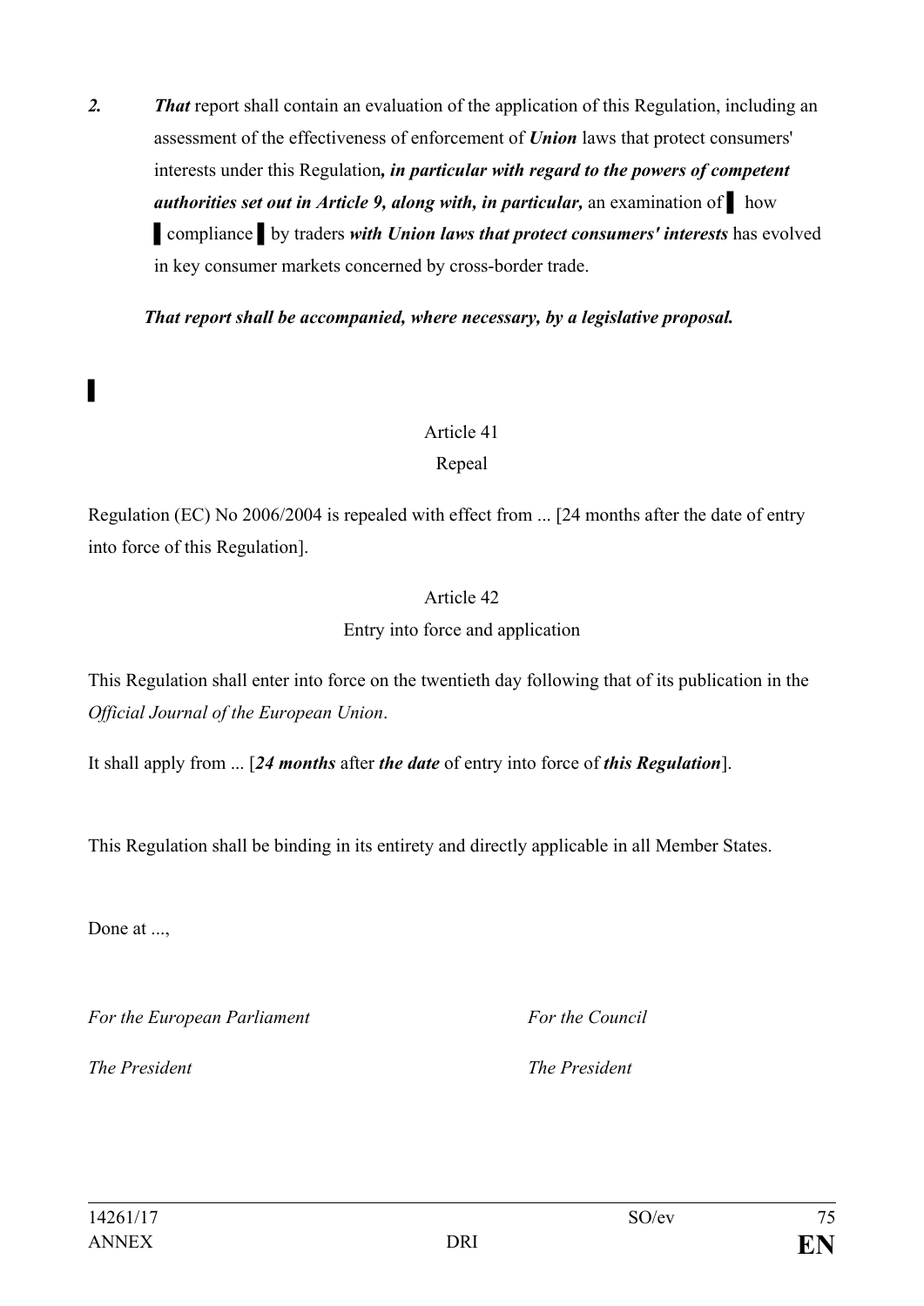*2.* ***That*** report shall contain an evaluation of the application of this Regulation, including an assessment of the effectiveness of enforcement of ***Union*** laws that protect consumers' interests under this Regulation***, in particular with regard to the powers of competent authorities set out in Article 9, along with, in particular,*** an examination of ▌ how ▌compliance ▌by traders ***with Union laws that protect consumers' interests*** has evolved in key consumer markets concerned by cross-border trade.

***That report shall be accompanied, where necessary, by a legislative proposal.***

▌

Article 41

Repeal

Regulation (EC) No 2006/2004 is repealed with effect from ... [24 months after the date of entry into force of this Regulation].

Article 42

Entry into force and application

This Regulation shall enter into force on the twentieth day following that of its publication in the *Official Journal of the European Union*.

It shall apply from ... [***24 months*** after ***the date*** of entry into force of ***this Regulation***].

This Regulation shall be binding in its entirety and directly applicable in all Member States.

Done at ...,

*For the European Parliament* *For the Council*

*The President* *The President*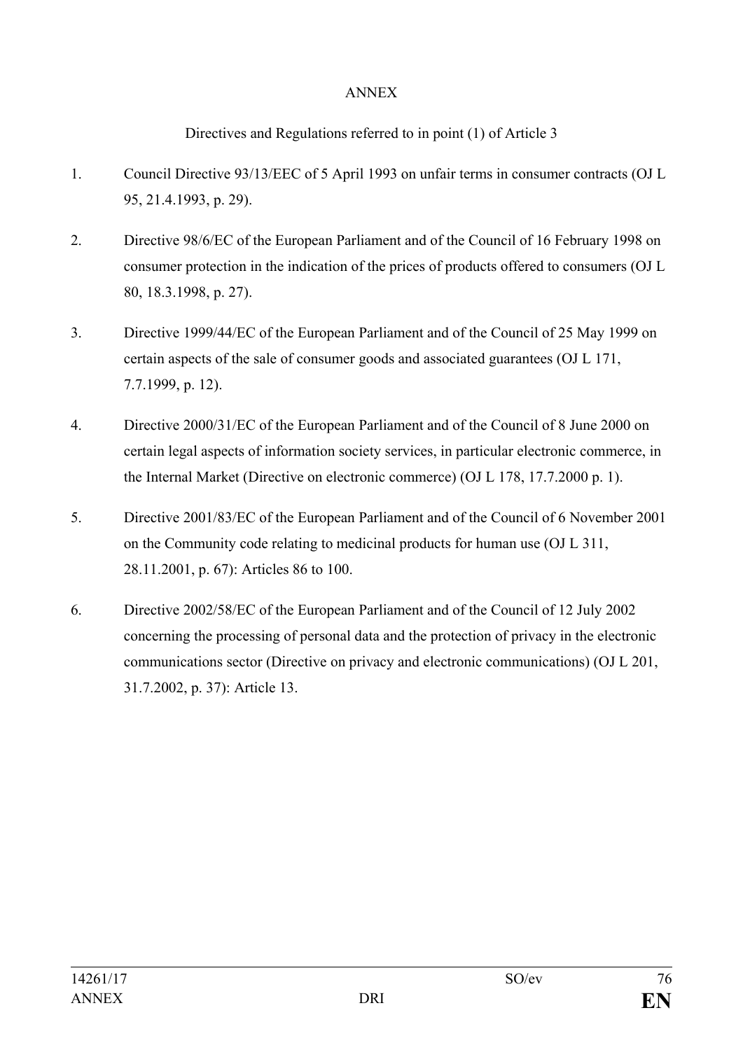# ANNEX

## Directives and Regulations referred to in point (1) of Article 3

1. Council Directive 93/13/EEC of 5 April 1993 on unfair terms in consumer contracts (OJ L 95, 21.4.1993, p. 29).

2. Directive 98/6/EC of the European Parliament and of the Council of 16 February 1998 on consumer protection in the indication of the prices of products offered to consumers (OJ L 80, 18.3.1998, p. 27).

3. Directive 1999/44/EC of the European Parliament and of the Council of 25 May 1999 on certain aspects of the sale of consumer goods and associated guarantees (OJ L 171, 7.7.1999, p. 12).

4. Directive 2000/31/EC of the European Parliament and of the Council of 8 June 2000 on certain legal aspects of information society services, in particular electronic commerce, in the Internal Market (Directive on electronic commerce) (OJ L 178, 17.7.2000 p. 1).

5. Directive 2001/83/EC of the European Parliament and of the Council of 6 November 2001 on the Community code relating to medicinal products for human use (OJ L 311, 28.11.2001, p. 67): Articles 86 to 100.

6. Directive 2002/58/EC of the European Parliament and of the Council of 12 July 2002 concerning the processing of personal data and the protection of privacy in the electronic communications sector (Directive on privacy and electronic communications) (OJ L 201, 31.7.2002, p. 37): Article 13.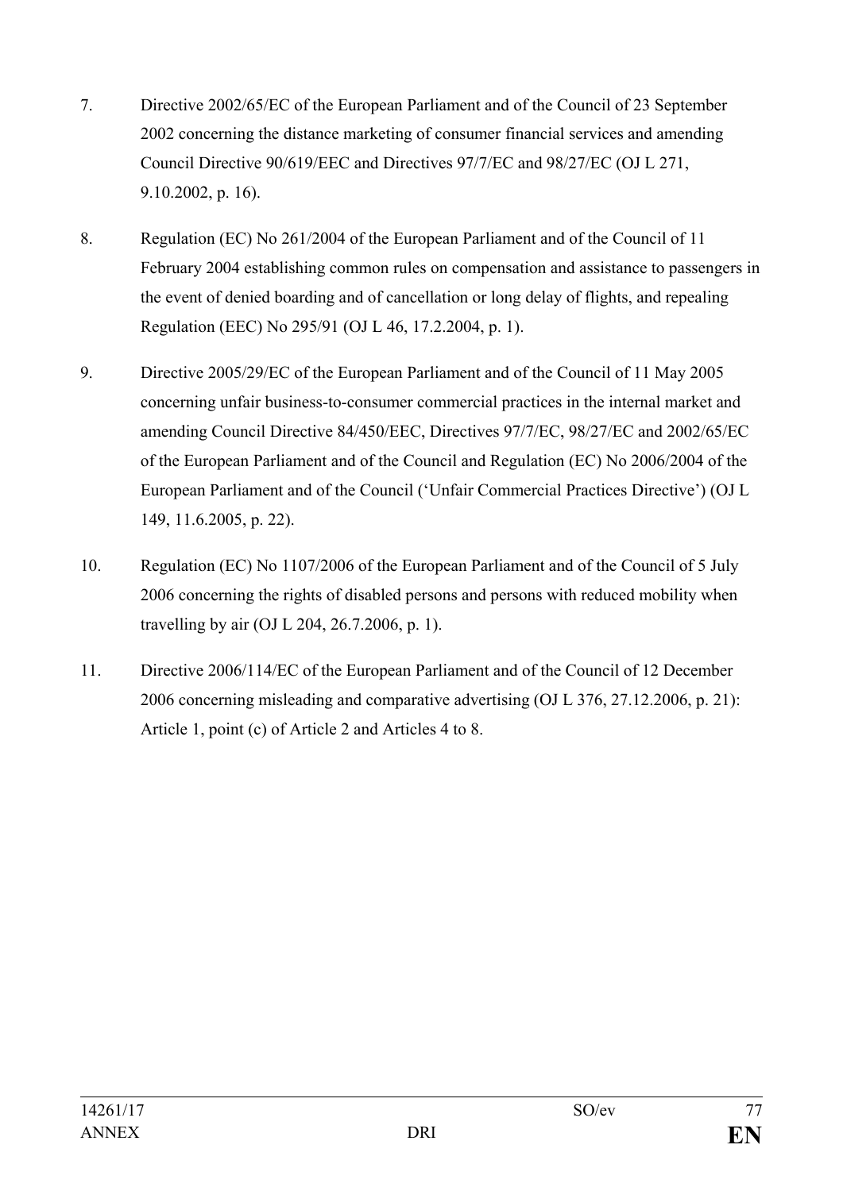7. Directive 2002/65/EC of the European Parliament and of the Council of 23 September 2002 concerning the distance marketing of consumer financial services and amending Council Directive 90/619/EEC and Directives 97/7/EC and 98/27/EC (OJ L 271, 9.10.2002, p. 16).

8. Regulation (EC) No 261/2004 of the European Parliament and of the Council of 11 February 2004 establishing common rules on compensation and assistance to passengers in the event of denied boarding and of cancellation or long delay of flights, and repealing Regulation (EEC) No 295/91 (OJ L 46, 17.2.2004, p. 1).

9. Directive 2005/29/EC of the European Parliament and of the Council of 11 May 2005 concerning unfair business-to-consumer commercial practices in the internal market and amending Council Directive 84/450/EEC, Directives 97/7/EC, 98/27/EC and 2002/65/EC of the European Parliament and of the Council and Regulation (EC) No 2006/2004 of the European Parliament and of the Council ('Unfair Commercial Practices Directive') (OJ L 149, 11.6.2005, p. 22).

10. Regulation (EC) No 1107/2006 of the European Parliament and of the Council of 5 July 2006 concerning the rights of disabled persons and persons with reduced mobility when travelling by air (OJ L 204, 26.7.2006, p. 1).

11. Directive 2006/114/EC of the European Parliament and of the Council of 12 December 2006 concerning misleading and comparative advertising (OJ L 376, 27.12.2006, p. 21): Article 1, point (c) of Article 2 and Articles 4 to 8.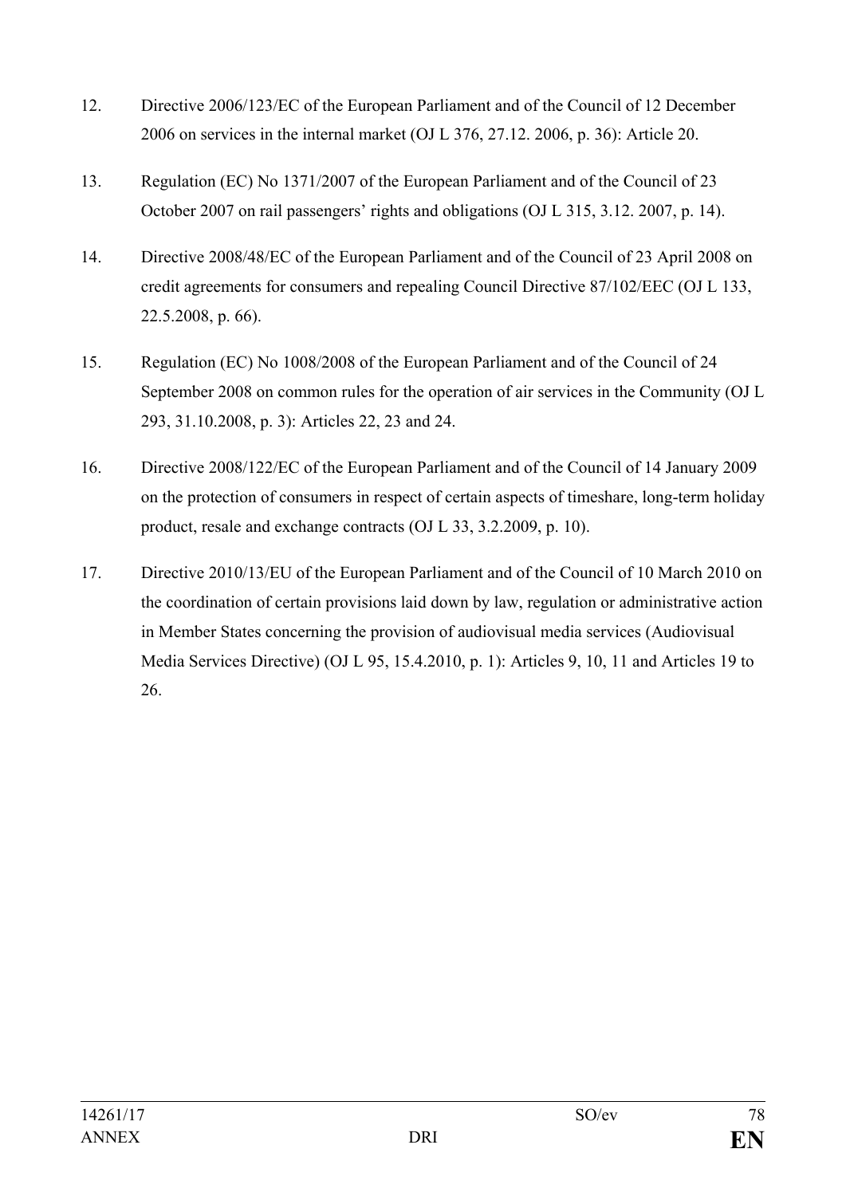12. Directive 2006/123/EC of the European Parliament and of the Council of 12 December 2006 on services in the internal market (OJ L 376, 27.12. 2006, p. 36): Article 20.

13. Regulation (EC) No 1371/2007 of the European Parliament and of the Council of 23 October 2007 on rail passengers' rights and obligations (OJ L 315, 3.12. 2007, p. 14).

14. Directive 2008/48/EC of the European Parliament and of the Council of 23 April 2008 on credit agreements for consumers and repealing Council Directive 87/102/EEC (OJ L 133, 22.5.2008, p. 66).

15. Regulation (EC) No 1008/2008 of the European Parliament and of the Council of 24 September 2008 on common rules for the operation of air services in the Community (OJ L 293, 31.10.2008, p. 3): Articles 22, 23 and 24.

16. Directive 2008/122/EC of the European Parliament and of the Council of 14 January 2009 on the protection of consumers in respect of certain aspects of timeshare, long-term holiday product, resale and exchange contracts (OJ L 33, 3.2.2009, p. 10).

17. Directive 2010/13/EU of the European Parliament and of the Council of 10 March 2010 on the coordination of certain provisions laid down by law, regulation or administrative action in Member States concerning the provision of audiovisual media services (Audiovisual Media Services Directive) (OJ L 95, 15.4.2010, p. 1): Articles 9, 10, 11 and Articles 19 to 26.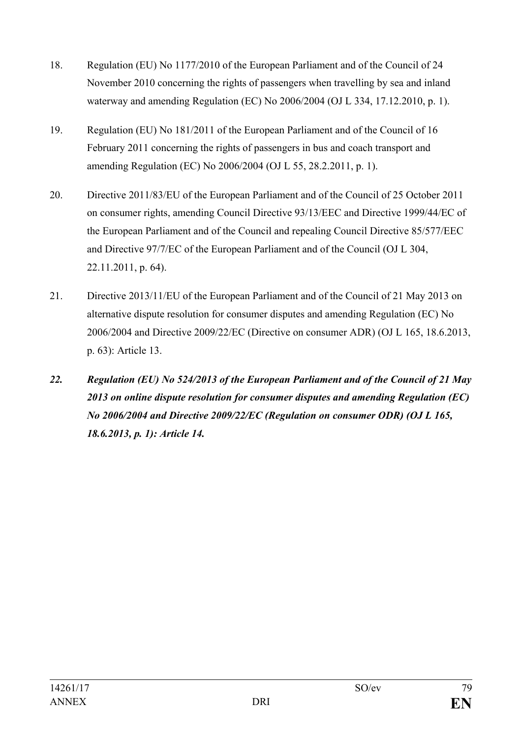18. Regulation (EU) No 1177/2010 of the European Parliament and of the Council of 24 November 2010 concerning the rights of passengers when travelling by sea and inland waterway and amending Regulation (EC) No 2006/2004 (OJ L 334, 17.12.2010, p. 1).

19. Regulation (EU) No 181/2011 of the European Parliament and of the Council of 16 February 2011 concerning the rights of passengers in bus and coach transport and amending Regulation (EC) No 2006/2004 (OJ L 55, 28.2.2011, p. 1).

20. Directive 2011/83/EU of the European Parliament and of the Council of 25 October 2011 on consumer rights, amending Council Directive 93/13/EEC and Directive 1999/44/EC of the European Parliament and of the Council and repealing Council Directive 85/577/EEC and Directive 97/7/EC of the European Parliament and of the Council (OJ L 304, 22.11.2011, p. 64).

21. Directive 2013/11/EU of the European Parliament and of the Council of 21 May 2013 on alternative dispute resolution for consumer disputes and amending Regulation (EC) No 2006/2004 and Directive 2009/22/EC (Directive on consumer ADR) (OJ L 165, 18.6.2013, p. 63): Article 13.

***22. Regulation (EU) No 524/2013 of the European Parliament and of the Council of 21 May 2013 on online dispute resolution for consumer disputes and amending Regulation (EC) No 2006/2004 and Directive 2009/22/EC (Regulation on consumer ODR) (OJ L 165, 18.6.2013, p. 1): Article 14.***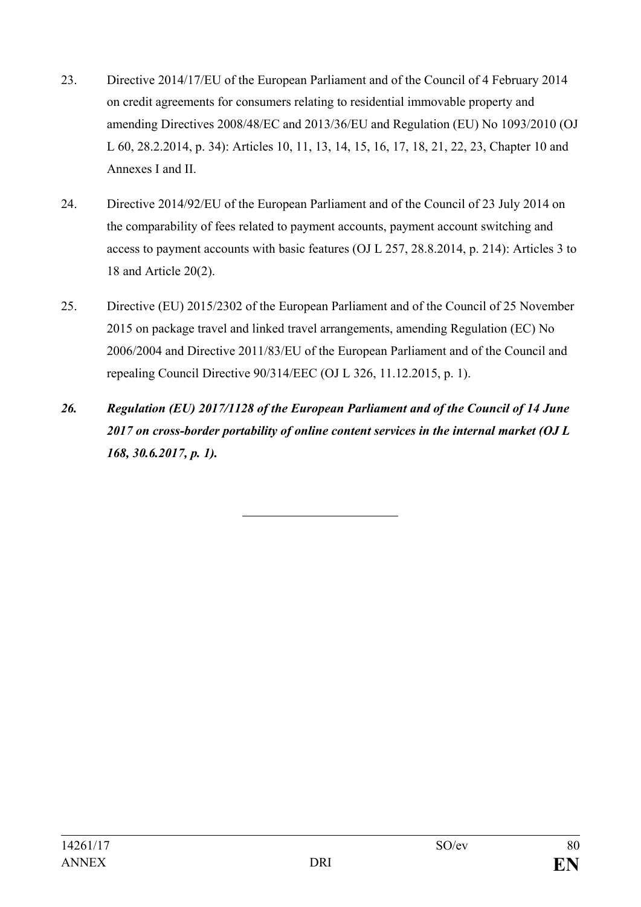23. Directive 2014/17/EU of the European Parliament and of the Council of 4 February 2014 on credit agreements for consumers relating to residential immovable property and amending Directives 2008/48/EC and 2013/36/EU and Regulation (EU) No 1093/2010 (OJ L 60, 28.2.2014, p. 34): Articles 10, 11, 13, 14, 15, 16, 17, 18, 21, 22, 23, Chapter 10 and Annexes I and II.

24. Directive 2014/92/EU of the European Parliament and of the Council of 23 July 2014 on the comparability of fees related to payment accounts, payment account switching and access to payment accounts with basic features (OJ L 257, 28.8.2014, p. 214): Articles 3 to 18 and Article 20(2).

25. Directive (EU) 2015/2302 of the European Parliament and of the Council of 25 November 2015 on package travel and linked travel arrangements, amending Regulation (EC) No 2006/2004 and Directive 2011/83/EU of the European Parliament and of the Council and repealing Council Directive 90/314/EEC (OJ L 326, 11.12.2015, p. 1).

***26. Regulation (EU) 2017/1128 of the European Parliament and of the Council of 14 June 2017 on cross-border portability of online content services in the internal market (OJ L 168, 30.6.2017, p. 1).***